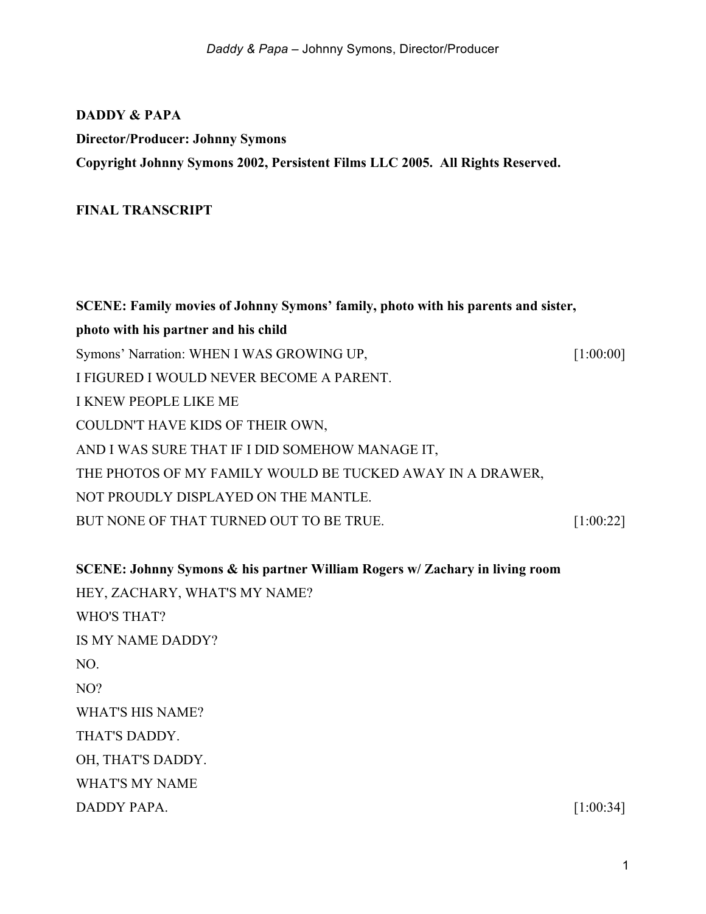**DADDY & PAPA**

**Director/Producer: Johnny Symons**

**Copyright Johnny Symons 2002, Persistent Films LLC 2005. All Rights Reserved.**

**FINAL TRANSCRIPT**

**SCENE: Family movies of Johnny Symons' family, photo with his parents and sister, photo with his partner and his child**

Symons' Narration: WHEN I WAS GROWING UP, [1:00:00]
I FIGURED I WOULD NEVER BECOME A PARENT.
I KNEW PEOPLE LIKE ME
COULDN'T HAVE KIDS OF THEIR OWN,
AND I WAS SURE THAT IF I DID SOMEHOW MANAGE IT,
THE PHOTOS OF MY FAMILY WOULD BE TUCKED AWAY IN A DRAWER,
NOT PROUDLY DISPLAYED ON THE MANTLE.
BUT NONE OF THAT TURNED OUT TO BE TRUE. [1:00:22]

**SCENE: Johnny Symons & his partner William Rogers w/ Zachary in living room**

HEY, ZACHARY, WHAT'S MY NAME?
WHO'S THAT?
IS MY NAME DADDY?
NO.
NO?
WHAT'S HIS NAME?
THAT'S DADDY.
OH, THAT'S DADDY.
WHAT'S MY NAME
DADDY PAPA. [1:00:34]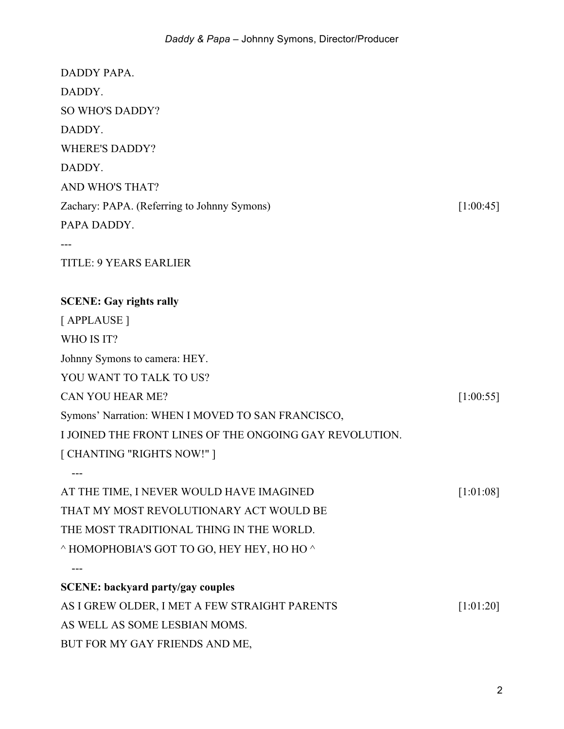DADDY PAPA.

DADDY.

SO WHO'S DADDY?

DADDY.

WHERE'S DADDY?

DADDY.

AND WHO'S THAT?

Zachary: PAPA. (Referring to Johnny Symons) [1:00:45]

PAPA DADDY.

---

TITLE: 9 YEARS EARLIER

**SCENE: Gay rights rally**

[ APPLAUSE ]

WHO IS IT?

Johnny Symons to camera: HEY.

YOU WANT TO TALK TO US?

CAN YOU HEAR ME? [1:00:55]

Symons' Narration: WHEN I MOVED TO SAN FRANCISCO,

I JOINED THE FRONT LINES OF THE ONGOING GAY REVOLUTION.

[ CHANTING "RIGHTS NOW!" ]

---

AT THE TIME, I NEVER WOULD HAVE IMAGINED [1:01:08]

THAT MY MOST REVOLUTIONARY ACT WOULD BE

THE MOST TRADITIONAL THING IN THE WORLD.

^ HOMOPHOBIA'S GOT TO GO, HEY HEY, HO HO ^

---

**SCENE: backyard party/gay couples**

AS I GREW OLDER, I MET A FEW STRAIGHT PARENTS [1:01:20]

AS WELL AS SOME LESBIAN MOMS.

BUT FOR MY GAY FRIENDS AND ME,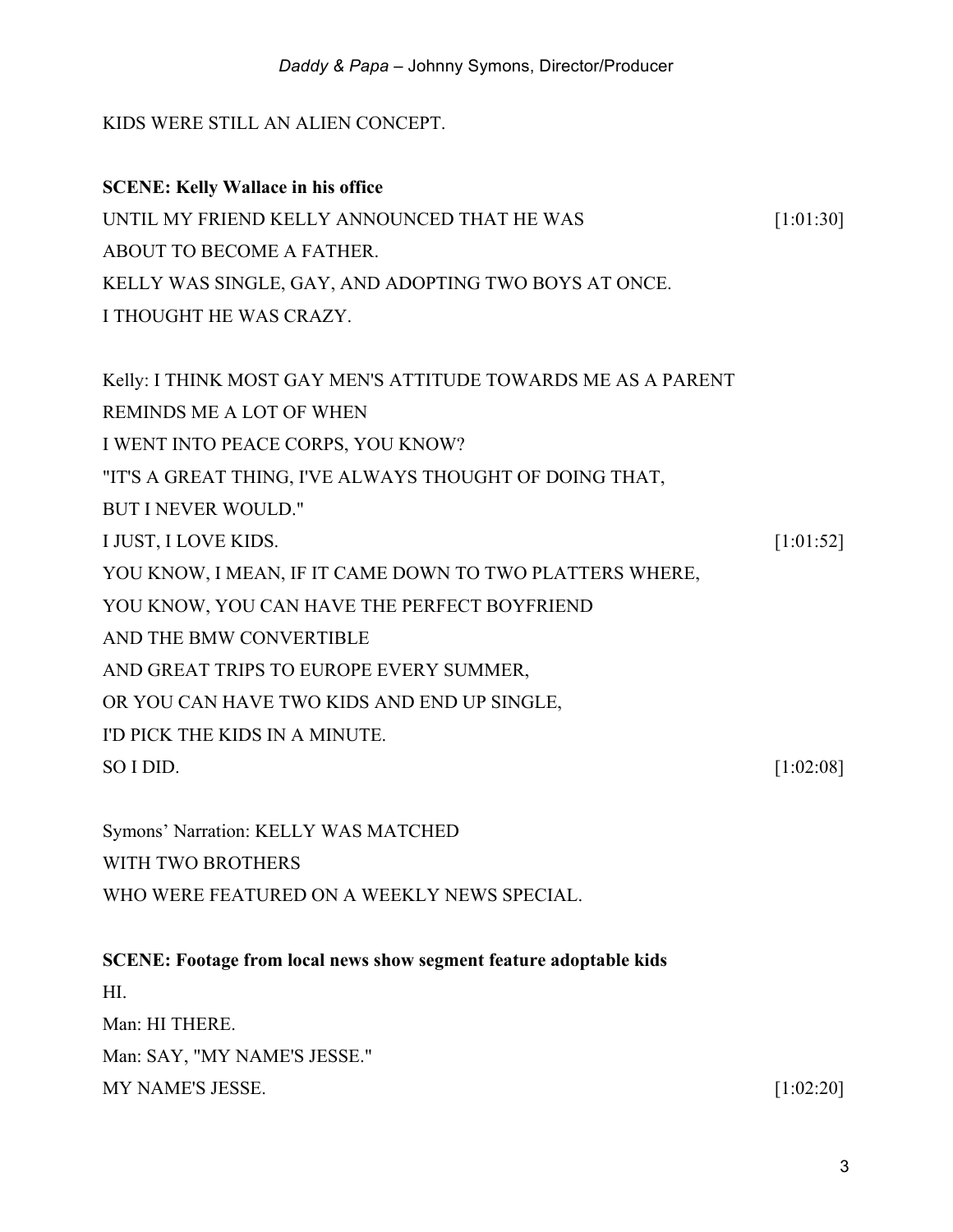KIDS WERE STILL AN ALIEN CONCEPT.

**SCENE: Kelly Wallace in his office**

UNTIL MY FRIEND KELLY ANNOUNCED THAT HE WAS [1:01:30]
ABOUT TO BECOME A FATHER.
KELLY WAS SINGLE, GAY, AND ADOPTING TWO BOYS AT ONCE.
I THOUGHT HE WAS CRAZY.

Kelly: I THINK MOST GAY MEN'S ATTITUDE TOWARDS ME AS A PARENT
REMINDS ME A LOT OF WHEN
I WENT INTO PEACE CORPS, YOU KNOW?
"IT'S A GREAT THING, I'VE ALWAYS THOUGHT OF DOING THAT,
BUT I NEVER WOULD."
I JUST, I LOVE KIDS. [1:01:52]
YOU KNOW, I MEAN, IF IT CAME DOWN TO TWO PLATTERS WHERE,
YOU KNOW, YOU CAN HAVE THE PERFECT BOYFRIEND
AND THE BMW CONVERTIBLE
AND GREAT TRIPS TO EUROPE EVERY SUMMER,
OR YOU CAN HAVE TWO KIDS AND END UP SINGLE,
I'D PICK THE KIDS IN A MINUTE.
SO I DID. [1:02:08]

Symons' Narration: KELLY WAS MATCHED
WITH TWO BROTHERS
WHO WERE FEATURED ON A WEEKLY NEWS SPECIAL.

**SCENE: Footage from local news show segment feature adoptable kids**

HI.
Man: HI THERE.
Man: SAY, "MY NAME'S JESSE."
MY NAME'S JESSE. [1:02:20]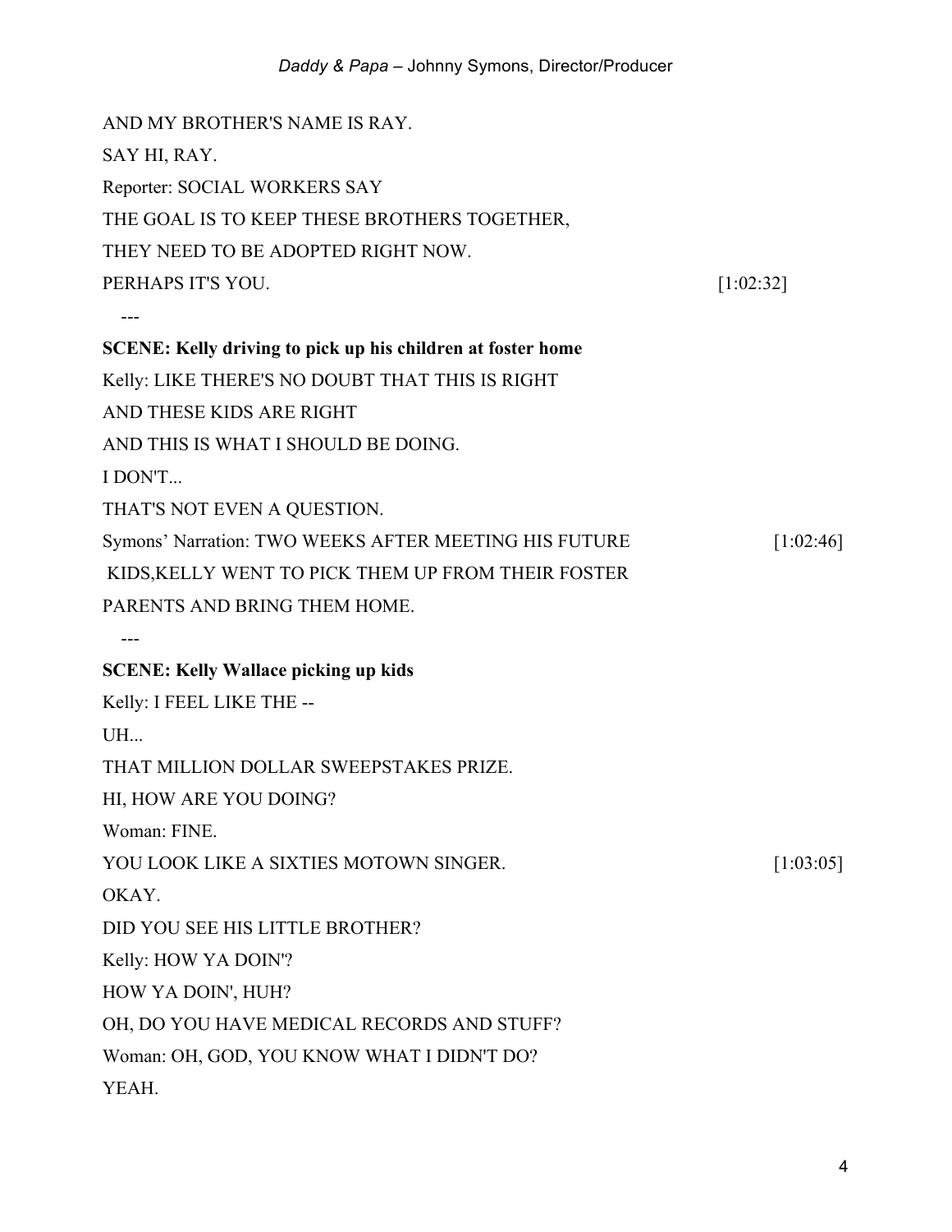AND MY BROTHER'S NAME IS RAY.

SAY HI, RAY.

Reporter: SOCIAL WORKERS SAY

THE GOAL IS TO KEEP THESE BROTHERS TOGETHER,

THEY NEED TO BE ADOPTED RIGHT NOW.

PERHAPS IT'S YOU. [1:02:32]

---

**SCENE: Kelly driving to pick up his children at foster home**

Kelly: LIKE THERE'S NO DOUBT THAT THIS IS RIGHT

AND THESE KIDS ARE RIGHT

AND THIS IS WHAT I SHOULD BE DOING.

I DON'T...

THAT'S NOT EVEN A QUESTION.

Symons' Narration: TWO WEEKS AFTER MEETING HIS FUTURE [1:02:46]
KIDS,KELLY WENT TO PICK THEM UP FROM THEIR FOSTER
PARENTS AND BRING THEM HOME.

---

**SCENE: Kelly Wallace picking up kids**

Kelly: I FEEL LIKE THE --

UH...

THAT MILLION DOLLAR SWEEPSTAKES PRIZE.

HI, HOW ARE YOU DOING?

Woman: FINE.

YOU LOOK LIKE A SIXTIES MOTOWN SINGER. [1:03:05]

OKAY.

DID YOU SEE HIS LITTLE BROTHER?

Kelly: HOW YA DOIN"?

HOW YA DOIN', HUH?

OH, DO YOU HAVE MEDICAL RECORDS AND STUFF?

Woman: OH, GOD, YOU KNOW WHAT I DIDN'T DO?

YEAH.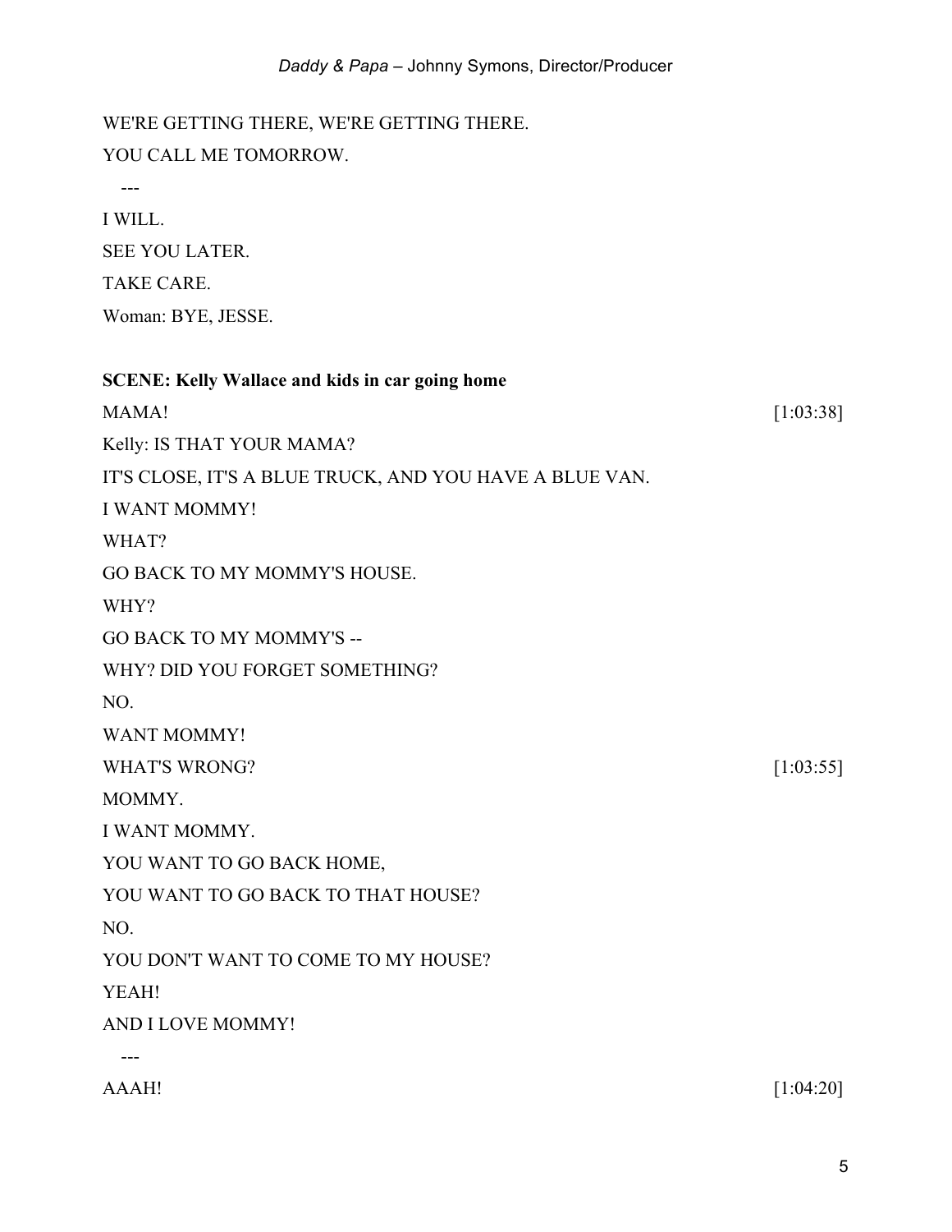WE'RE GETTING THERE, WE'RE GETTING THERE.

YOU CALL ME TOMORROW.

---

I WILL.

SEE YOU LATER.

TAKE CARE.

Woman: BYE, JESSE.

**SCENE: Kelly Wallace and kids in car going home**

MAMA! [1:03:38]

Kelly: IS THAT YOUR MAMA?

IT'S CLOSE, IT'S A BLUE TRUCK, AND YOU HAVE A BLUE VAN.

I WANT MOMMY!

WHAT?

GO BACK TO MY MOMMY'S HOUSE.

WHY?

GO BACK TO MY MOMMY'S --

WHY? DID YOU FORGET SOMETHING?

NO.

WANT MOMMY!

WHAT'S WRONG? [1:03:55]

MOMMY.

I WANT MOMMY.

YOU WANT TO GO BACK HOME,

YOU WANT TO GO BACK TO THAT HOUSE?

NO.

YOU DON'T WANT TO COME TO MY HOUSE?

YEAH!

AND I LOVE MOMMY!

---

AAAH! [1:04:20]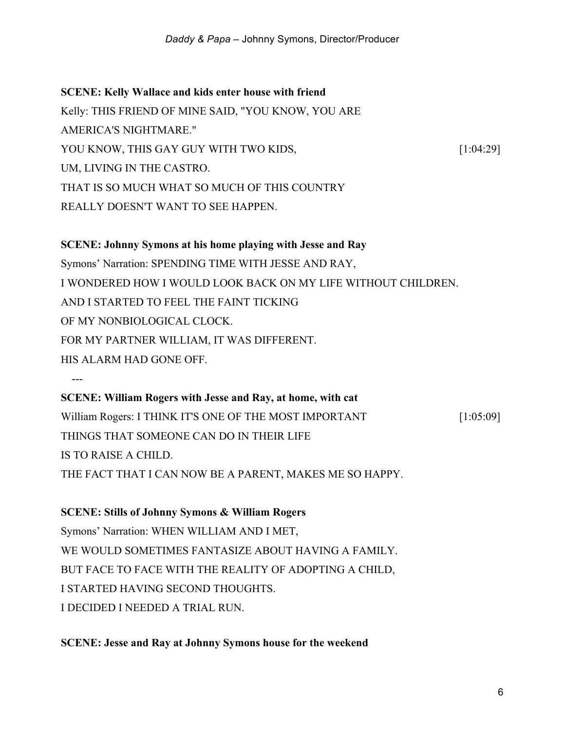**SCENE: Kelly Wallace and kids enter house with friend**

Kelly: THIS FRIEND OF MINE SAID, "YOU KNOW, YOU ARE
AMERICA'S NIGHTMARE."
YOU KNOW, THIS GAY GUY WITH TWO KIDS, [1:04:29]
UM, LIVING IN THE CASTRO.
THAT IS SO MUCH WHAT SO MUCH OF THIS COUNTRY
REALLY DOESN'T WANT TO SEE HAPPEN.

**SCENE: Johnny Symons at his home playing with Jesse and Ray**

Symons' Narration: SPENDING TIME WITH JESSE AND RAY,
I WONDERED HOW I WOULD LOOK BACK ON MY LIFE WITHOUT CHILDREN.
AND I STARTED TO FEEL THE FAINT TICKING
OF MY NONBIOLOGICAL CLOCK.
FOR MY PARTNER WILLIAM, IT WAS DIFFERENT.
HIS ALARM HAD GONE OFF.

---

**SCENE: William Rogers with Jesse and Ray, at home, with cat**

William Rogers: I THINK IT'S ONE OF THE MOST IMPORTANT [1:05:09]
THINGS THAT SOMEONE CAN DO IN THEIR LIFE
IS TO RAISE A CHILD.
THE FACT THAT I CAN NOW BE A PARENT, MAKES ME SO HAPPY.

**SCENE: Stills of Johnny Symons & William Rogers**

Symons' Narration: WHEN WILLIAM AND I MET,
WE WOULD SOMETIMES FANTASIZE ABOUT HAVING A FAMILY.
BUT FACE TO FACE WITH THE REALITY OF ADOPTING A CHILD,
I STARTED HAVING SECOND THOUGHTS.
I DECIDED I NEEDED A TRIAL RUN.

**SCENE: Jesse and Ray at Johnny Symons house for the weekend**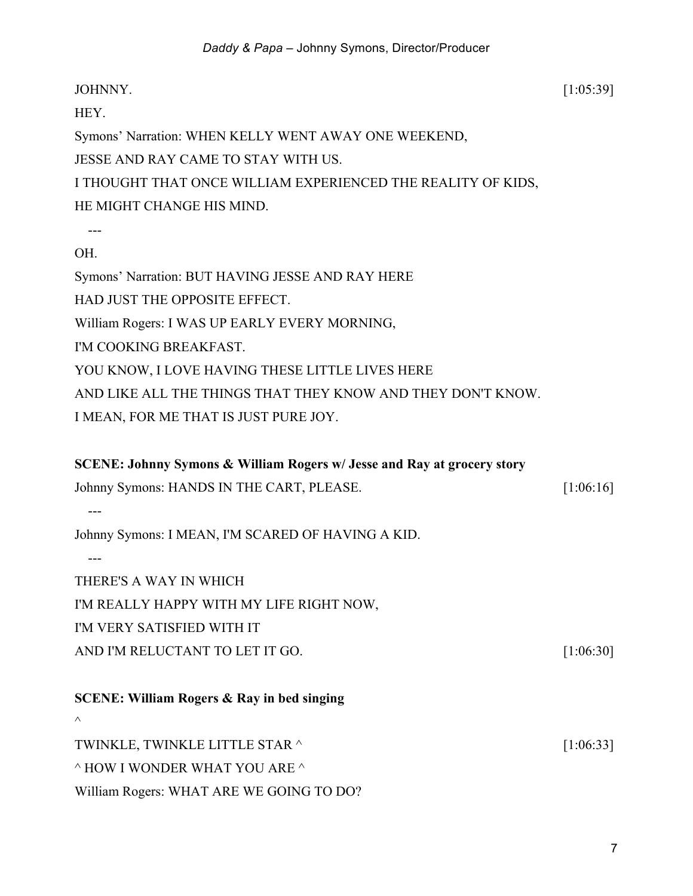JOHNNY. [1:05:39]

HEY.

Symons' Narration: WHEN KELLY WENT AWAY ONE WEEKEND,

JESSE AND RAY CAME TO STAY WITH US.

I THOUGHT THAT ONCE WILLIAM EXPERIENCED THE REALITY OF KIDS,

HE MIGHT CHANGE HIS MIND.

---

OH.

Symons' Narration: BUT HAVING JESSE AND RAY HERE

HAD JUST THE OPPOSITE EFFECT.

William Rogers: I WAS UP EARLY EVERY MORNING,

I'M COOKING BREAKFAST.

YOU KNOW, I LOVE HAVING THESE LITTLE LIVES HERE

AND LIKE ALL THE THINGS THAT THEY KNOW AND THEY DON'T KNOW.

I MEAN, FOR ME THAT IS JUST PURE JOY.

**SCENE: Johnny Symons & William Rogers w/ Jesse and Ray at grocery story**

Johnny Symons: HANDS IN THE CART, PLEASE. [1:06:16]

---

Johnny Symons: I MEAN, I'M SCARED OF HAVING A KID.

---

THERE'S A WAY IN WHICH

I'M REALLY HAPPY WITH MY LIFE RIGHT NOW,

I'M VERY SATISFIED WITH IT

AND I'M RELUCTANT TO LET IT GO. [1:06:30]

**SCENE: William Rogers & Ray in bed singing**

^

TWINKLE, TWINKLE LITTLE STAR ^ [1:06:33]

^ HOW I WONDER WHAT YOU ARE ^

William Rogers: WHAT ARE WE GOING TO DO?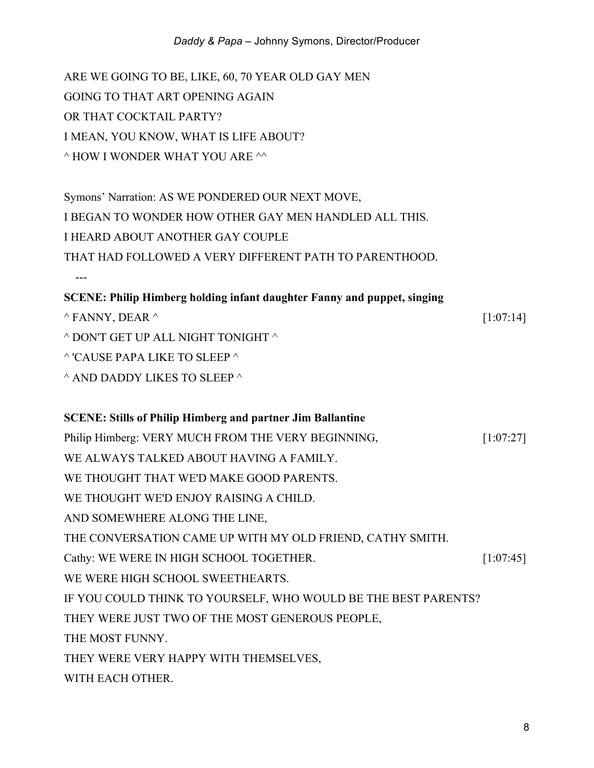ARE WE GOING TO BE, LIKE, 60, 70 YEAR OLD GAY MEN

GOING TO THAT ART OPENING AGAIN

OR THAT COCKTAIL PARTY?

I MEAN, YOU KNOW, WHAT IS LIFE ABOUT?

^ HOW I WONDER WHAT YOU ARE ^^

Symons' Narration: AS WE PONDERED OUR NEXT MOVE,

I BEGAN TO WONDER HOW OTHER GAY MEN HANDLED ALL THIS.

I HEARD ABOUT ANOTHER GAY COUPLE

THAT HAD FOLLOWED A VERY DIFFERENT PATH TO PARENTHOOD.

---

**SCENE: Philip Himberg holding infant daughter Fanny and puppet, singing**

^ FANNY, DEAR ^ [1:07:14]

^ DON'T GET UP ALL NIGHT TONIGHT ^

^ 'CAUSE PAPA LIKE TO SLEEP ^

^ AND DADDY LIKES TO SLEEP ^

**SCENE: Stills of Philip Himberg and partner Jim Ballantine**

Philip Himberg: VERY MUCH FROM THE VERY BEGINNING, [1:07:27]

WE ALWAYS TALKED ABOUT HAVING A FAMILY.

WE THOUGHT THAT WE'D MAKE GOOD PARENTS.

WE THOUGHT WE'D ENJOY RAISING A CHILD.

AND SOMEWHERE ALONG THE LINE,

THE CONVERSATION CAME UP WITH MY OLD FRIEND, CATHY SMITH.

Cathy: WE WERE IN HIGH SCHOOL TOGETHER. [1:07:45]

WE WERE HIGH SCHOOL SWEETHEARTS.

IF YOU COULD THINK TO YOURSELF, WHO WOULD BE THE BEST PARENTS?

THEY WERE JUST TWO OF THE MOST GENEROUS PEOPLE,

THE MOST FUNNY.

THEY WERE VERY HAPPY WITH THEMSELVES,

WITH EACH OTHER.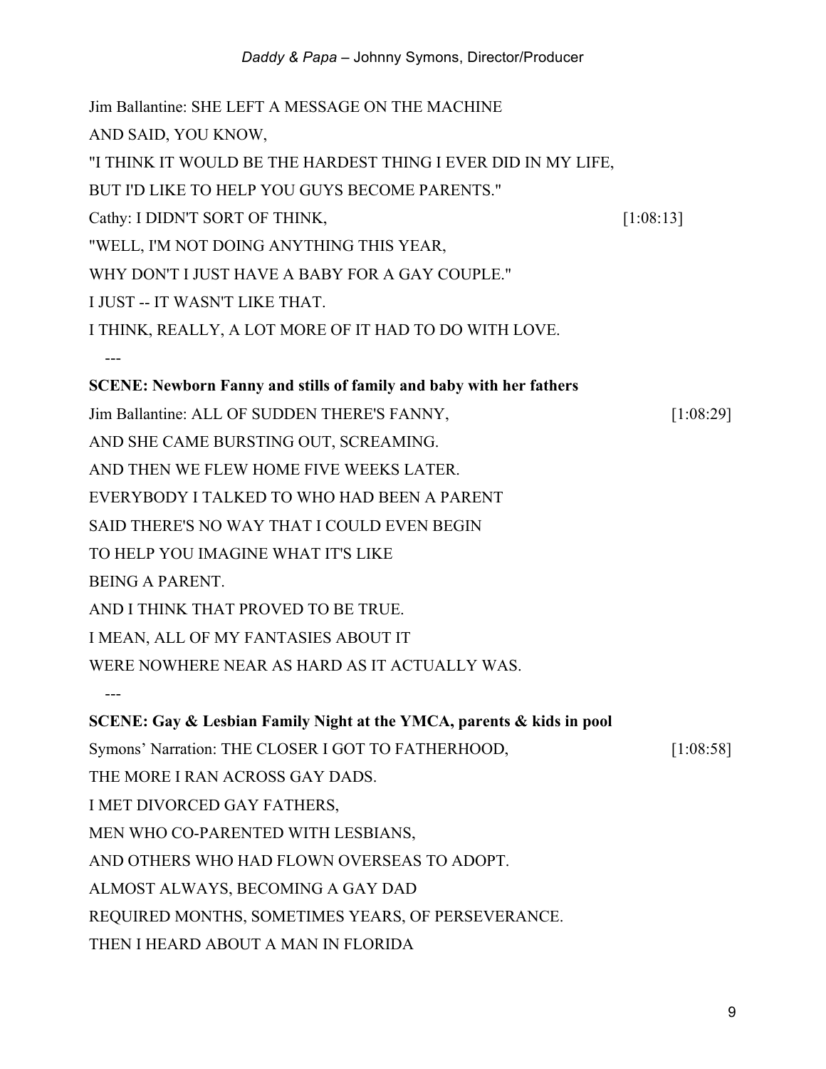Jim Ballantine: SHE LEFT A MESSAGE ON THE MACHINE

AND SAID, YOU KNOW,

"I THINK IT WOULD BE THE HARDEST THING I EVER DID IN MY LIFE,

BUT I'D LIKE TO HELP YOU GUYS BECOME PARENTS."

Cathy: I DIDN'T SORT OF THINK, [1:08:13]

"WELL, I'M NOT DOING ANYTHING THIS YEAR,

WHY DON'T I JUST HAVE A BABY FOR A GAY COUPLE."

I JUST -- IT WASN'T LIKE THAT.

I THINK, REALLY, A LOT MORE OF IT HAD TO DO WITH LOVE.

---

**SCENE: Newborn Fanny and stills of family and baby with her fathers**

Jim Ballantine: ALL OF SUDDEN THERE'S FANNY, [1:08:29]

AND SHE CAME BURSTING OUT, SCREAMING.

AND THEN WE FLEW HOME FIVE WEEKS LATER.

EVERYBODY I TALKED TO WHO HAD BEEN A PARENT

SAID THERE'S NO WAY THAT I COULD EVEN BEGIN

TO HELP YOU IMAGINE WHAT IT'S LIKE

BEING A PARENT.

AND I THINK THAT PROVED TO BE TRUE.

I MEAN, ALL OF MY FANTASIES ABOUT IT

WERE NOWHERE NEAR AS HARD AS IT ACTUALLY WAS.

---

**SCENE: Gay & Lesbian Family Night at the YMCA, parents & kids in pool**

Symons' Narration: THE CLOSER I GOT TO FATHERHOOD, [1:08:58]

THE MORE I RAN ACROSS GAY DADS.

I MET DIVORCED GAY FATHERS,

MEN WHO CO-PARENTED WITH LESBIANS,

AND OTHERS WHO HAD FLOWN OVERSEAS TO ADOPT.

ALMOST ALWAYS, BECOMING A GAY DAD

REQUIRED MONTHS, SOMETIMES YEARS, OF PERSEVERANCE.

THEN I HEARD ABOUT A MAN IN FLORIDA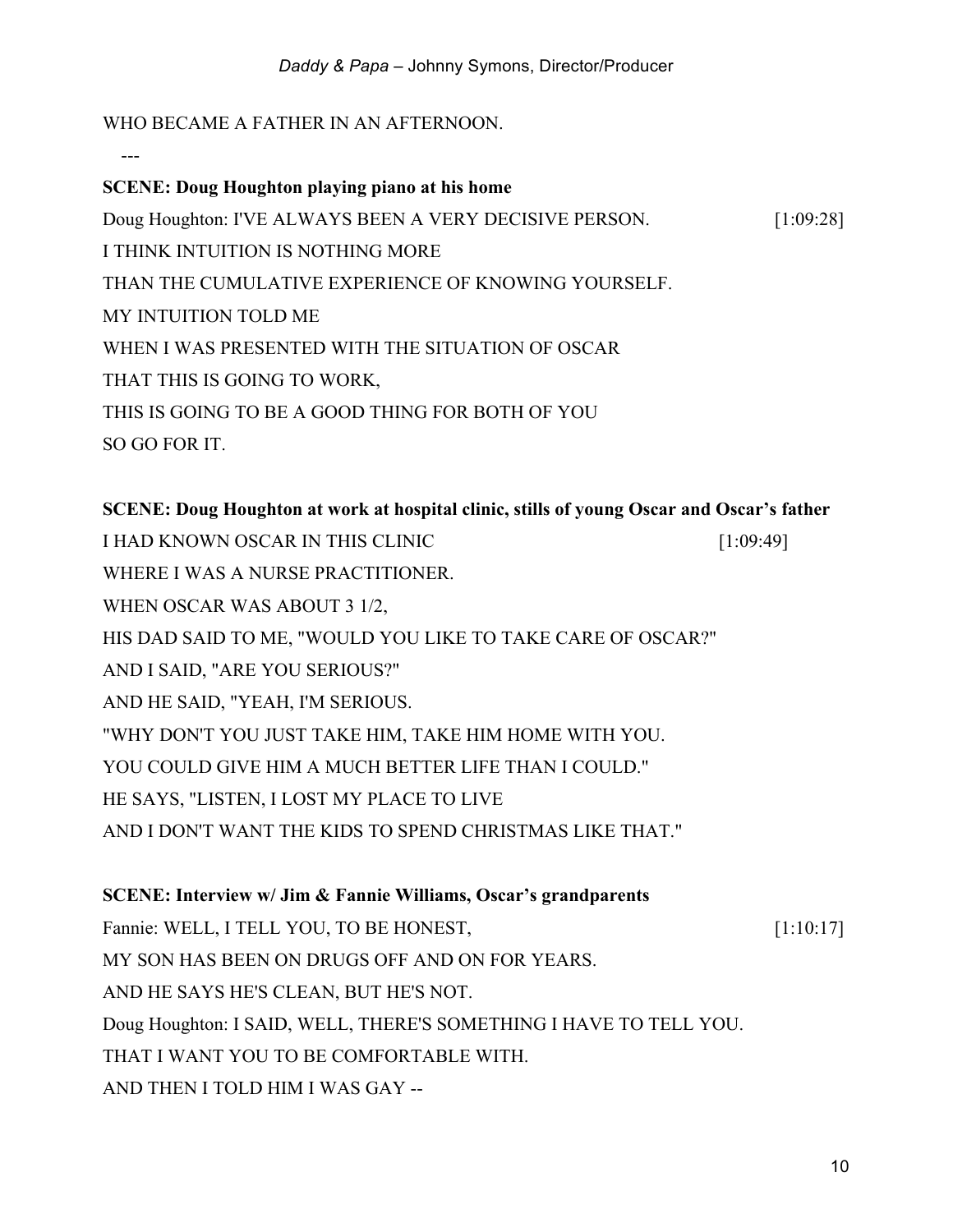WHO BECAME A FATHER IN AN AFTERNOON.

---

**SCENE: Doug Houghton playing piano at his home**

Doug Houghton: I'VE ALWAYS BEEN A VERY DECISIVE PERSON. [1:09:28]
I THINK INTUITION IS NOTHING MORE
THAN THE CUMULATIVE EXPERIENCE OF KNOWING YOURSELF.
MY INTUITION TOLD ME
WHEN I WAS PRESENTED WITH THE SITUATION OF OSCAR
THAT THIS IS GOING TO WORK,
THIS IS GOING TO BE A GOOD THING FOR BOTH OF YOU
SO GO FOR IT.

**SCENE: Doug Houghton at work at hospital clinic, stills of young Oscar and Oscar's father**

I HAD KNOWN OSCAR IN THIS CLINIC [1:09:49]
WHERE I WAS A NURSE PRACTITIONER.
WHEN OSCAR WAS ABOUT 3 1/2,
HIS DAD SAID TO ME, "WOULD YOU LIKE TO TAKE CARE OF OSCAR?"
AND I SAID, "ARE YOU SERIOUS?"
AND HE SAID, "YEAH, I'M SERIOUS.
"WHY DON'T YOU JUST TAKE HIM, TAKE HIM HOME WITH YOU.
YOU COULD GIVE HIM A MUCH BETTER LIFE THAN I COULD."
HE SAYS, "LISTEN, I LOST MY PLACE TO LIVE
AND I DON'T WANT THE KIDS TO SPEND CHRISTMAS LIKE THAT."

**SCENE: Interview w/ Jim & Fannie Williams, Oscar's grandparents**

Fannie: WELL, I TELL YOU, TO BE HONEST, [1:10:17]
MY SON HAS BEEN ON DRUGS OFF AND ON FOR YEARS.
AND HE SAYS HE'S CLEAN, BUT HE'S NOT.
Doug Houghton: I SAID, WELL, THERE'S SOMETHING I HAVE TO TELL YOU.
THAT I WANT YOU TO BE COMFORTABLE WITH.
AND THEN I TOLD HIM I WAS GAY --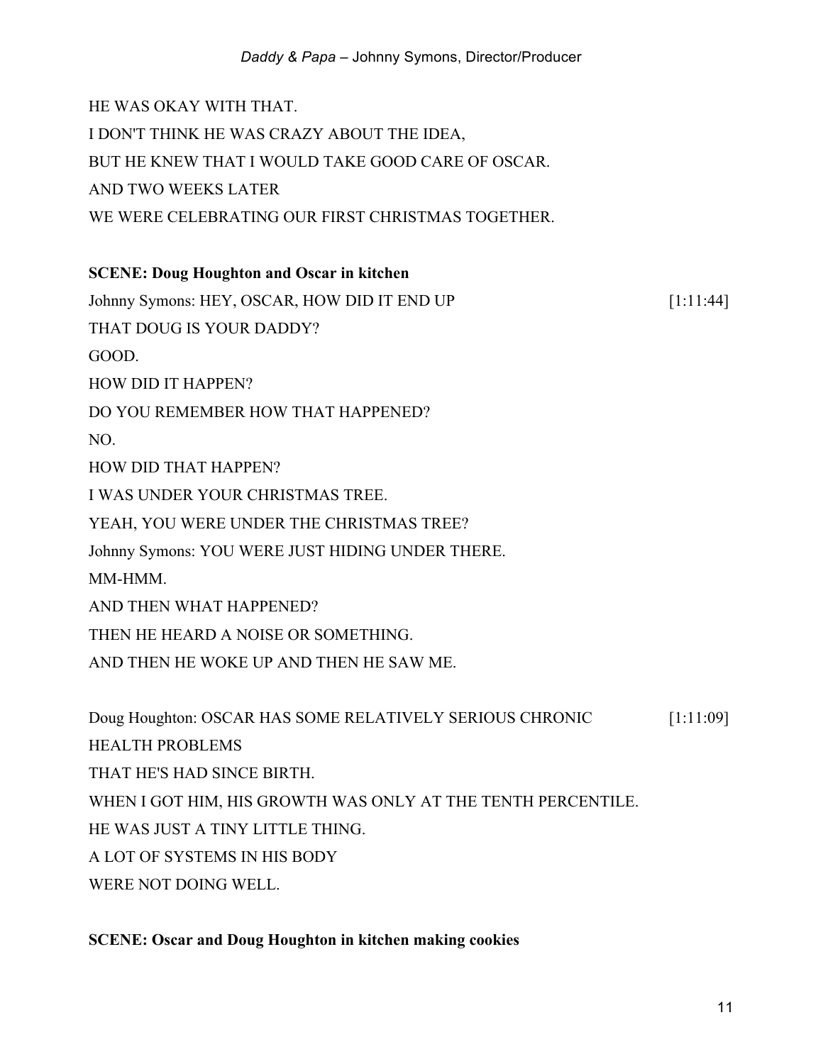HE WAS OKAY WITH THAT.

I DON'T THINK HE WAS CRAZY ABOUT THE IDEA,

BUT HE KNEW THAT I WOULD TAKE GOOD CARE OF OSCAR.

AND TWO WEEKS LATER

WE WERE CELEBRATING OUR FIRST CHRISTMAS TOGETHER.

**SCENE: Doug Houghton and Oscar in kitchen**

Johnny Symons: HEY, OSCAR, HOW DID IT END UP [1:11:44]

THAT DOUG IS YOUR DADDY?

GOOD.

HOW DID IT HAPPEN?

DO YOU REMEMBER HOW THAT HAPPENED?

NO.

HOW DID THAT HAPPEN?

I WAS UNDER YOUR CHRISTMAS TREE.

YEAH, YOU WERE UNDER THE CHRISTMAS TREE?

Johnny Symons: YOU WERE JUST HIDING UNDER THERE.

MM-HMM.

AND THEN WHAT HAPPENED?

THEN HE HEARD A NOISE OR SOMETHING.

AND THEN HE WOKE UP AND THEN HE SAW ME.

Doug Houghton: OSCAR HAS SOME RELATIVELY SERIOUS CHRONIC [1:11:09]

HEALTH PROBLEMS

THAT HE'S HAD SINCE BIRTH.

WHEN I GOT HIM, HIS GROWTH WAS ONLY AT THE TENTH PERCENTILE.

HE WAS JUST A TINY LITTLE THING.

A LOT OF SYSTEMS IN HIS BODY

WERE NOT DOING WELL.

**SCENE: Oscar and Doug Houghton in kitchen making cookies**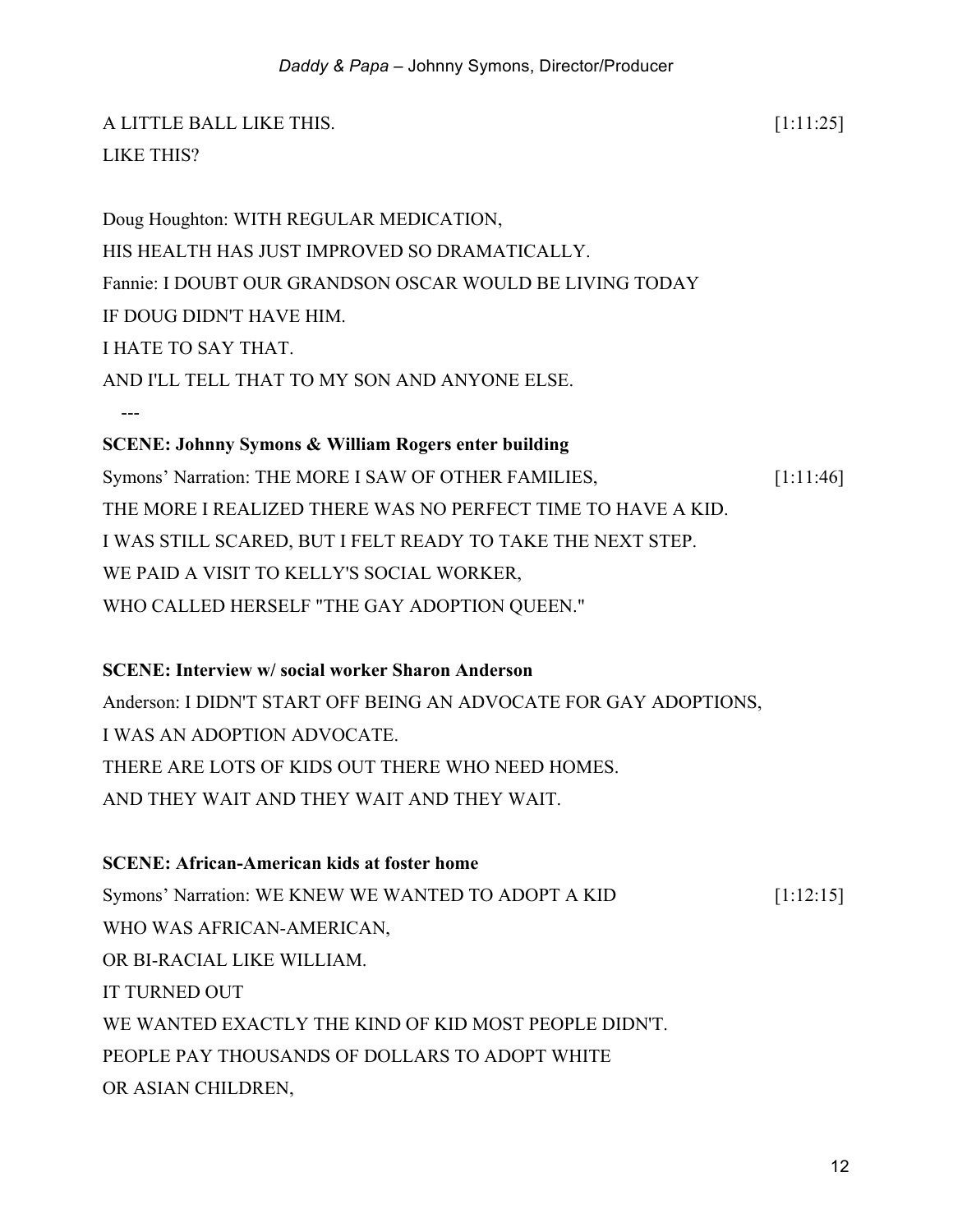A LITTLE BALL LIKE THIS. [1:11:25]
LIKE THIS?

Doug Houghton: WITH REGULAR MEDICATION,
HIS HEALTH HAS JUST IMPROVED SO DRAMATICALLY.
Fannie: I DOUBT OUR GRANDSON OSCAR WOULD BE LIVING TODAY
IF DOUG DIDN'T HAVE HIM.
I HATE TO SAY THAT.
AND I'LL TELL THAT TO MY SON AND ANYONE ELSE.

---

**SCENE: Johnny Symons & William Rogers enter building**

Symons' Narration: THE MORE I SAW OF OTHER FAMILIES, [1:11:46]
THE MORE I REALIZED THERE WAS NO PERFECT TIME TO HAVE A KID.
I WAS STILL SCARED, BUT I FELT READY TO TAKE THE NEXT STEP.
WE PAID A VISIT TO KELLY'S SOCIAL WORKER,
WHO CALLED HERSELF "THE GAY ADOPTION QUEEN."

**SCENE: Interview w/ social worker Sharon Anderson**

Anderson: I DIDN'T START OFF BEING AN ADVOCATE FOR GAY ADOPTIONS,
I WAS AN ADOPTION ADVOCATE.
THERE ARE LOTS OF KIDS OUT THERE WHO NEED HOMES.
AND THEY WAIT AND THEY WAIT AND THEY WAIT.

**SCENE: African-American kids at foster home**

Symons' Narration: WE KNEW WE WANTED TO ADOPT A KID [1:12:15]
WHO WAS AFRICAN-AMERICAN,
OR BI-RACIAL LIKE WILLIAM.
IT TURNED OUT
WE WANTED EXACTLY THE KIND OF KID MOST PEOPLE DIDN'T.
PEOPLE PAY THOUSANDS OF DOLLARS TO ADOPT WHITE
OR ASIAN CHILDREN,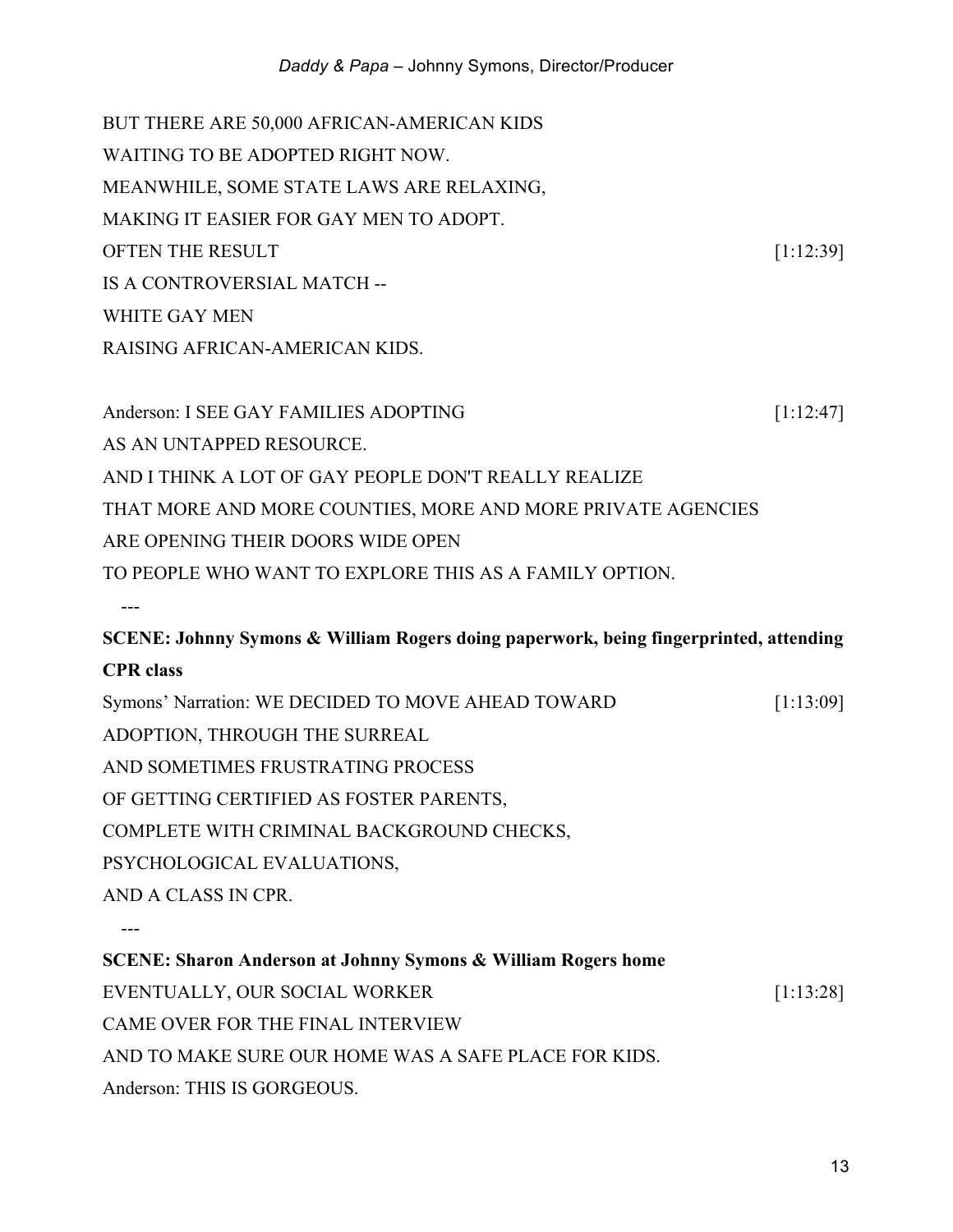BUT THERE ARE 50,000 AFRICAN-AMERICAN KIDS
WAITING TO BE ADOPTED RIGHT NOW.
MEANWHILE, SOME STATE LAWS ARE RELAXING,
MAKING IT EASIER FOR GAY MEN TO ADOPT.
OFTEN THE RESULT [1:12:39]
IS A CONTROVERSIAL MATCH --
WHITE GAY MEN
RAISING AFRICAN-AMERICAN KIDS.

Anderson: I SEE GAY FAMILIES ADOPTING [1:12:47]
AS AN UNTAPPED RESOURCE.
AND I THINK A LOT OF GAY PEOPLE DON'T REALLY REALIZE
THAT MORE AND MORE COUNTIES, MORE AND MORE PRIVATE AGENCIES
ARE OPENING THEIR DOORS WIDE OPEN
TO PEOPLE WHO WANT TO EXPLORE THIS AS A FAMILY OPTION.

---

**SCENE: Johnny Symons & William Rogers doing paperwork, being fingerprinted, attending CPR class**

Symons' Narration: WE DECIDED TO MOVE AHEAD TOWARD [1:13:09]
ADOPTION, THROUGH THE SURREAL
AND SOMETIMES FRUSTRATING PROCESS
OF GETTING CERTIFIED AS FOSTER PARENTS,
COMPLETE WITH CRIMINAL BACKGROUND CHECKS,
PSYCHOLOGICAL EVALUATIONS,
AND A CLASS IN CPR.

---

**SCENE: Sharon Anderson at Johnny Symons & William Rogers home**

EVENTUALLY, OUR SOCIAL WORKER [1:13:28]
CAME OVER FOR THE FINAL INTERVIEW
AND TO MAKE SURE OUR HOME WAS A SAFE PLACE FOR KIDS.
Anderson: THIS IS GORGEOUS.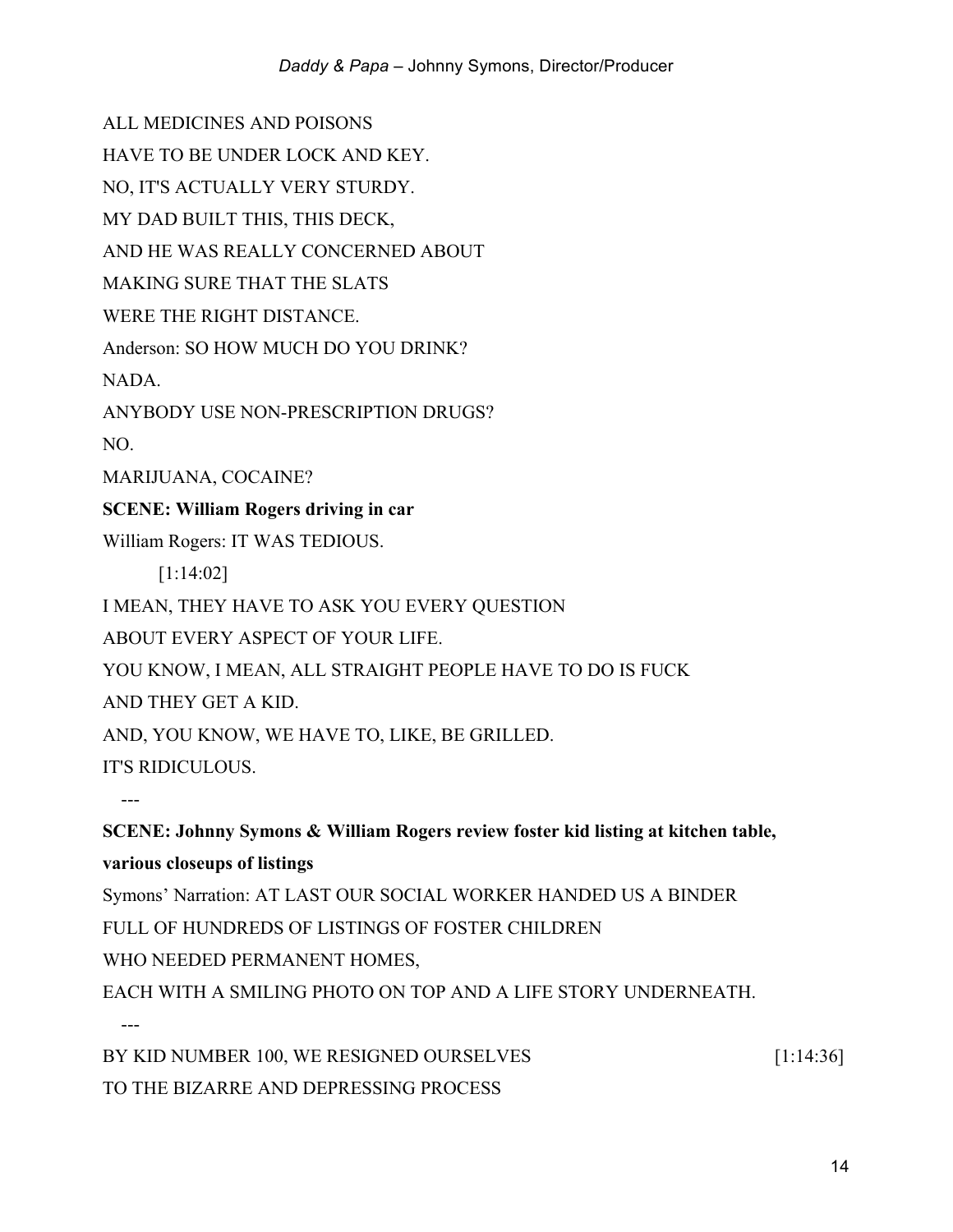ALL MEDICINES AND POISONS

HAVE TO BE UNDER LOCK AND KEY.

NO, IT'S ACTUALLY VERY STURDY.

MY DAD BUILT THIS, THIS DECK,

AND HE WAS REALLY CONCERNED ABOUT

MAKING SURE THAT THE SLATS

WERE THE RIGHT DISTANCE.

Anderson: SO HOW MUCH DO YOU DRINK?

NADA.

ANYBODY USE NON-PRESCRIPTION DRUGS?

NO.

MARIJUANA, COCAINE?

**SCENE: William Rogers driving in car**

William Rogers: IT WAS TEDIOUS.

[1:14:02]

I MEAN, THEY HAVE TO ASK YOU EVERY QUESTION

ABOUT EVERY ASPECT OF YOUR LIFE.

YOU KNOW, I MEAN, ALL STRAIGHT PEOPLE HAVE TO DO IS FUCK

AND THEY GET A KID.

AND, YOU KNOW, WE HAVE TO, LIKE, BE GRILLED.

IT'S RIDICULOUS.

---

**SCENE: Johnny Symons & William Rogers review foster kid listing at kitchen table, various closeups of listings**

Symons' Narration: AT LAST OUR SOCIAL WORKER HANDED US A BINDER

FULL OF HUNDREDS OF LISTINGS OF FOSTER CHILDREN

WHO NEEDED PERMANENT HOMES,

EACH WITH A SMILING PHOTO ON TOP AND A LIFE STORY UNDERNEATH.

---

BY KID NUMBER 100, WE RESIGNED OURSELVES [1:14:36]

TO THE BIZARRE AND DEPRESSING PROCESS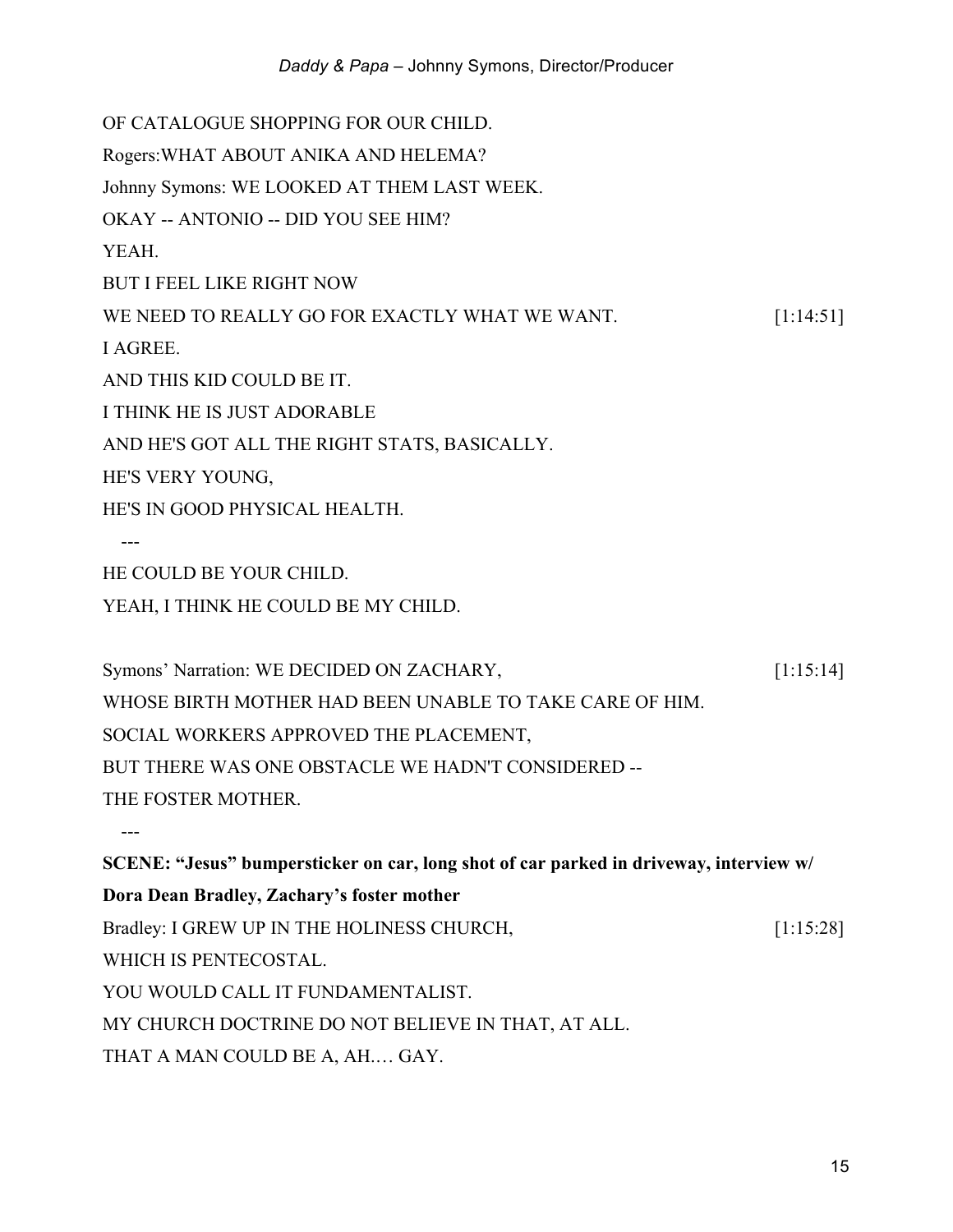OF CATALOGUE SHOPPING FOR OUR CHILD.

Rogers:WHAT ABOUT ANIKA AND HELEMA?

Johnny Symons: WE LOOKED AT THEM LAST WEEK.

OKAY -- ANTONIO -- DID YOU SEE HIM?

YEAH.

BUT I FEEL LIKE RIGHT NOW

WE NEED TO REALLY GO FOR EXACTLY WHAT WE WANT. [1:14:51]

I AGREE.

AND THIS KID COULD BE IT.

I THINK HE IS JUST ADORABLE

AND HE'S GOT ALL THE RIGHT STATS, BASICALLY.

HE'S VERY YOUNG,

HE'S IN GOOD PHYSICAL HEALTH.

---

HE COULD BE YOUR CHILD.

YEAH, I THINK HE COULD BE MY CHILD.

Symons' Narration: WE DECIDED ON ZACHARY, [1:15:14]

WHOSE BIRTH MOTHER HAD BEEN UNABLE TO TAKE CARE OF HIM.

SOCIAL WORKERS APPROVED THE PLACEMENT,

BUT THERE WAS ONE OBSTACLE WE HADN'T CONSIDERED --

THE FOSTER MOTHER.

---

**SCENE: "Jesus" bumpersticker on car, long shot of car parked in driveway, interview w/ Dora Dean Bradley, Zachary's foster mother**

Bradley: I GREW UP IN THE HOLINESS CHURCH, [1:15:28]

WHICH IS PENTECOSTAL.

YOU WOULD CALL IT FUNDAMENTALIST.

MY CHURCH DOCTRINE DO NOT BELIEVE IN THAT, AT ALL.

THAT A MAN COULD BE A, AH.… GAY.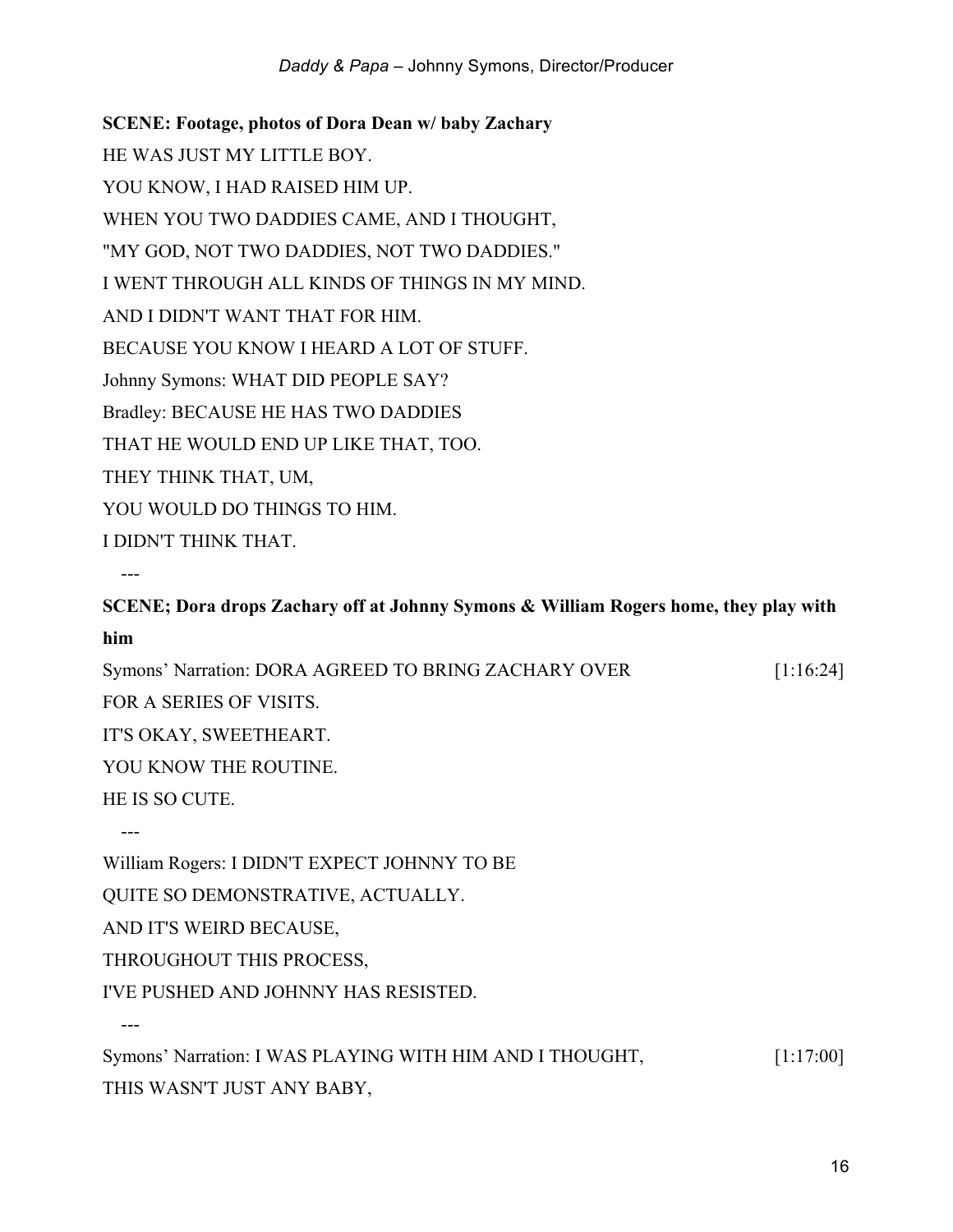**SCENE: Footage, photos of Dora Dean w/ baby Zachary**

HE WAS JUST MY LITTLE BOY.

YOU KNOW, I HAD RAISED HIM UP.

WHEN YOU TWO DADDIES CAME, AND I THOUGHT,

"MY GOD, NOT TWO DADDIES, NOT TWO DADDIES."

I WENT THROUGH ALL KINDS OF THINGS IN MY MIND.

AND I DIDN'T WANT THAT FOR HIM.

BECAUSE YOU KNOW I HEARD A LOT OF STUFF.

Johnny Symons: WHAT DID PEOPLE SAY?

Bradley: BECAUSE HE HAS TWO DADDIES

THAT HE WOULD END UP LIKE THAT, TOO.

THEY THINK THAT, UM,

YOU WOULD DO THINGS TO HIM.

I DIDN'T THINK THAT.

---

**SCENE; Dora drops Zachary off at Johnny Symons & William Rogers home, they play with him**

Symons' Narration: DORA AGREED TO BRING ZACHARY OVER [1:16:24]

FOR A SERIES OF VISITS.

IT'S OKAY, SWEETHEART.

YOU KNOW THE ROUTINE.

HE IS SO CUTE.

---

William Rogers: I DIDN'T EXPECT JOHNNY TO BE

QUITE SO DEMONSTRATIVE, ACTUALLY.

AND IT'S WEIRD BECAUSE,

THROUGHOUT THIS PROCESS,

I'VE PUSHED AND JOHNNY HAS RESISTED.

---

Symons' Narration: I WAS PLAYING WITH HIM AND I THOUGHT, [1:17:00]

THIS WASN'T JUST ANY BABY,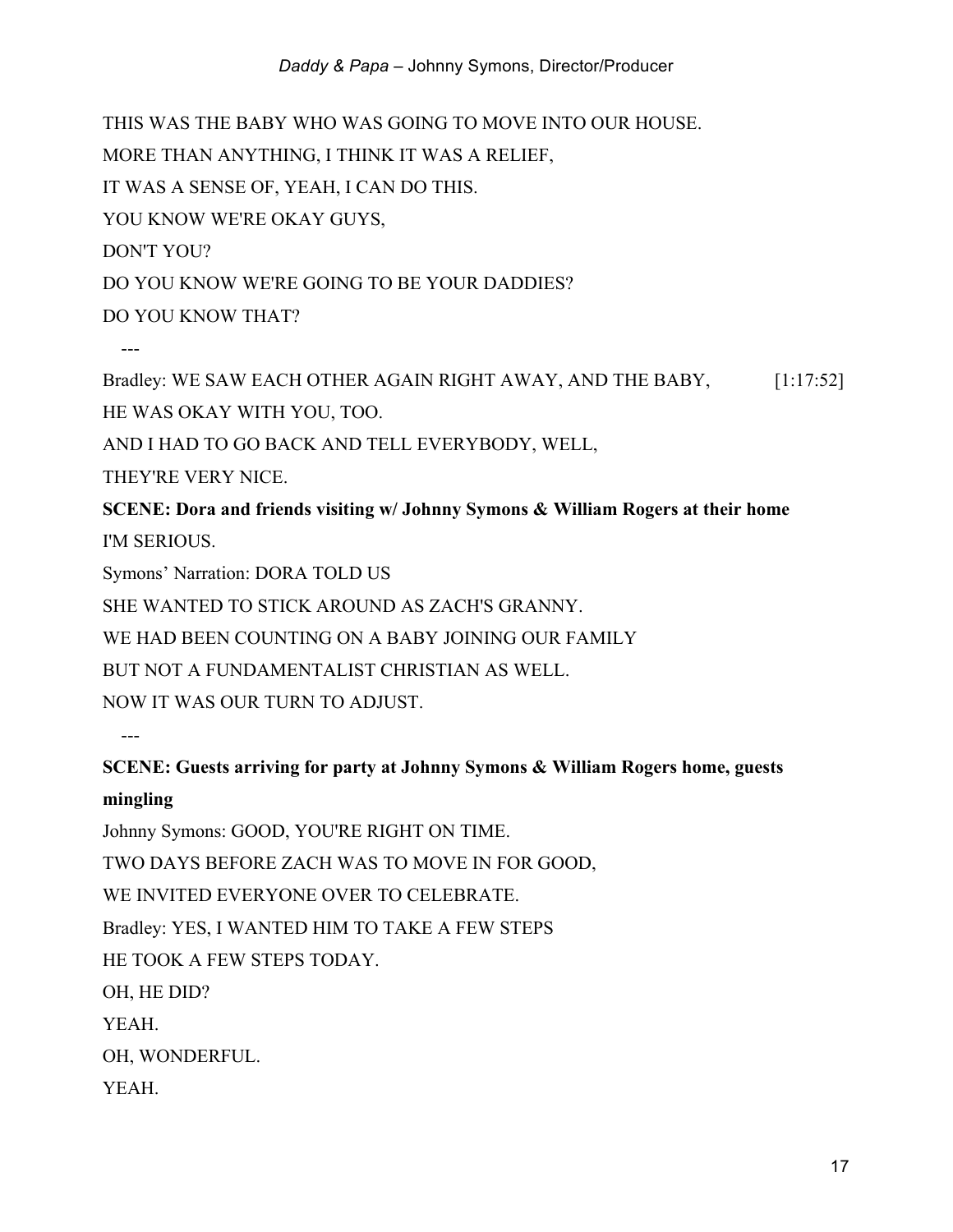THIS WAS THE BABY WHO WAS GOING TO MOVE INTO OUR HOUSE.

MORE THAN ANYTHING, I THINK IT WAS A RELIEF,

IT WAS A SENSE OF, YEAH, I CAN DO THIS.

YOU KNOW WE'RE OKAY GUYS,

DON'T YOU?

DO YOU KNOW WE'RE GOING TO BE YOUR DADDIES?

DO YOU KNOW THAT?

---

Bradley: WE SAW EACH OTHER AGAIN RIGHT AWAY, AND THE BABY, [1:17:52]

HE WAS OKAY WITH YOU, TOO.

AND I HAD TO GO BACK AND TELL EVERYBODY, WELL,

THEY'RE VERY NICE.

**SCENE: Dora and friends visiting w/ Johnny Symons & William Rogers at their home**

I'M SERIOUS.

Symons' Narration: DORA TOLD US

SHE WANTED TO STICK AROUND AS ZACH'S GRANNY.

WE HAD BEEN COUNTING ON A BABY JOINING OUR FAMILY

BUT NOT A FUNDAMENTALIST CHRISTIAN AS WELL.

NOW IT WAS OUR TURN TO ADJUST.

---

**SCENE: Guests arriving for party at Johnny Symons & William Rogers home, guests mingling**

Johnny Symons: GOOD, YOU'RE RIGHT ON TIME.

TWO DAYS BEFORE ZACH WAS TO MOVE IN FOR GOOD,

WE INVITED EVERYONE OVER TO CELEBRATE.

Bradley: YES, I WANTED HIM TO TAKE A FEW STEPS

HE TOOK A FEW STEPS TODAY.

OH, HE DID?

YEAH.

OH, WONDERFUL.

YEAH.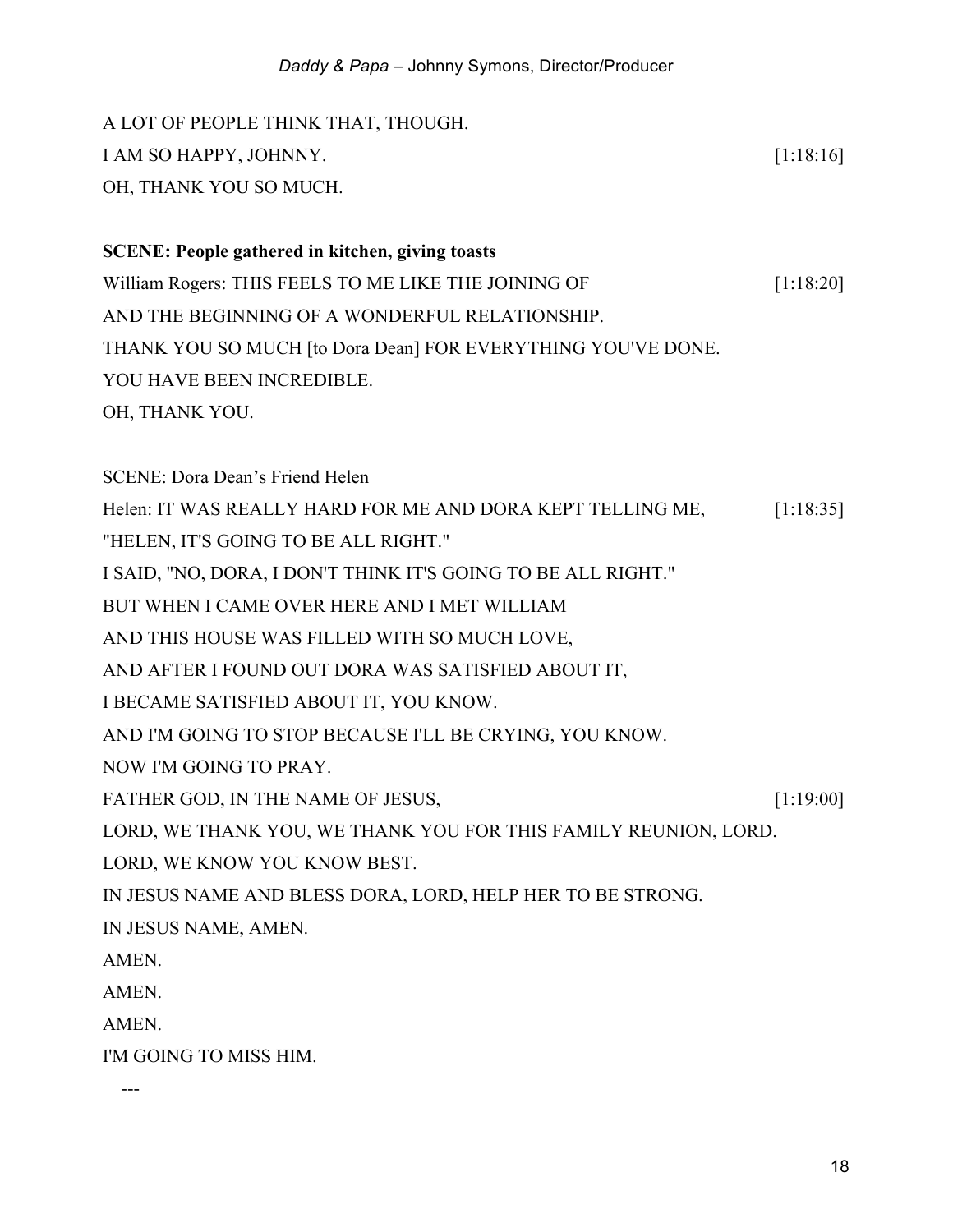A LOT OF PEOPLE THINK THAT, THOUGH.
I AM SO HAPPY, JOHNNY. [1:18:16]
OH, THANK YOU SO MUCH.

**SCENE: People gathered in kitchen, giving toasts**

William Rogers: THIS FEELS TO ME LIKE THE JOINING OF [1:18:20]
AND THE BEGINNING OF A WONDERFUL RELATIONSHIP.
THANK YOU SO MUCH [to Dora Dean] FOR EVERYTHING YOU'VE DONE.
YOU HAVE BEEN INCREDIBLE.
OH, THANK YOU.

SCENE: Dora Dean's Friend Helen

Helen: IT WAS REALLY HARD FOR ME AND DORA KEPT TELLING ME, [1:18:35]
"HELEN, IT'S GOING TO BE ALL RIGHT."
I SAID, "NO, DORA, I DON'T THINK IT'S GOING TO BE ALL RIGHT."
BUT WHEN I CAME OVER HERE AND I MET WILLIAM
AND THIS HOUSE WAS FILLED WITH SO MUCH LOVE,
AND AFTER I FOUND OUT DORA WAS SATISFIED ABOUT IT,
I BECAME SATISFIED ABOUT IT, YOU KNOW.
AND I'M GOING TO STOP BECAUSE I'LL BE CRYING, YOU KNOW.
NOW I'M GOING TO PRAY.
FATHER GOD, IN THE NAME OF JESUS, [1:19:00]
LORD, WE THANK YOU, WE THANK YOU FOR THIS FAMILY REUNION, LORD.
LORD, WE KNOW YOU KNOW BEST.
IN JESUS NAME AND BLESS DORA, LORD, HELP HER TO BE STRONG.
IN JESUS NAME, AMEN.
AMEN.
AMEN.
AMEN.
I'M GOING TO MISS HIM.

---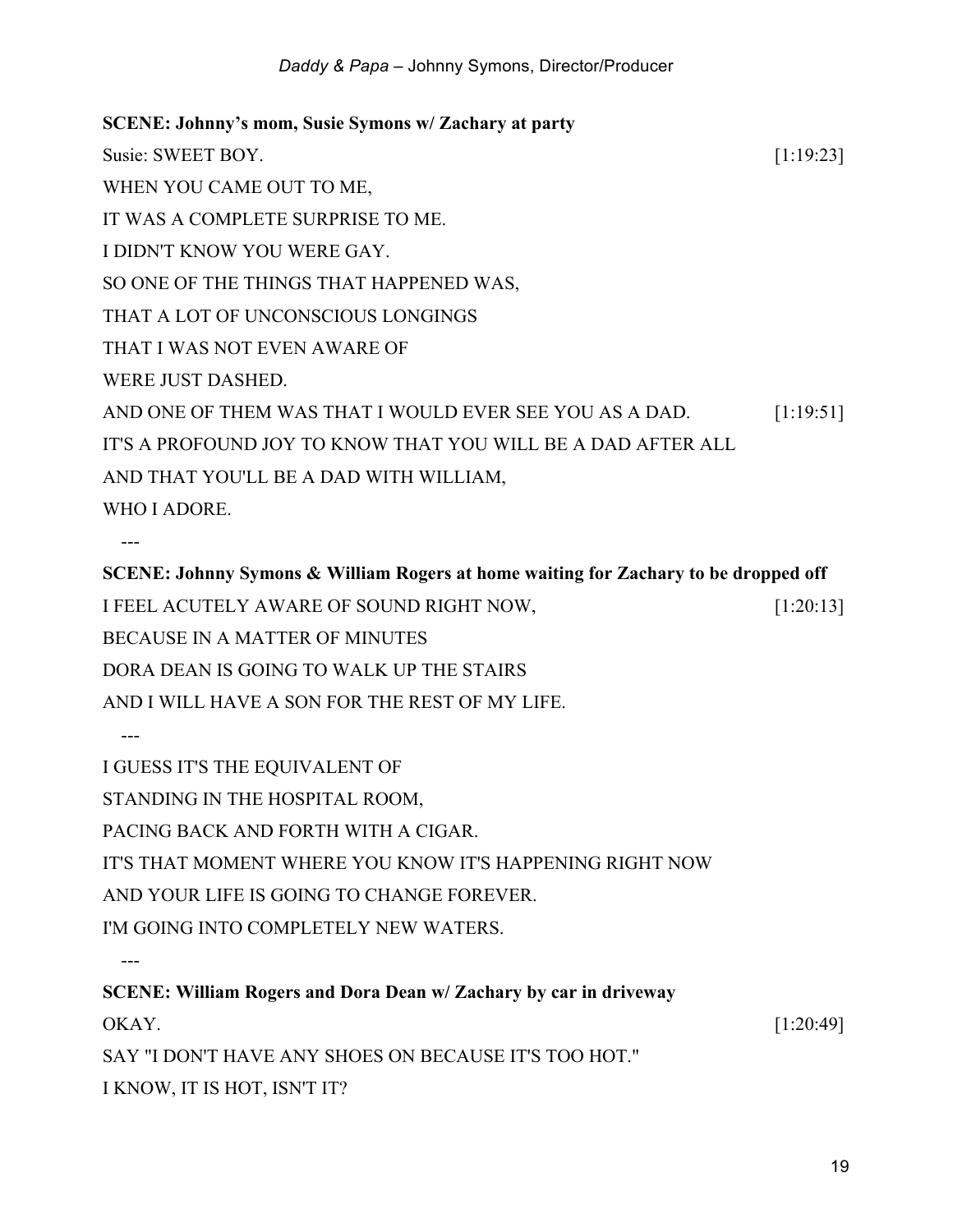**SCENE: Johnny's mom, Susie Symons w/ Zachary at party**

Susie: SWEET BOY. [1:19:23]

WHEN YOU CAME OUT TO ME,

IT WAS A COMPLETE SURPRISE TO ME.

I DIDN'T KNOW YOU WERE GAY.

SO ONE OF THE THINGS THAT HAPPENED WAS,

THAT A LOT OF UNCONSCIOUS LONGINGS

THAT I WAS NOT EVEN AWARE OF

WERE JUST DASHED.

AND ONE OF THEM WAS THAT I WOULD EVER SEE YOU AS A DAD. [1:19:51]

IT'S A PROFOUND JOY TO KNOW THAT YOU WILL BE A DAD AFTER ALL

AND THAT YOU'LL BE A DAD WITH WILLIAM,

WHO I ADORE.

---

**SCENE: Johnny Symons & William Rogers at home waiting for Zachary to be dropped off**

I FEEL ACUTELY AWARE OF SOUND RIGHT NOW, [1:20:13]

BECAUSE IN A MATTER OF MINUTES

DORA DEAN IS GOING TO WALK UP THE STAIRS

AND I WILL HAVE A SON FOR THE REST OF MY LIFE.

---

I GUESS IT'S THE EQUIVALENT OF

STANDING IN THE HOSPITAL ROOM,

PACING BACK AND FORTH WITH A CIGAR.

IT'S THAT MOMENT WHERE YOU KNOW IT'S HAPPENING RIGHT NOW

AND YOUR LIFE IS GOING TO CHANGE FOREVER.

I'M GOING INTO COMPLETELY NEW WATERS.

---

**SCENE: William Rogers and Dora Dean w/ Zachary by car in driveway**

OKAY. [1:20:49]

SAY "I DON'T HAVE ANY SHOES ON BECAUSE IT'S TOO HOT."

I KNOW, IT IS HOT, ISN'T IT?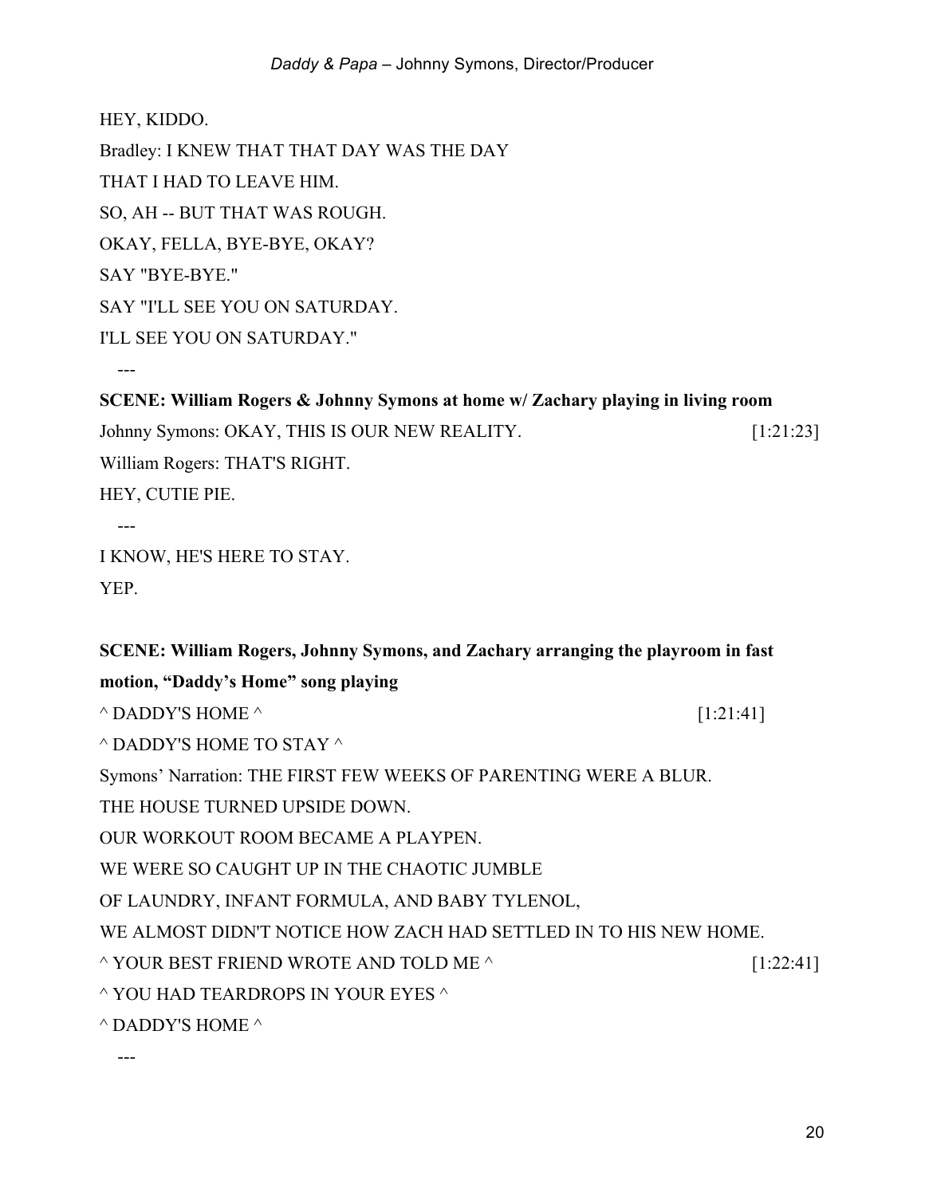HEY, KIDDO.

Bradley: I KNEW THAT THAT DAY WAS THE DAY

THAT I HAD TO LEAVE HIM.

SO, AH -- BUT THAT WAS ROUGH.

OKAY, FELLA, BYE-BYE, OKAY?

SAY "BYE-BYE."

SAY "I'LL SEE YOU ON SATURDAY.

I'LL SEE YOU ON SATURDAY."

---

**SCENE: William Rogers & Johnny Symons at home w/ Zachary playing in living room**

Johnny Symons: OKAY, THIS IS OUR NEW REALITY. [1:21:23]

William Rogers: THAT'S RIGHT.

HEY, CUTIE PIE.

---

I KNOW, HE'S HERE TO STAY.

YEP.

**SCENE: William Rogers, Johnny Symons, and Zachary arranging the playroom in fast motion, "Daddy's Home" song playing**

^ DADDY'S HOME ^ [1:21:41]

^ DADDY'S HOME TO STAY ^

Symons' Narration: THE FIRST FEW WEEKS OF PARENTING WERE A BLUR.

THE HOUSE TURNED UPSIDE DOWN.

OUR WORKOUT ROOM BECAME A PLAYPEN.

WE WERE SO CAUGHT UP IN THE CHAOTIC JUMBLE

OF LAUNDRY, INFANT FORMULA, AND BABY TYLENOL,

WE ALMOST DIDN'T NOTICE HOW ZACH HAD SETTLED IN TO HIS NEW HOME.

^ YOUR BEST FRIEND WROTE AND TOLD ME ^ [1:22:41]

^ YOU HAD TEARDROPS IN YOUR EYES ^

^ DADDY'S HOME ^

---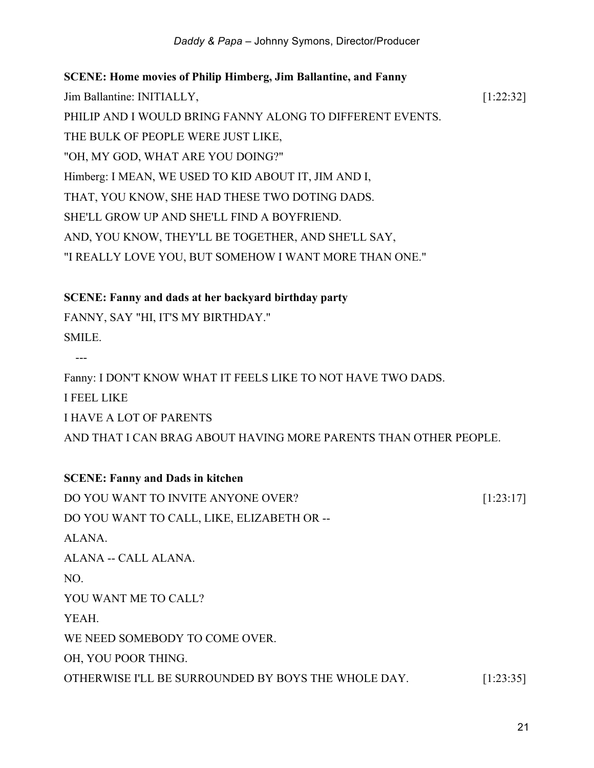**SCENE: Home movies of Philip Himberg, Jim Ballantine, and Fanny**

Jim Ballantine: INITIALLY, [1:22:32]

PHILIP AND I WOULD BRING FANNY ALONG TO DIFFERENT EVENTS.

THE BULK OF PEOPLE WERE JUST LIKE,

"OH, MY GOD, WHAT ARE YOU DOING?"

Himberg: I MEAN, WE USED TO KID ABOUT IT, JIM AND I,

THAT, YOU KNOW, SHE HAD THESE TWO DOTING DADS.

SHE'LL GROW UP AND SHE'LL FIND A BOYFRIEND.

AND, YOU KNOW, THEY'LL BE TOGETHER, AND SHE'LL SAY,

"I REALLY LOVE YOU, BUT SOMEHOW I WANT MORE THAN ONE."

**SCENE: Fanny and dads at her backyard birthday party**

FANNY, SAY "HI, IT'S MY BIRTHDAY."

SMILE.

---

Fanny: I DON'T KNOW WHAT IT FEELS LIKE TO NOT HAVE TWO DADS.

I FEEL LIKE

I HAVE A LOT OF PARENTS

AND THAT I CAN BRAG ABOUT HAVING MORE PARENTS THAN OTHER PEOPLE.

**SCENE: Fanny and Dads in kitchen**

DO YOU WANT TO INVITE ANYONE OVER? [1:23:17]

DO YOU WANT TO CALL, LIKE, ELIZABETH OR --

ALANA.

ALANA -- CALL ALANA.

NO.

YOU WANT ME TO CALL?

YEAH.

WE NEED SOMEBODY TO COME OVER.

OH, YOU POOR THING.

OTHERWISE I'LL BE SURROUNDED BY BOYS THE WHOLE DAY. [1:23:35]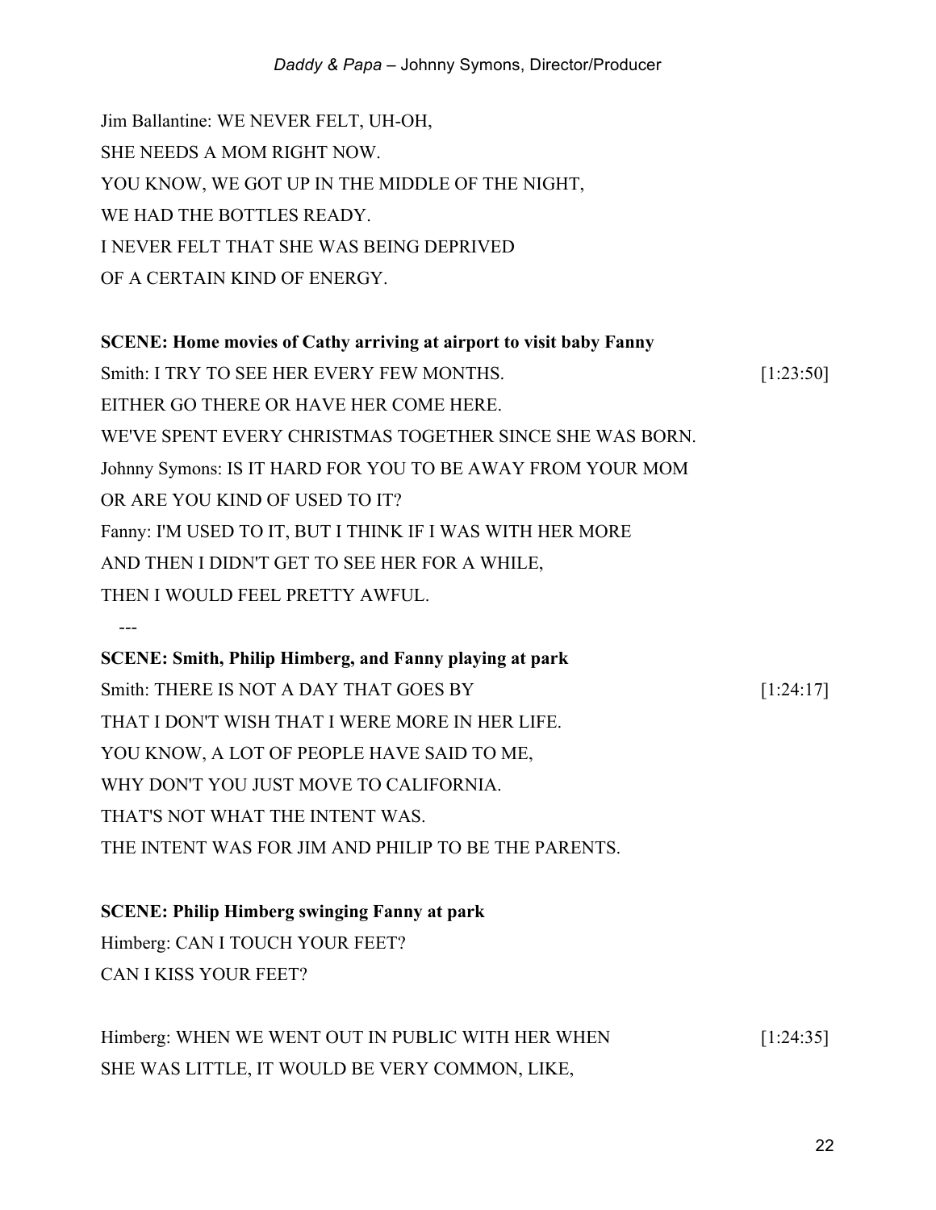Jim Ballantine: WE NEVER FELT, UH-OH,
SHE NEEDS A MOM RIGHT NOW.
YOU KNOW, WE GOT UP IN THE MIDDLE OF THE NIGHT,
WE HAD THE BOTTLES READY.
I NEVER FELT THAT SHE WAS BEING DEPRIVED
OF A CERTAIN KIND OF ENERGY.

**SCENE: Home movies of Cathy arriving at airport to visit baby Fanny**

Smith: I TRY TO SEE HER EVERY FEW MONTHS. [1:23:50]
EITHER GO THERE OR HAVE HER COME HERE.
WE'VE SPENT EVERY CHRISTMAS TOGETHER SINCE SHE WAS BORN.
Johnny Symons: IS IT HARD FOR YOU TO BE AWAY FROM YOUR MOM
OR ARE YOU KIND OF USED TO IT?
Fanny: I'M USED TO IT, BUT I THINK IF I WAS WITH HER MORE
AND THEN I DIDN'T GET TO SEE HER FOR A WHILE,
THEN I WOULD FEEL PRETTY AWFUL.

---

**SCENE: Smith, Philip Himberg, and Fanny playing at park**

Smith: THERE IS NOT A DAY THAT GOES BY [1:24:17]
THAT I DON'T WISH THAT I WERE MORE IN HER LIFE.
YOU KNOW, A LOT OF PEOPLE HAVE SAID TO ME,
WHY DON'T YOU JUST MOVE TO CALIFORNIA.
THAT'S NOT WHAT THE INTENT WAS.
THE INTENT WAS FOR JIM AND PHILIP TO BE THE PARENTS.

**SCENE: Philip Himberg swinging Fanny at park**

Himberg: CAN I TOUCH YOUR FEET?
CAN I KISS YOUR FEET?

Himberg: WHEN WE WENT OUT IN PUBLIC WITH HER WHEN [1:24:35]
SHE WAS LITTLE, IT WOULD BE VERY COMMON, LIKE,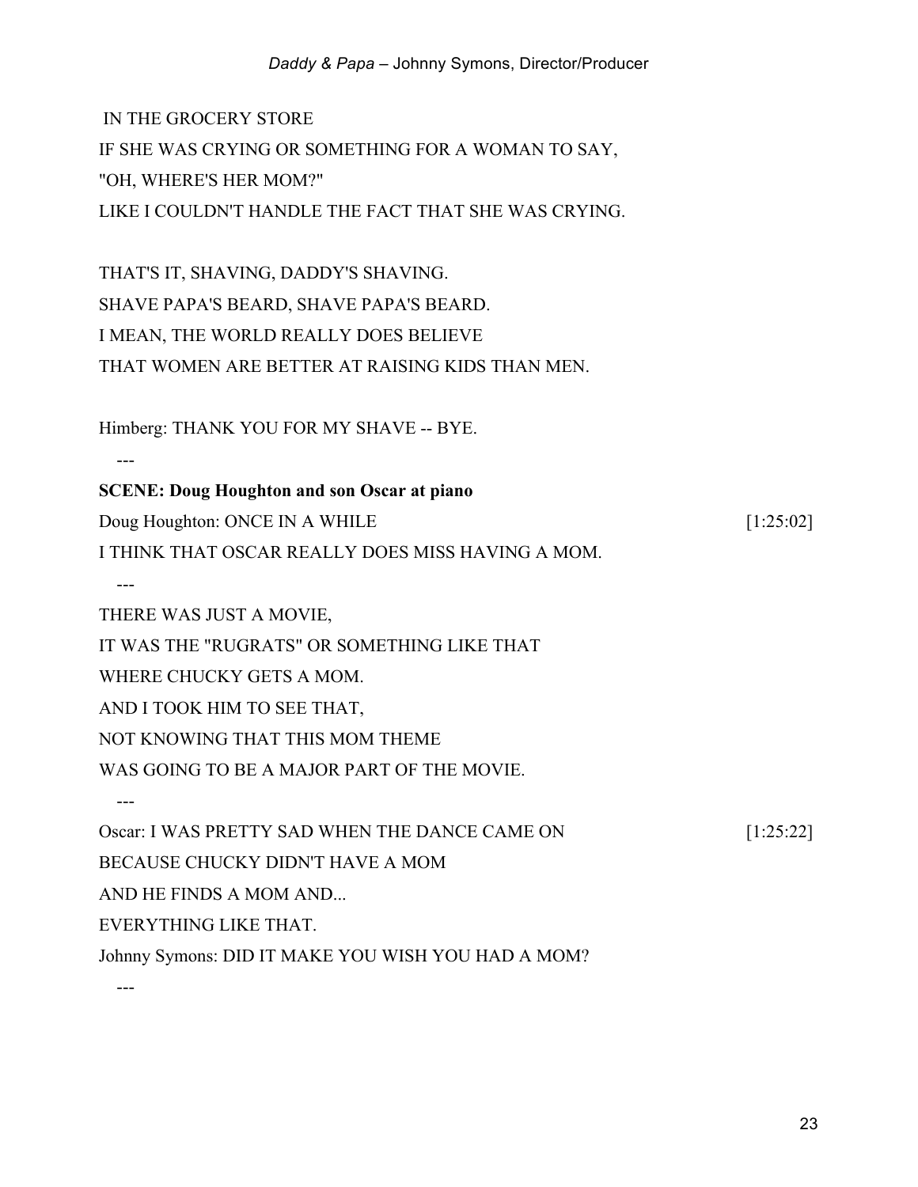IN THE GROCERY STORE
IF SHE WAS CRYING OR SOMETHING FOR A WOMAN TO SAY,
"OH, WHERE'S HER MOM?"
LIKE I COULDN'T HANDLE THE FACT THAT SHE WAS CRYING.

THAT'S IT, SHAVING, DADDY'S SHAVING.
SHAVE PAPA'S BEARD, SHAVE PAPA'S BEARD.
I MEAN, THE WORLD REALLY DOES BELIEVE
THAT WOMEN ARE BETTER AT RAISING KIDS THAN MEN.

Himberg: THANK YOU FOR MY SHAVE -- BYE.

---

**SCENE: Doug Houghton and son Oscar at piano**

Doug Houghton: ONCE IN A WHILE [1:25:02]
I THINK THAT OSCAR REALLY DOES MISS HAVING A MOM.

---

THERE WAS JUST A MOVIE,
IT WAS THE "RUGRATS" OR SOMETHING LIKE THAT
WHERE CHUCKY GETS A MOM.
AND I TOOK HIM TO SEE THAT,
NOT KNOWING THAT THIS MOM THEME
WAS GOING TO BE A MAJOR PART OF THE MOVIE.

---

Oscar: I WAS PRETTY SAD WHEN THE DANCE CAME ON [1:25:22]
BECAUSE CHUCKY DIDN'T HAVE A MOM
AND HE FINDS A MOM AND...
EVERYTHING LIKE THAT.
Johnny Symons: DID IT MAKE YOU WISH YOU HAD A MOM?

---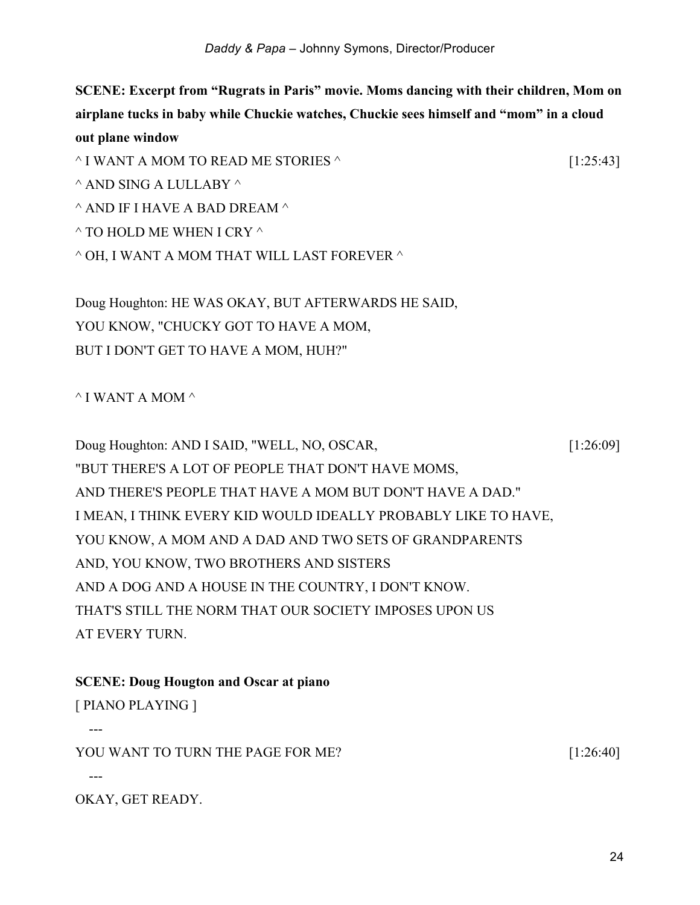**SCENE: Excerpt from "Rugrats in Paris" movie. Moms dancing with their children, Mom on airplane tucks in baby while Chuckie watches, Chuckie sees himself and "mom" in a cloud out plane window**

^ I WANT A MOM TO READ ME STORIES ^ [1:25:43]

^ AND SING A LULLABY ^

^ AND IF I HAVE A BAD DREAM ^

^ TO HOLD ME WHEN I CRY ^

^ OH, I WANT A MOM THAT WILL LAST FOREVER ^

Doug Houghton: HE WAS OKAY, BUT AFTERWARDS HE SAID,
YOU KNOW, "CHUCKY GOT TO HAVE A MOM,
BUT I DON'T GET TO HAVE A MOM, HUH?"

^ I WANT A MOM ^

Doug Houghton: AND I SAID, "WELL, NO, OSCAR, [1:26:09]
"BUT THERE'S A LOT OF PEOPLE THAT DON'T HAVE MOMS,
AND THERE'S PEOPLE THAT HAVE A MOM BUT DON'T HAVE A DAD."
I MEAN, I THINK EVERY KID WOULD IDEALLY PROBABLY LIKE TO HAVE,
YOU KNOW, A MOM AND A DAD AND TWO SETS OF GRANDPARENTS
AND, YOU KNOW, TWO BROTHERS AND SISTERS
AND A DOG AND A HOUSE IN THE COUNTRY, I DON'T KNOW.
THAT'S STILL THE NORM THAT OUR SOCIETY IMPOSES UPON US
AT EVERY TURN.

**SCENE: Doug Hougton and Oscar at piano**

[ PIANO PLAYING ]

---

YOU WANT TO TURN THE PAGE FOR ME? [1:26:40]

---

OKAY, GET READY.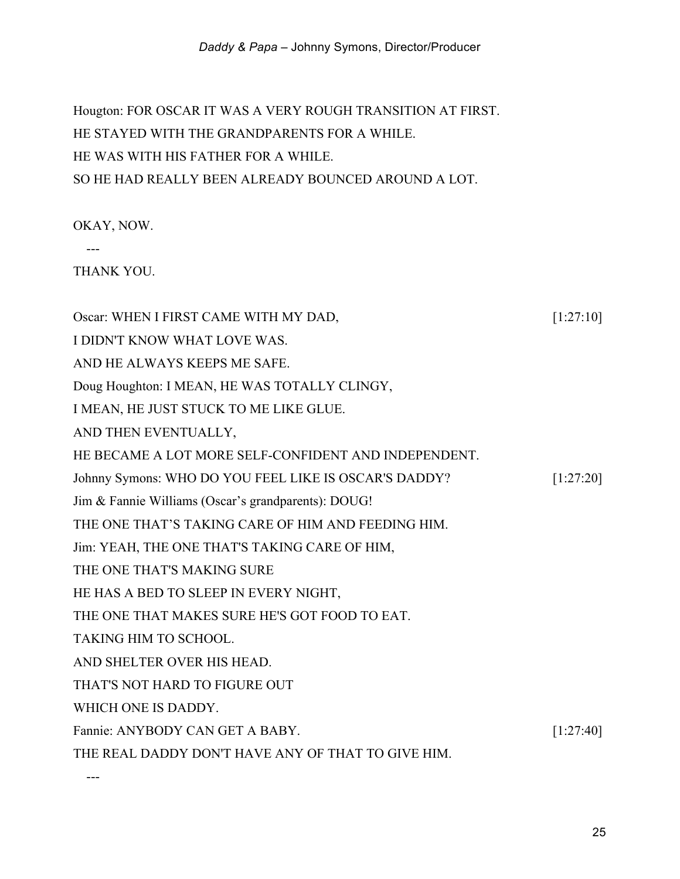Hougton: FOR OSCAR IT WAS A VERY ROUGH TRANSITION AT FIRST.
HE STAYED WITH THE GRANDPARENTS FOR A WHILE.
HE WAS WITH HIS FATHER FOR A WHILE.
SO HE HAD REALLY BEEN ALREADY BOUNCED AROUND A LOT.

OKAY, NOW.

---

THANK YOU.

Oscar: WHEN I FIRST CAME WITH MY DAD, [1:27:10]
I DIDN'T KNOW WHAT LOVE WAS.
AND HE ALWAYS KEEPS ME SAFE.
Doug Houghton: I MEAN, HE WAS TOTALLY CLINGY,
I MEAN, HE JUST STUCK TO ME LIKE GLUE.
AND THEN EVENTUALLY,
HE BECAME A LOT MORE SELF-CONFIDENT AND INDEPENDENT.
Johnny Symons: WHO DO YOU FEEL LIKE IS OSCAR'S DADDY? [1:27:20]
Jim & Fannie Williams (Oscar's grandparents): DOUG!
THE ONE THAT'S TAKING CARE OF HIM AND FEEDING HIM.
Jim: YEAH, THE ONE THAT'S TAKING CARE OF HIM,
THE ONE THAT'S MAKING SURE
HE HAS A BED TO SLEEP IN EVERY NIGHT,
THE ONE THAT MAKES SURE HE'S GOT FOOD TO EAT.
TAKING HIM TO SCHOOL.
AND SHELTER OVER HIS HEAD.
THAT'S NOT HARD TO FIGURE OUT
WHICH ONE IS DADDY.
Fannie: ANYBODY CAN GET A BABY. [1:27:40]
THE REAL DADDY DON'T HAVE ANY OF THAT TO GIVE HIM.

---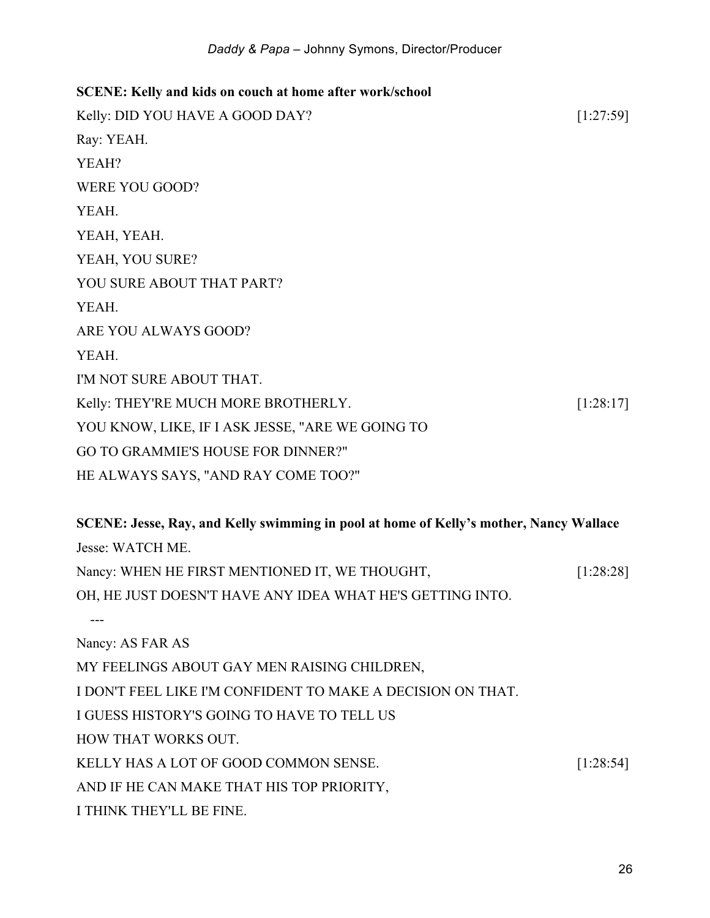**SCENE: Kelly and kids on couch at home after work/school**

Kelly: DID YOU HAVE A GOOD DAY? [1:27:59]

Ray: YEAH.

YEAH?

WERE YOU GOOD?

YEAH.

YEAH, YEAH.

YEAH, YOU SURE?

YOU SURE ABOUT THAT PART?

YEAH.

ARE YOU ALWAYS GOOD?

YEAH.

I'M NOT SURE ABOUT THAT.

Kelly: THEY'RE MUCH MORE BROTHERLY. [1:28:17]

YOU KNOW, LIKE, IF I ASK JESSE, "ARE WE GOING TO

GO TO GRAMMIE'S HOUSE FOR DINNER?"

HE ALWAYS SAYS, "AND RAY COME TOO?"

**SCENE: Jesse, Ray, and Kelly swimming in pool at home of Kelly's mother, Nancy Wallace**

Jesse: WATCH ME.

Nancy: WHEN HE FIRST MENTIONED IT, WE THOUGHT, [1:28:28]

OH, HE JUST DOESN'T HAVE ANY IDEA WHAT HE'S GETTING INTO.

---

Nancy: AS FAR AS

MY FEELINGS ABOUT GAY MEN RAISING CHILDREN,

I DON'T FEEL LIKE I'M CONFIDENT TO MAKE A DECISION ON THAT.

I GUESS HISTORY'S GOING TO HAVE TO TELL US

HOW THAT WORKS OUT.

KELLY HAS A LOT OF GOOD COMMON SENSE. [1:28:54]

AND IF HE CAN MAKE THAT HIS TOP PRIORITY,

I THINK THEY'LL BE FINE.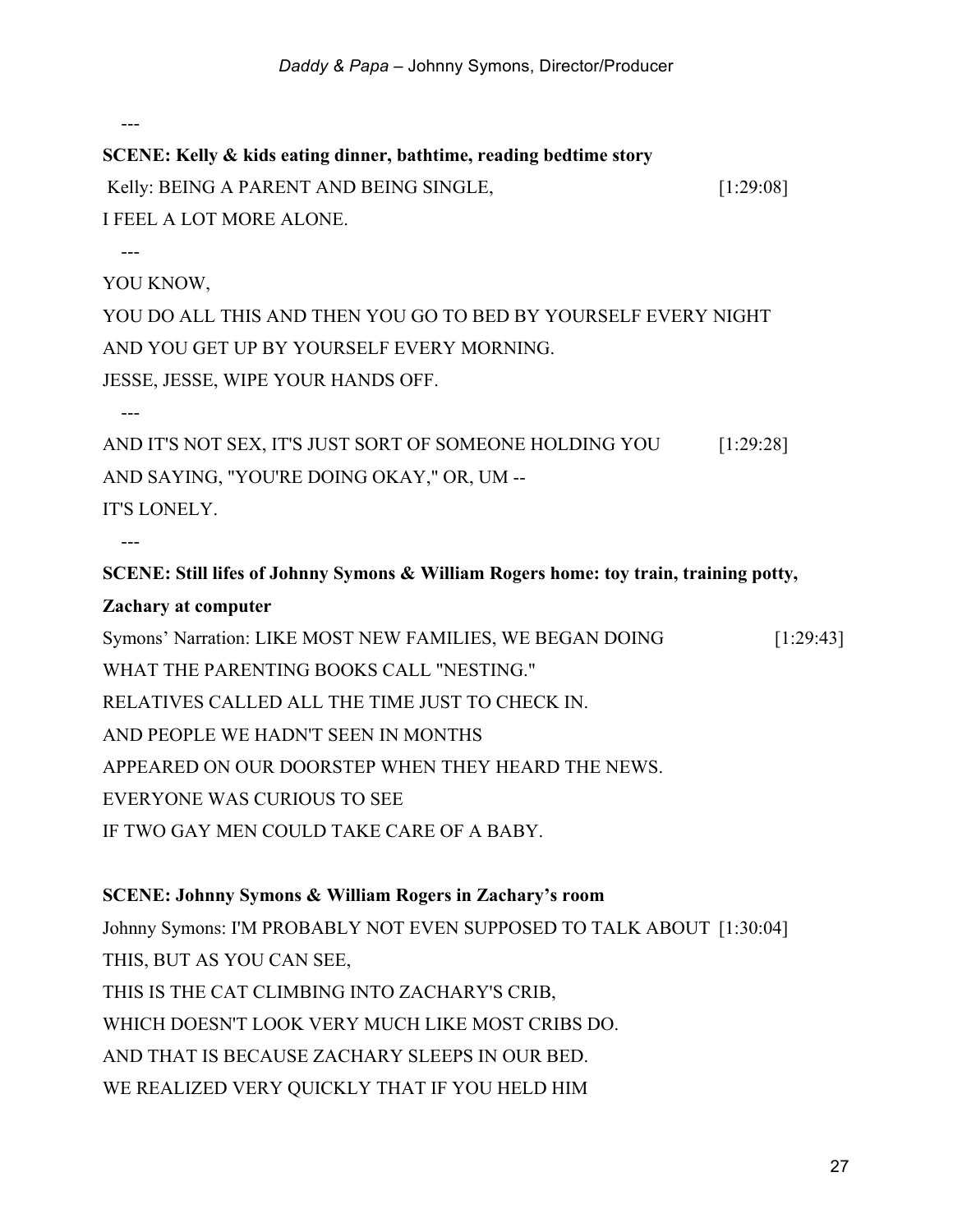---

**SCENE: Kelly & kids eating dinner, bathtime, reading bedtime story**

Kelly: BEING A PARENT AND BEING SINGLE, [1:29:08]
I FEEL A LOT MORE ALONE.

---

YOU KNOW,
YOU DO ALL THIS AND THEN YOU GO TO BED BY YOURSELF EVERY NIGHT
AND YOU GET UP BY YOURSELF EVERY MORNING.
JESSE, JESSE, WIPE YOUR HANDS OFF.

---

AND IT'S NOT SEX, IT'S JUST SORT OF SOMEONE HOLDING YOU [1:29:28]
AND SAYING, "YOU'RE DOING OKAY," OR, UM --
IT'S LONELY.

---

**SCENE: Still lifes of Johnny Symons & William Rogers home: toy train, training potty, Zachary at computer**

Symons' Narration: LIKE MOST NEW FAMILIES, WE BEGAN DOING [1:29:43]
WHAT THE PARENTING BOOKS CALL "NESTING."
RELATIVES CALLED ALL THE TIME JUST TO CHECK IN.
AND PEOPLE WE HADN'T SEEN IN MONTHS
APPEARED ON OUR DOORSTEP WHEN THEY HEARD THE NEWS.
EVERYONE WAS CURIOUS TO SEE
IF TWO GAY MEN COULD TAKE CARE OF A BABY.

**SCENE: Johnny Symons & William Rogers in Zachary's room**

Johnny Symons: I'M PROBABLY NOT EVEN SUPPOSED TO TALK ABOUT [1:30:04]
THIS, BUT AS YOU CAN SEE,
THIS IS THE CAT CLIMBING INTO ZACHARY'S CRIB,
WHICH DOESN'T LOOK VERY MUCH LIKE MOST CRIBS DO.
AND THAT IS BECAUSE ZACHARY SLEEPS IN OUR BED.
WE REALIZED VERY QUICKLY THAT IF YOU HELD HIM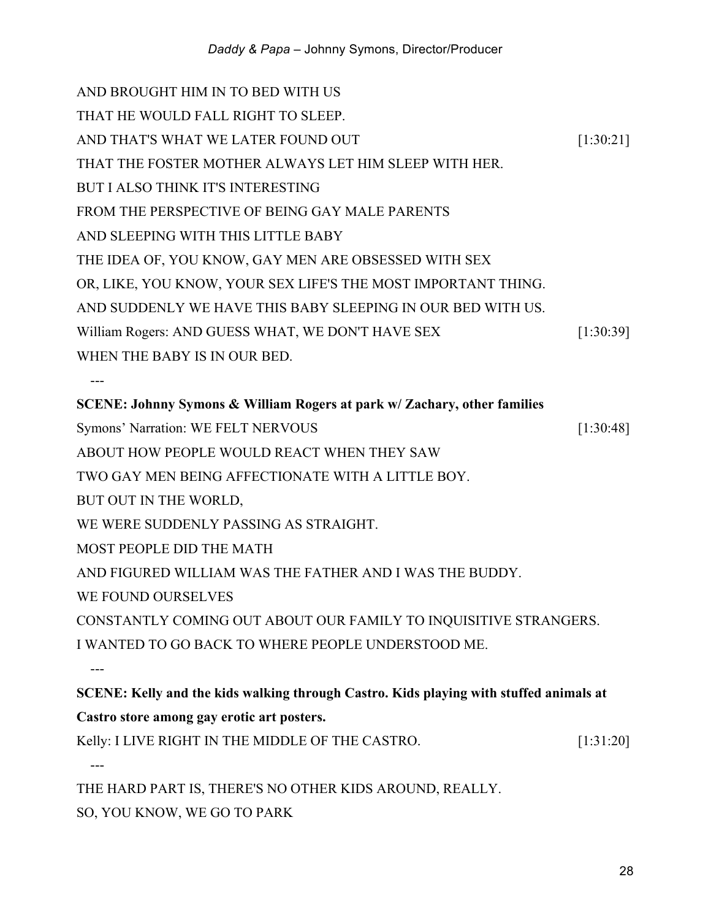AND BROUGHT HIM IN TO BED WITH US

THAT HE WOULD FALL RIGHT TO SLEEP.

AND THAT'S WHAT WE LATER FOUND OUT [1:30:21]

THAT THE FOSTER MOTHER ALWAYS LET HIM SLEEP WITH HER.

BUT I ALSO THINK IT'S INTERESTING

FROM THE PERSPECTIVE OF BEING GAY MALE PARENTS

AND SLEEPING WITH THIS LITTLE BABY

THE IDEA OF, YOU KNOW, GAY MEN ARE OBSESSED WITH SEX

OR, LIKE, YOU KNOW, YOUR SEX LIFE'S THE MOST IMPORTANT THING.

AND SUDDENLY WE HAVE THIS BABY SLEEPING IN OUR BED WITH US.

William Rogers: AND GUESS WHAT, WE DON'T HAVE SEX [1:30:39]

WHEN THE BABY IS IN OUR BED.

---

**SCENE: Johnny Symons & William Rogers at park w/ Zachary, other families**

Symons' Narration: WE FELT NERVOUS [1:30:48]

ABOUT HOW PEOPLE WOULD REACT WHEN THEY SAW

TWO GAY MEN BEING AFFECTIONATE WITH A LITTLE BOY.

BUT OUT IN THE WORLD,

WE WERE SUDDENLY PASSING AS STRAIGHT.

MOST PEOPLE DID THE MATH

AND FIGURED WILLIAM WAS THE FATHER AND I WAS THE BUDDY.

WE FOUND OURSELVES

CONSTANTLY COMING OUT ABOUT OUR FAMILY TO INQUISITIVE STRANGERS.

I WANTED TO GO BACK TO WHERE PEOPLE UNDERSTOOD ME.

---

**SCENE: Kelly and the kids walking through Castro. Kids playing with stuffed animals at Castro store among gay erotic art posters.**

Kelly: I LIVE RIGHT IN THE MIDDLE OF THE CASTRO. [1:31:20]

---

THE HARD PART IS, THERE'S NO OTHER KIDS AROUND, REALLY.

SO, YOU KNOW, WE GO TO PARK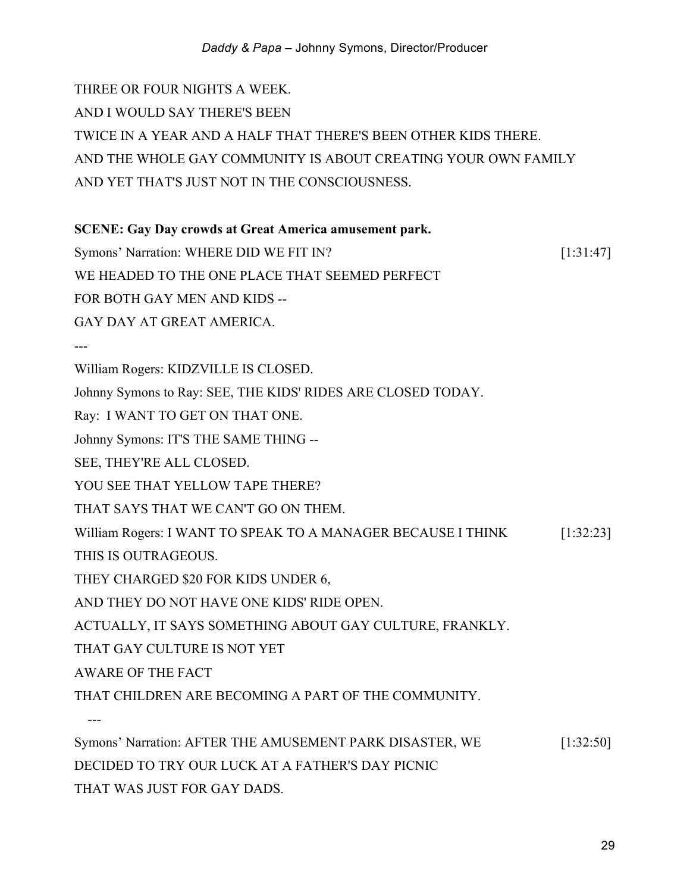THREE OR FOUR NIGHTS A WEEK.

AND I WOULD SAY THERE'S BEEN

TWICE IN A YEAR AND A HALF THAT THERE'S BEEN OTHER KIDS THERE.

AND THE WHOLE GAY COMMUNITY IS ABOUT CREATING YOUR OWN FAMILY

AND YET THAT'S JUST NOT IN THE CONSCIOUSNESS.

**SCENE: Gay Day crowds at Great America amusement park.**

Symons' Narration: WHERE DID WE FIT IN? [1:31:47]

WE HEADED TO THE ONE PLACE THAT SEEMED PERFECT

FOR BOTH GAY MEN AND KIDS --

GAY DAY AT GREAT AMERICA.

---

William Rogers: KIDZVILLE IS CLOSED.

Johnny Symons to Ray: SEE, THE KIDS' RIDES ARE CLOSED TODAY.

Ray: I WANT TO GET ON THAT ONE.

Johnny Symons: IT'S THE SAME THING --

SEE, THEY'RE ALL CLOSED.

YOU SEE THAT YELLOW TAPE THERE?

THAT SAYS THAT WE CAN'T GO ON THEM.

William Rogers: I WANT TO SPEAK TO A MANAGER BECAUSE I THINK [1:32:23]

THIS IS OUTRAGEOUS.

THEY CHARGED $20 FOR KIDS UNDER 6,

AND THEY DO NOT HAVE ONE KIDS' RIDE OPEN.

ACTUALLY, IT SAYS SOMETHING ABOUT GAY CULTURE, FRANKLY.

THAT GAY CULTURE IS NOT YET

AWARE OF THE FACT

THAT CHILDREN ARE BECOMING A PART OF THE COMMUNITY.

---

Symons' Narration: AFTER THE AMUSEMENT PARK DISASTER, WE [1:32:50]

DECIDED TO TRY OUR LUCK AT A FATHER'S DAY PICNIC

THAT WAS JUST FOR GAY DADS.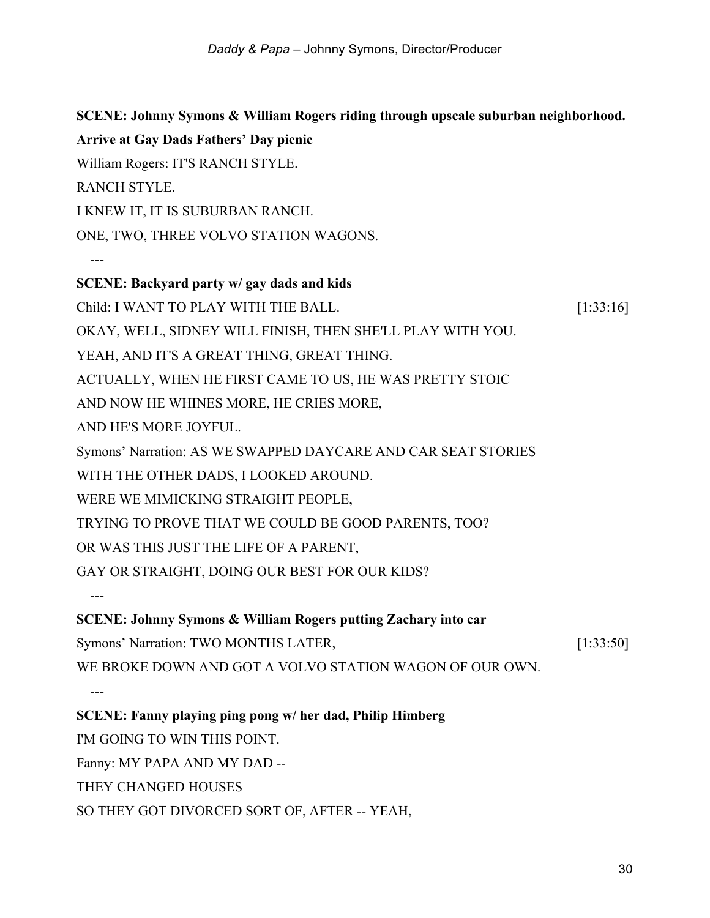**SCENE: Johnny Symons & William Rogers riding through upscale suburban neighborhood. Arrive at Gay Dads Fathers' Day picnic**

William Rogers: IT'S RANCH STYLE.

RANCH STYLE.

I KNEW IT, IT IS SUBURBAN RANCH.

ONE, TWO, THREE VOLVO STATION WAGONS.

---

**SCENE: Backyard party w/ gay dads and kids**

Child: I WANT TO PLAY WITH THE BALL. [1:33:16]

OKAY, WELL, SIDNEY WILL FINISH, THEN SHE'LL PLAY WITH YOU.

YEAH, AND IT'S A GREAT THING, GREAT THING.

ACTUALLY, WHEN HE FIRST CAME TO US, HE WAS PRETTY STOIC

AND NOW HE WHINES MORE, HE CRIES MORE,

AND HE'S MORE JOYFUL.

Symons' Narration: AS WE SWAPPED DAYCARE AND CAR SEAT STORIES

WITH THE OTHER DADS, I LOOKED AROUND.

WERE WE MIMICKING STRAIGHT PEOPLE,

TRYING TO PROVE THAT WE COULD BE GOOD PARENTS, TOO?

OR WAS THIS JUST THE LIFE OF A PARENT,

GAY OR STRAIGHT, DOING OUR BEST FOR OUR KIDS?

---

**SCENE: Johnny Symons & William Rogers putting Zachary into car**

Symons' Narration: TWO MONTHS LATER, [1:33:50]

WE BROKE DOWN AND GOT A VOLVO STATION WAGON OF OUR OWN.

---

**SCENE: Fanny playing ping pong w/ her dad, Philip Himberg**

I'M GOING TO WIN THIS POINT.

Fanny: MY PAPA AND MY DAD --

THEY CHANGED HOUSES

SO THEY GOT DIVORCED SORT OF, AFTER -- YEAH,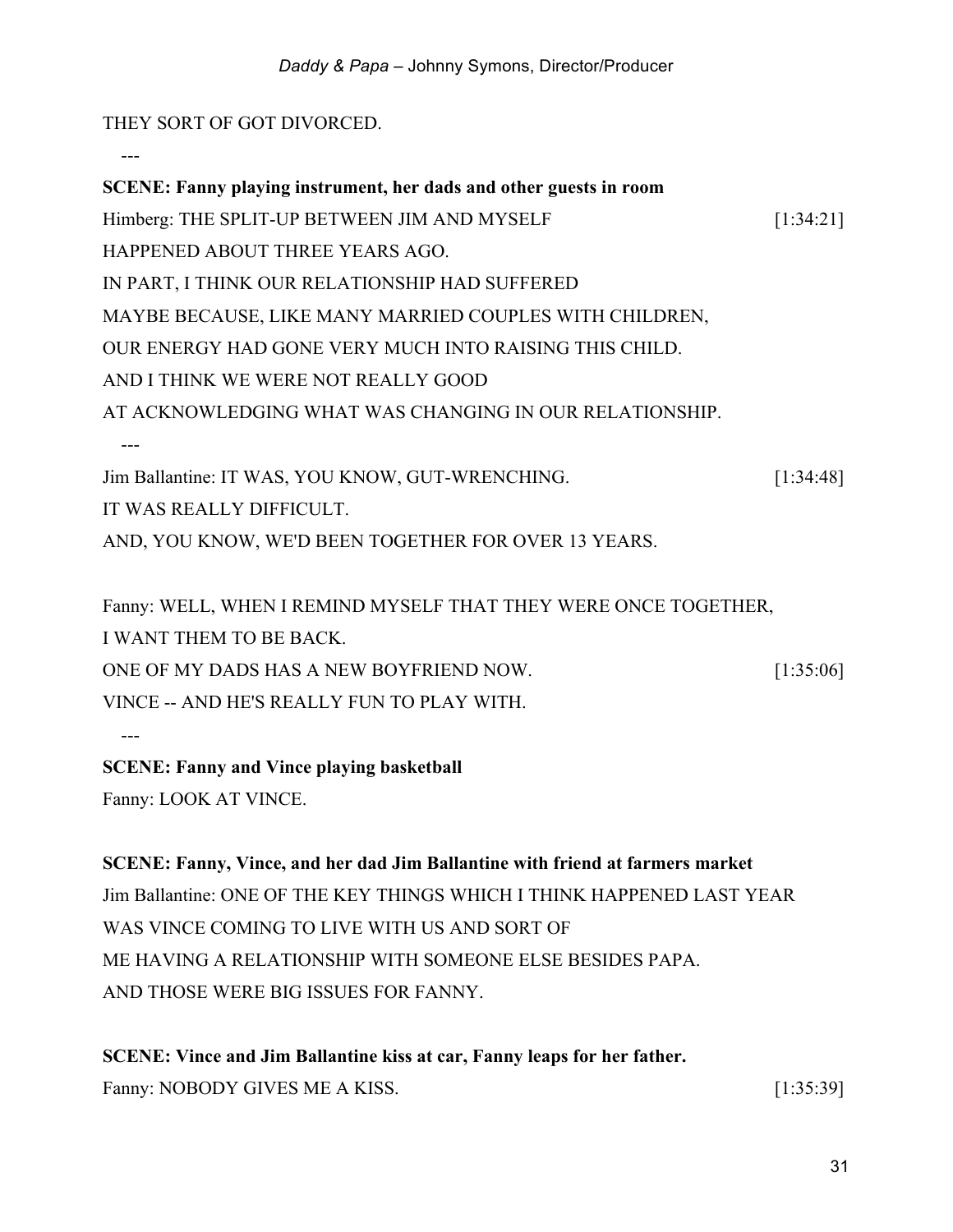THEY SORT OF GOT DIVORCED.

---

**SCENE: Fanny playing instrument, her dads and other guests in room**

Himberg: THE SPLIT-UP BETWEEN JIM AND MYSELF [1:34:21]
HAPPENED ABOUT THREE YEARS AGO.
IN PART, I THINK OUR RELATIONSHIP HAD SUFFERED
MAYBE BECAUSE, LIKE MANY MARRIED COUPLES WITH CHILDREN,
OUR ENERGY HAD GONE VERY MUCH INTO RAISING THIS CHILD.
AND I THINK WE WERE NOT REALLY GOOD
AT ACKNOWLEDGING WHAT WAS CHANGING IN OUR RELATIONSHIP.

---

Jim Ballantine: IT WAS, YOU KNOW, GUT-WRENCHING. [1:34:48]
IT WAS REALLY DIFFICULT.
AND, YOU KNOW, WE'D BEEN TOGETHER FOR OVER 13 YEARS.

Fanny: WELL, WHEN I REMIND MYSELF THAT THEY WERE ONCE TOGETHER,
I WANT THEM TO BE BACK.
ONE OF MY DADS HAS A NEW BOYFRIEND NOW. [1:35:06]
VINCE -- AND HE'S REALLY FUN TO PLAY WITH.

---

**SCENE: Fanny and Vince playing basketball**

Fanny: LOOK AT VINCE.

**SCENE: Fanny, Vince, and her dad Jim Ballantine with friend at farmers market**

Jim Ballantine: ONE OF THE KEY THINGS WHICH I THINK HAPPENED LAST YEAR
WAS VINCE COMING TO LIVE WITH US AND SORT OF
ME HAVING A RELATIONSHIP WITH SOMEONE ELSE BESIDES PAPA.
AND THOSE WERE BIG ISSUES FOR FANNY.

**SCENE: Vince and Jim Ballantine kiss at car, Fanny leaps for her father.**

Fanny: NOBODY GIVES ME A KISS. [1:35:39]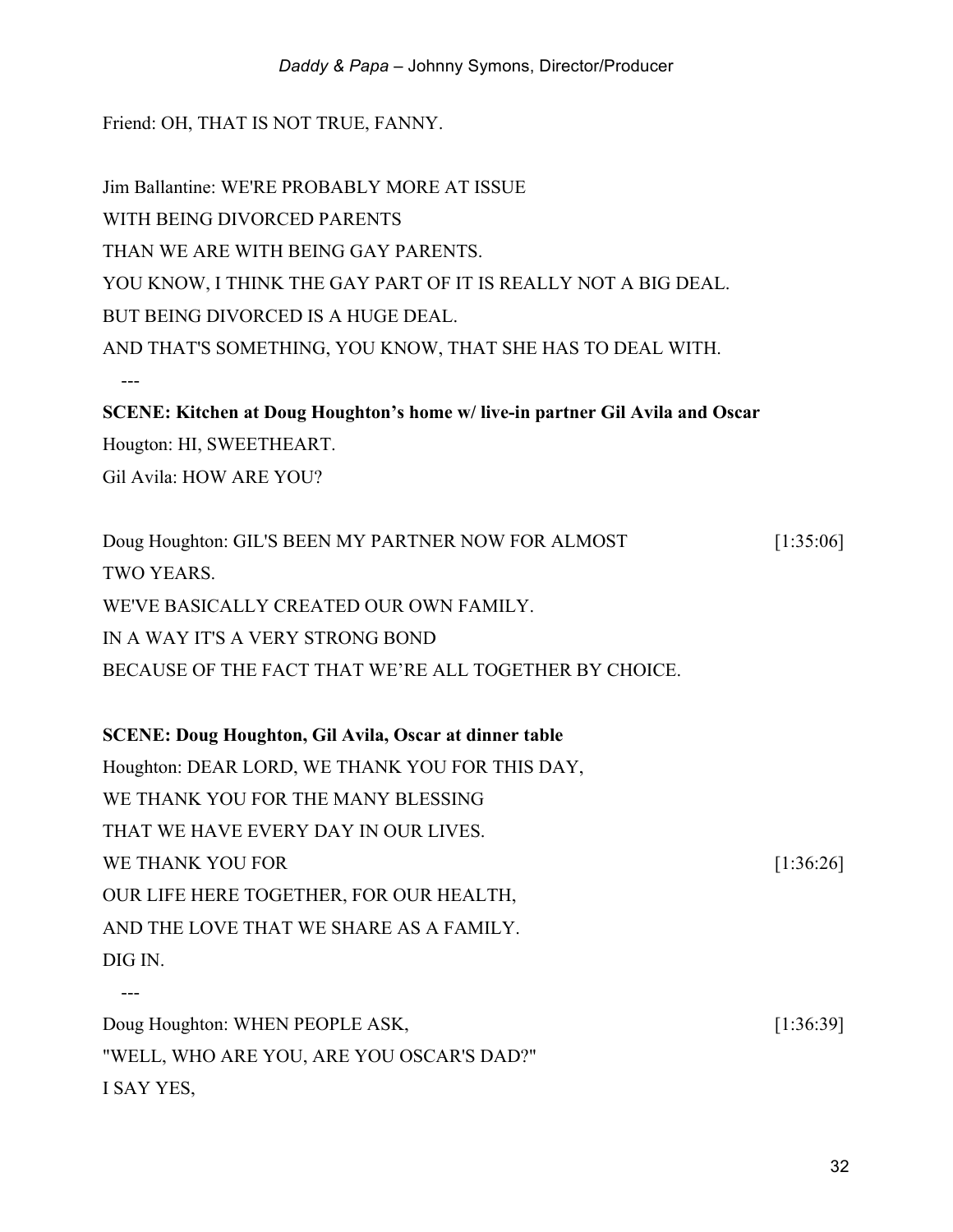Friend: OH, THAT IS NOT TRUE, FANNY.

Jim Ballantine: WE'RE PROBABLY MORE AT ISSUE
WITH BEING DIVORCED PARENTS
THAN WE ARE WITH BEING GAY PARENTS.
YOU KNOW, I THINK THE GAY PART OF IT IS REALLY NOT A BIG DEAL.
BUT BEING DIVORCED IS A HUGE DEAL.
AND THAT'S SOMETHING, YOU KNOW, THAT SHE HAS TO DEAL WITH.

---

**SCENE: Kitchen at Doug Houghton's home w/ live-in partner Gil Avila and Oscar**
Hougton: HI, SWEETHEART.
Gil Avila: HOW ARE YOU?

Doug Houghton: GIL'S BEEN MY PARTNER NOW FOR ALMOST [1:35:06]
TWO YEARS.
WE'VE BASICALLY CREATED OUR OWN FAMILY.
IN A WAY IT'S A VERY STRONG BOND
BECAUSE OF THE FACT THAT WE'RE ALL TOGETHER BY CHOICE.

**SCENE: Doug Houghton, Gil Avila, Oscar at dinner table**
Houghton: DEAR LORD, WE THANK YOU FOR THIS DAY,
WE THANK YOU FOR THE MANY BLESSING
THAT WE HAVE EVERY DAY IN OUR LIVES.
WE THANK YOU FOR [1:36:26]
OUR LIFE HERE TOGETHER, FOR OUR HEALTH,
AND THE LOVE THAT WE SHARE AS A FAMILY.
DIG IN.

---

Doug Houghton: WHEN PEOPLE ASK, [1:36:39]
"WELL, WHO ARE YOU, ARE YOU OSCAR'S DAD?"
I SAY YES,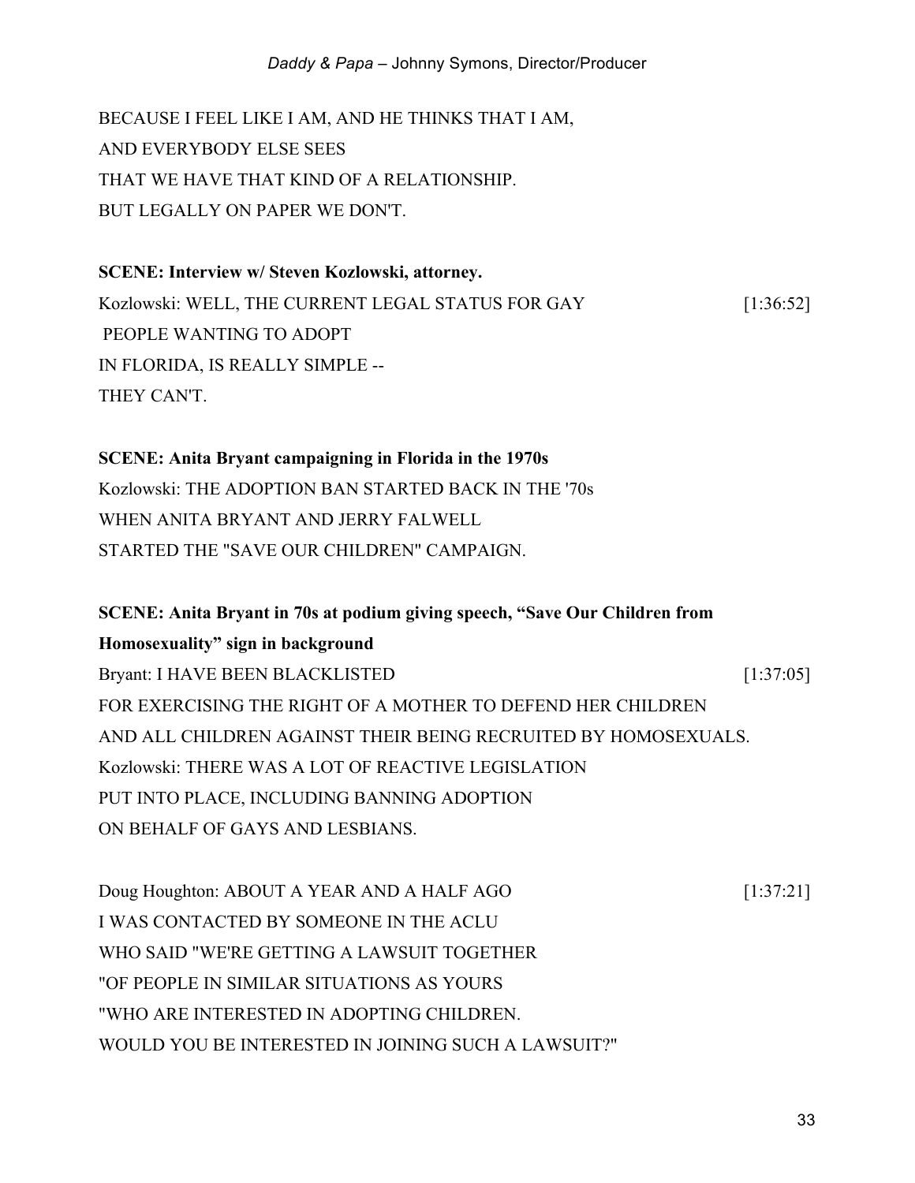BECAUSE I FEEL LIKE I AM, AND HE THINKS THAT I AM,
AND EVERYBODY ELSE SEES
THAT WE HAVE THAT KIND OF A RELATIONSHIP.
BUT LEGALLY ON PAPER WE DON'T.

**SCENE: Interview w/ Steven Kozlowski, attorney.**

Kozlowski: WELL, THE CURRENT LEGAL STATUS FOR GAY [1:36:52]
PEOPLE WANTING TO ADOPT
IN FLORIDA, IS REALLY SIMPLE --
THEY CAN'T.

**SCENE: Anita Bryant campaigning in Florida in the 1970s**

Kozlowski: THE ADOPTION BAN STARTED BACK IN THE '70s
WHEN ANITA BRYANT AND JERRY FALWELL
STARTED THE "SAVE OUR CHILDREN" CAMPAIGN.

**SCENE: Anita Bryant in 70s at podium giving speech, "Save Our Children from Homosexuality" sign in background**

Bryant: I HAVE BEEN BLACKLISTED [1:37:05]
FOR EXERCISING THE RIGHT OF A MOTHER TO DEFEND HER CHILDREN
AND ALL CHILDREN AGAINST THEIR BEING RECRUITED BY HOMOSEXUALS.
Kozlowski: THERE WAS A LOT OF REACTIVE LEGISLATION
PUT INTO PLACE, INCLUDING BANNING ADOPTION
ON BEHALF OF GAYS AND LESBIANS.

Doug Houghton: ABOUT A YEAR AND A HALF AGO [1:37:21]
I WAS CONTACTED BY SOMEONE IN THE ACLU
WHO SAID "WE'RE GETTING A LAWSUIT TOGETHER
"OF PEOPLE IN SIMILAR SITUATIONS AS YOURS
"WHO ARE INTERESTED IN ADOPTING CHILDREN.
WOULD YOU BE INTERESTED IN JOINING SUCH A LAWSUIT?"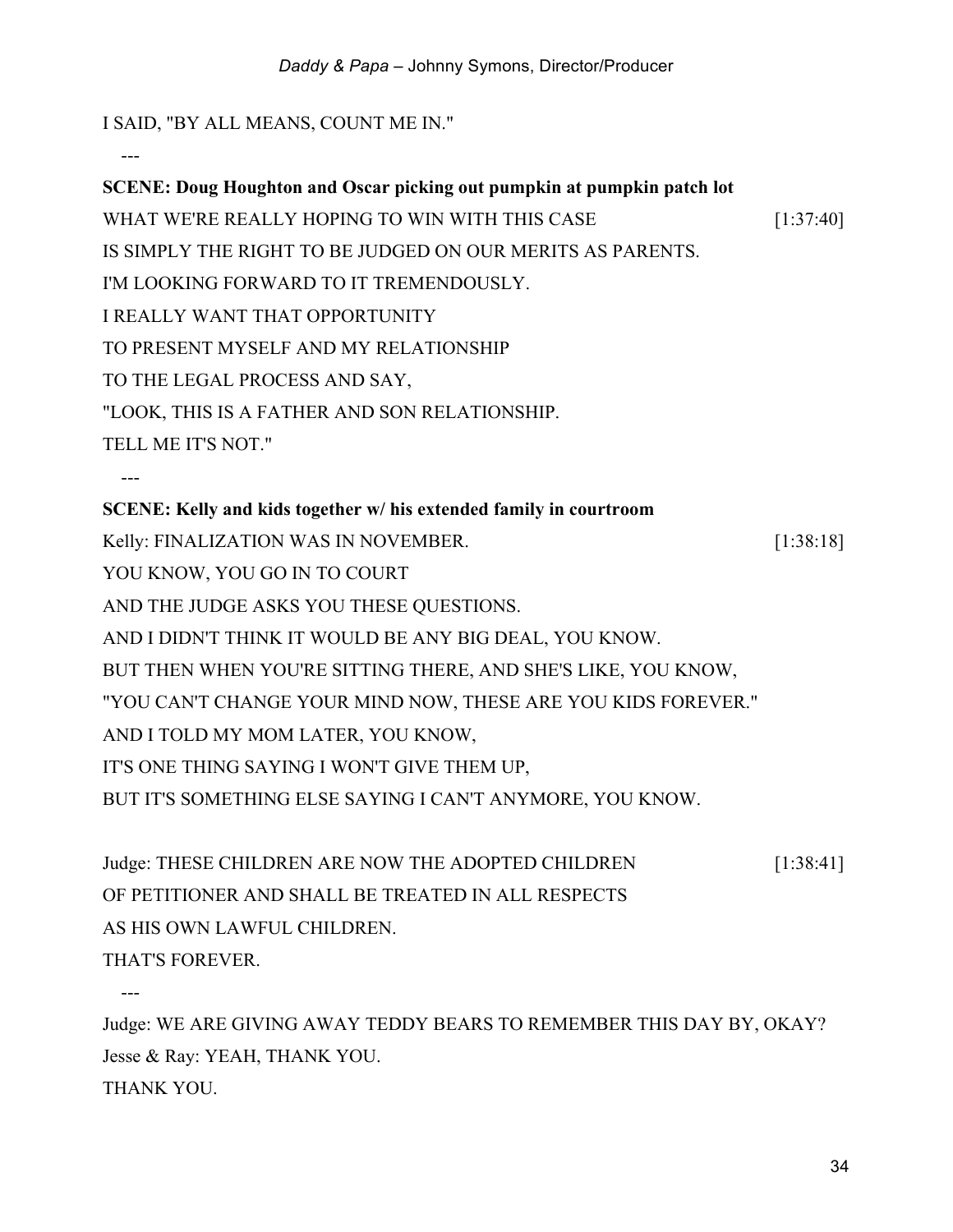I SAID, "BY ALL MEANS, COUNT ME IN."

---

**SCENE: Doug Houghton and Oscar picking out pumpkin at pumpkin patch lot**

WHAT WE'RE REALLY HOPING TO WIN WITH THIS CASE [1:37:40]
IS SIMPLY THE RIGHT TO BE JUDGED ON OUR MERITS AS PARENTS.
I'M LOOKING FORWARD TO IT TREMENDOUSLY.
I REALLY WANT THAT OPPORTUNITY
TO PRESENT MYSELF AND MY RELATIONSHIP
TO THE LEGAL PROCESS AND SAY,
"LOOK, THIS IS A FATHER AND SON RELATIONSHIP.
TELL ME IT'S NOT."

---

**SCENE: Kelly and kids together w/ his extended family in courtroom**

Kelly: FINALIZATION WAS IN NOVEMBER. [1:38:18]
YOU KNOW, YOU GO IN TO COURT
AND THE JUDGE ASKS YOU THESE QUESTIONS.
AND I DIDN'T THINK IT WOULD BE ANY BIG DEAL, YOU KNOW.
BUT THEN WHEN YOU'RE SITTING THERE, AND SHE'S LIKE, YOU KNOW,
"YOU CAN'T CHANGE YOUR MIND NOW, THESE ARE YOU KIDS FOREVER."
AND I TOLD MY MOM LATER, YOU KNOW,
IT'S ONE THING SAYING I WON'T GIVE THEM UP,
BUT IT'S SOMETHING ELSE SAYING I CAN'T ANYMORE, YOU KNOW.

Judge: THESE CHILDREN ARE NOW THE ADOPTED CHILDREN [1:38:41]
OF PETITIONER AND SHALL BE TREATED IN ALL RESPECTS
AS HIS OWN LAWFUL CHILDREN.
THAT'S FOREVER.

---

Judge: WE ARE GIVING AWAY TEDDY BEARS TO REMEMBER THIS DAY BY, OKAY?
Jesse & Ray: YEAH, THANK YOU.
THANK YOU.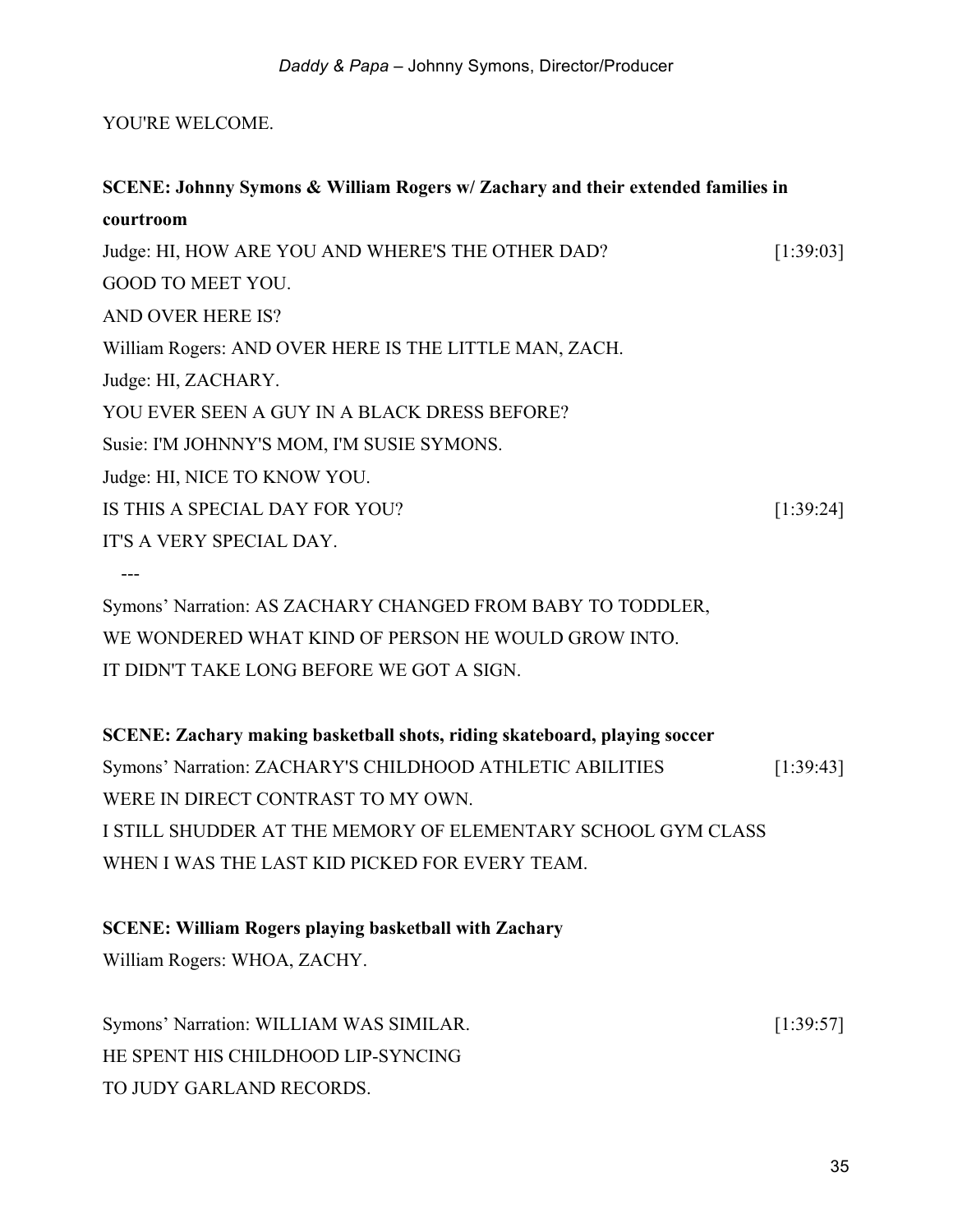YOU'RE WELCOME.

**SCENE: Johnny Symons & William Rogers w/ Zachary and their extended families in courtroom**

Judge: HI, HOW ARE YOU AND WHERE'S THE OTHER DAD? [1:39:03]
GOOD TO MEET YOU.
AND OVER HERE IS?
William Rogers: AND OVER HERE IS THE LITTLE MAN, ZACH.
Judge: HI, ZACHARY.
YOU EVER SEEN A GUY IN A BLACK DRESS BEFORE?
Susie: I'M JOHNNY'S MOM, I'M SUSIE SYMONS.
Judge: HI, NICE TO KNOW YOU.
IS THIS A SPECIAL DAY FOR YOU? [1:39:24]
IT'S A VERY SPECIAL DAY.

---

Symons' Narration: AS ZACHARY CHANGED FROM BABY TO TODDLER,
WE WONDERED WHAT KIND OF PERSON HE WOULD GROW INTO.
IT DIDN'T TAKE LONG BEFORE WE GOT A SIGN.

**SCENE: Zachary making basketball shots, riding skateboard, playing soccer**

Symons' Narration: ZACHARY'S CHILDHOOD ATHLETIC ABILITIES [1:39:43]
WERE IN DIRECT CONTRAST TO MY OWN.
I STILL SHUDDER AT THE MEMORY OF ELEMENTARY SCHOOL GYM CLASS
WHEN I WAS THE LAST KID PICKED FOR EVERY TEAM.

**SCENE: William Rogers playing basketball with Zachary**

William Rogers: WHOA, ZACHY.

Symons' Narration: WILLIAM WAS SIMILAR. [1:39:57]
HE SPENT HIS CHILDHOOD LIP-SYNCING
TO JUDY GARLAND RECORDS.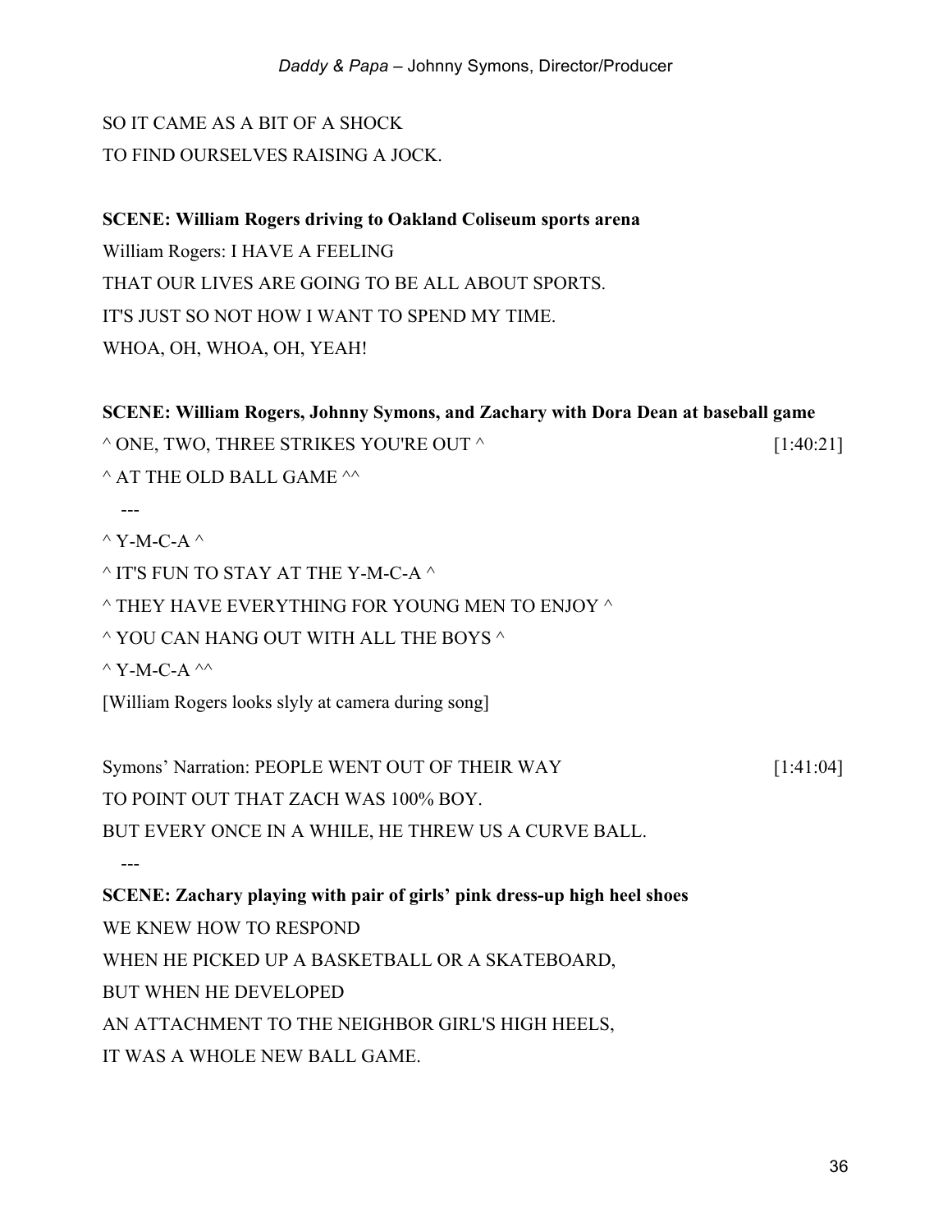SO IT CAME AS A BIT OF A SHOCK
TO FIND OURSELVES RAISING A JOCK.

**SCENE: William Rogers driving to Oakland Coliseum sports arena**

William Rogers: I HAVE A FEELING
THAT OUR LIVES ARE GOING TO BE ALL ABOUT SPORTS.
IT'S JUST SO NOT HOW I WANT TO SPEND MY TIME.
WHOA, OH, WHOA, OH, YEAH!

**SCENE: William Rogers, Johnny Symons, and Zachary with Dora Dean at baseball game**

^ ONE, TWO, THREE STRIKES YOU'RE OUT ^ [1:40:21]
^ AT THE OLD BALL GAME ^^

---

^ Y-M-C-A ^
^ IT'S FUN TO STAY AT THE Y-M-C-A ^
^ THEY HAVE EVERYTHING FOR YOUNG MEN TO ENJOY ^
^ YOU CAN HANG OUT WITH ALL THE BOYS ^
^ Y-M-C-A ^^
[William Rogers looks slyly at camera during song]

Symons' Narration: PEOPLE WENT OUT OF THEIR WAY [1:41:04]
TO POINT OUT THAT ZACH WAS 100% BOY.
BUT EVERY ONCE IN A WHILE, HE THREW US A CURVE BALL.

---

**SCENE: Zachary playing with pair of girls' pink dress-up high heel shoes**

WE KNEW HOW TO RESPOND
WHEN HE PICKED UP A BASKETBALL OR A SKATEBOARD,
BUT WHEN HE DEVELOPED
AN ATTACHMENT TO THE NEIGHBOR GIRL'S HIGH HEELS,
IT WAS A WHOLE NEW BALL GAME.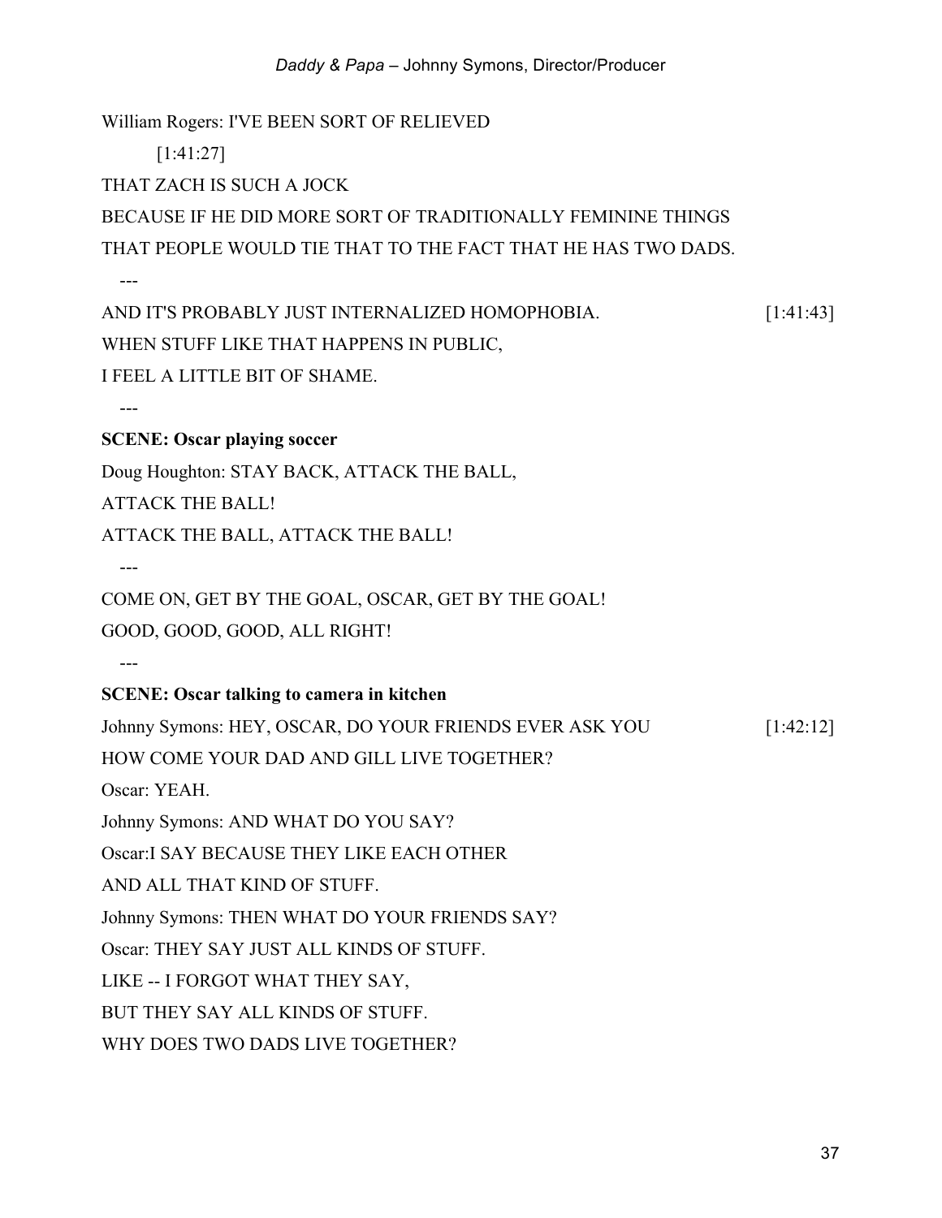William Rogers: I'VE BEEN SORT OF RELIEVED

[1:41:27]

THAT ZACH IS SUCH A JOCK

BECAUSE IF HE DID MORE SORT OF TRADITIONALLY FEMININE THINGS

THAT PEOPLE WOULD TIE THAT TO THE FACT THAT HE HAS TWO DADS.

---

AND IT'S PROBABLY JUST INTERNALIZED HOMOPHOBIA. [1:41:43]

WHEN STUFF LIKE THAT HAPPENS IN PUBLIC,

I FEEL A LITTLE BIT OF SHAME.

---

**SCENE: Oscar playing soccer**

Doug Houghton: STAY BACK, ATTACK THE BALL,

ATTACK THE BALL!

ATTACK THE BALL, ATTACK THE BALL!

---

COME ON, GET BY THE GOAL, OSCAR, GET BY THE GOAL!

GOOD, GOOD, GOOD, ALL RIGHT!

---

**SCENE: Oscar talking to camera in kitchen**

Johnny Symons: HEY, OSCAR, DO YOUR FRIENDS EVER ASK YOU [1:42:12]

HOW COME YOUR DAD AND GILL LIVE TOGETHER?

Oscar: YEAH.

Johnny Symons: AND WHAT DO YOU SAY?

Oscar:I SAY BECAUSE THEY LIKE EACH OTHER

AND ALL THAT KIND OF STUFF.

Johnny Symons: THEN WHAT DO YOUR FRIENDS SAY?

Oscar: THEY SAY JUST ALL KINDS OF STUFF.

LIKE -- I FORGOT WHAT THEY SAY,

BUT THEY SAY ALL KINDS OF STUFF.

WHY DOES TWO DADS LIVE TOGETHER?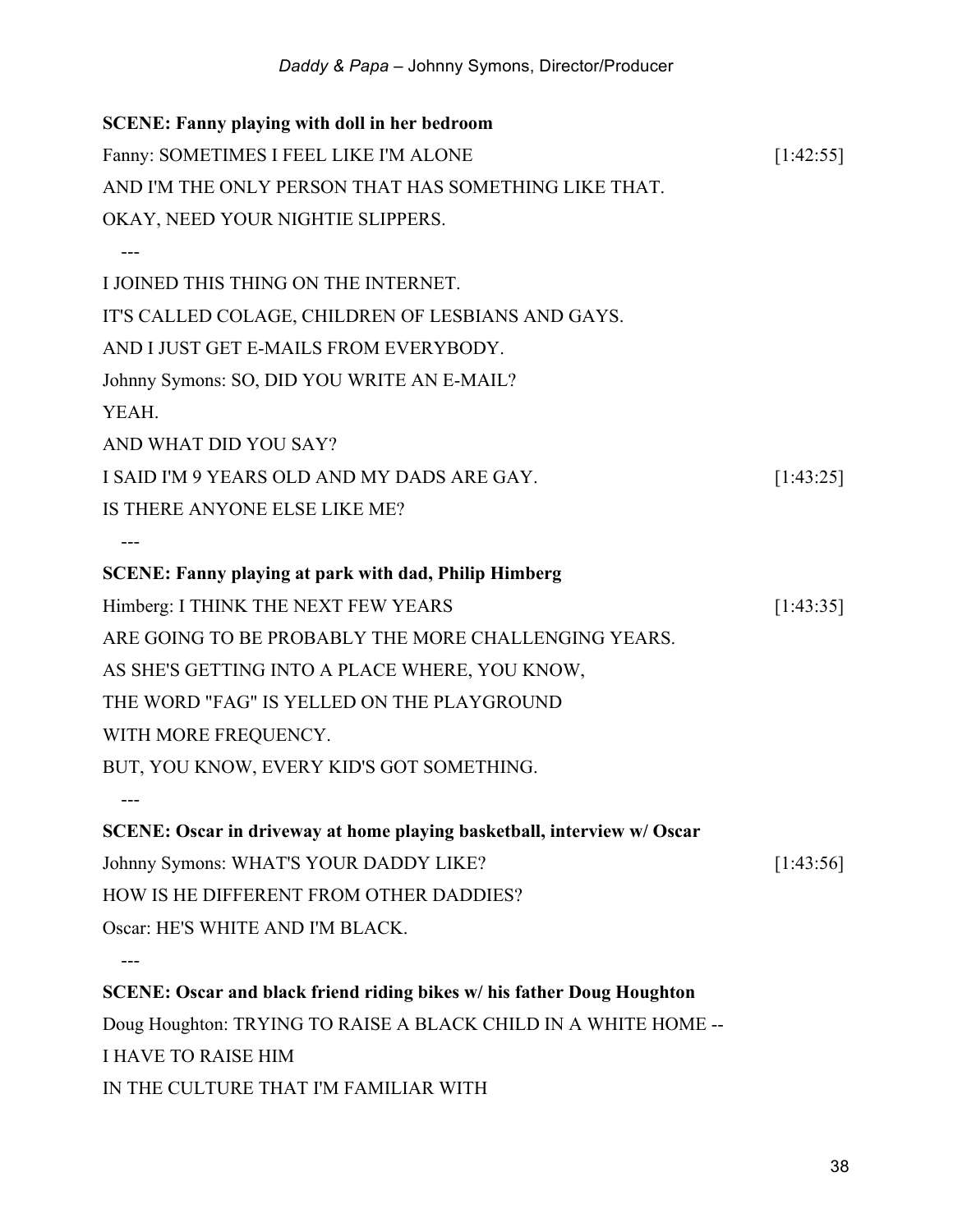**SCENE: Fanny playing with doll in her bedroom**

Fanny: SOMETIMES I FEEL LIKE I'M ALONE [1:42:55]

AND I'M THE ONLY PERSON THAT HAS SOMETHING LIKE THAT.

OKAY, NEED YOUR NIGHTIE SLIPPERS.

---

I JOINED THIS THING ON THE INTERNET.

IT'S CALLED COLAGE, CHILDREN OF LESBIANS AND GAYS.

AND I JUST GET E-MAILS FROM EVERYBODY.

Johnny Symons: SO, DID YOU WRITE AN E-MAIL?

YEAH.

AND WHAT DID YOU SAY?

I SAID I'M 9 YEARS OLD AND MY DADS ARE GAY. [1:43:25]

IS THERE ANYONE ELSE LIKE ME?

---

**SCENE: Fanny playing at park with dad, Philip Himberg**

Himberg: I THINK THE NEXT FEW YEARS [1:43:35]

ARE GOING TO BE PROBABLY THE MORE CHALLENGING YEARS.

AS SHE'S GETTING INTO A PLACE WHERE, YOU KNOW,

THE WORD "FAG" IS YELLED ON THE PLAYGROUND

WITH MORE FREQUENCY.

BUT, YOU KNOW, EVERY KID'S GOT SOMETHING.

---

**SCENE: Oscar in driveway at home playing basketball, interview w/ Oscar**

Johnny Symons: WHAT'S YOUR DADDY LIKE? [1:43:56]

HOW IS HE DIFFERENT FROM OTHER DADDIES?

Oscar: HE'S WHITE AND I'M BLACK.

---

**SCENE: Oscar and black friend riding bikes w/ his father Doug Houghton**

Doug Houghton: TRYING TO RAISE A BLACK CHILD IN A WHITE HOME --

I HAVE TO RAISE HIM

IN THE CULTURE THAT I'M FAMILIAR WITH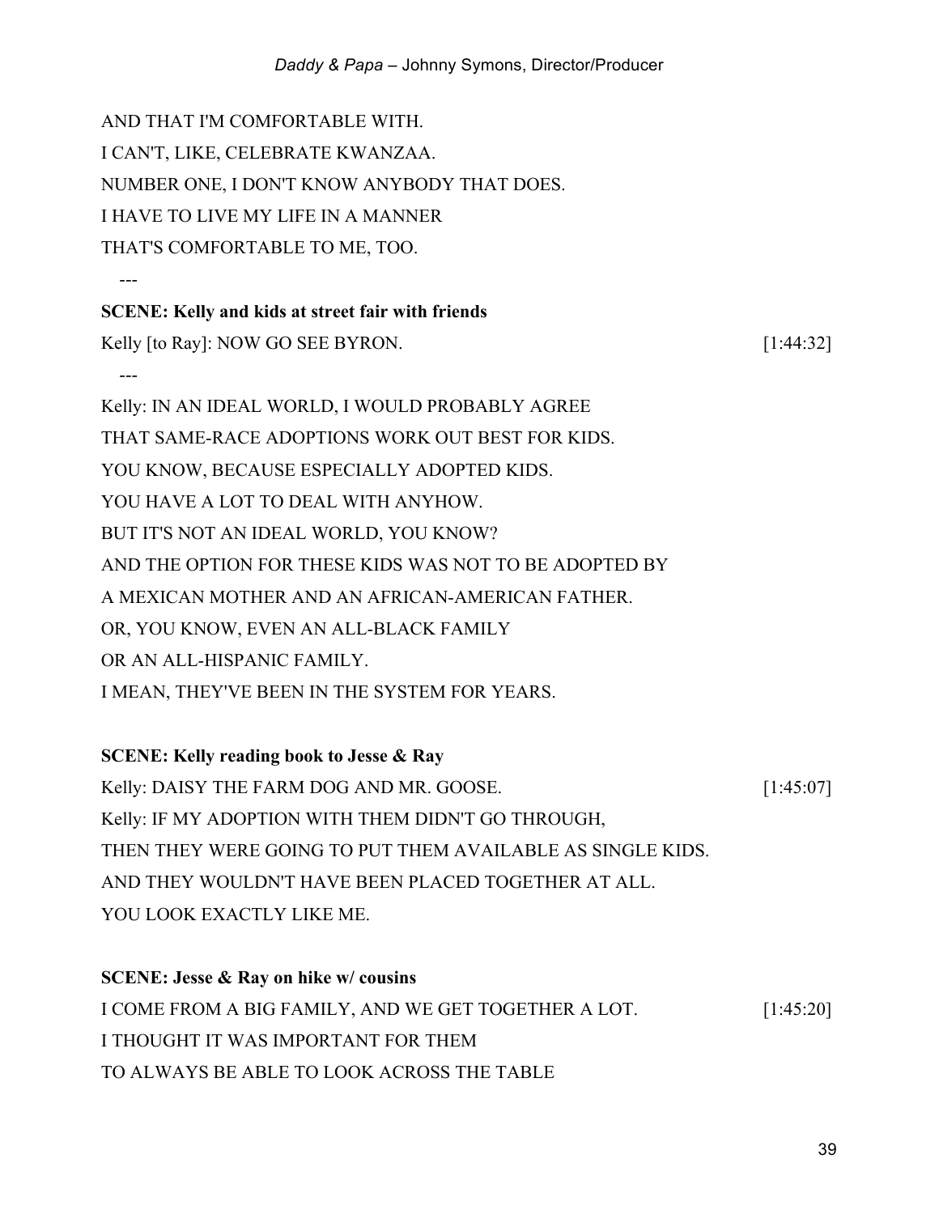AND THAT I'M COMFORTABLE WITH.
I CAN'T, LIKE, CELEBRATE KWANZAA.
NUMBER ONE, I DON'T KNOW ANYBODY THAT DOES.
I HAVE TO LIVE MY LIFE IN A MANNER
THAT'S COMFORTABLE TO ME, TOO.

---

**SCENE: Kelly and kids at street fair with friends**

Kelly [to Ray]: NOW GO SEE BYRON. [1:44:32]

---

Kelly: IN AN IDEAL WORLD, I WOULD PROBABLY AGREE
THAT SAME-RACE ADOPTIONS WORK OUT BEST FOR KIDS.
YOU KNOW, BECAUSE ESPECIALLY ADOPTED KIDS.
YOU HAVE A LOT TO DEAL WITH ANYHOW.
BUT IT'S NOT AN IDEAL WORLD, YOU KNOW?
AND THE OPTION FOR THESE KIDS WAS NOT TO BE ADOPTED BY
A MEXICAN MOTHER AND AN AFRICAN-AMERICAN FATHER.
OR, YOU KNOW, EVEN AN ALL-BLACK FAMILY
OR AN ALL-HISPANIC FAMILY.
I MEAN, THEY'VE BEEN IN THE SYSTEM FOR YEARS.

**SCENE: Kelly reading book to Jesse & Ray**

Kelly: DAISY THE FARM DOG AND MR. GOOSE. [1:45:07]
Kelly: IF MY ADOPTION WITH THEM DIDN'T GO THROUGH,
THEN THEY WERE GOING TO PUT THEM AVAILABLE AS SINGLE KIDS.
AND THEY WOULDN'T HAVE BEEN PLACED TOGETHER AT ALL.
YOU LOOK EXACTLY LIKE ME.

**SCENE: Jesse & Ray on hike w/ cousins**

I COME FROM A BIG FAMILY, AND WE GET TOGETHER A LOT. [1:45:20]
I THOUGHT IT WAS IMPORTANT FOR THEM
TO ALWAYS BE ABLE TO LOOK ACROSS THE TABLE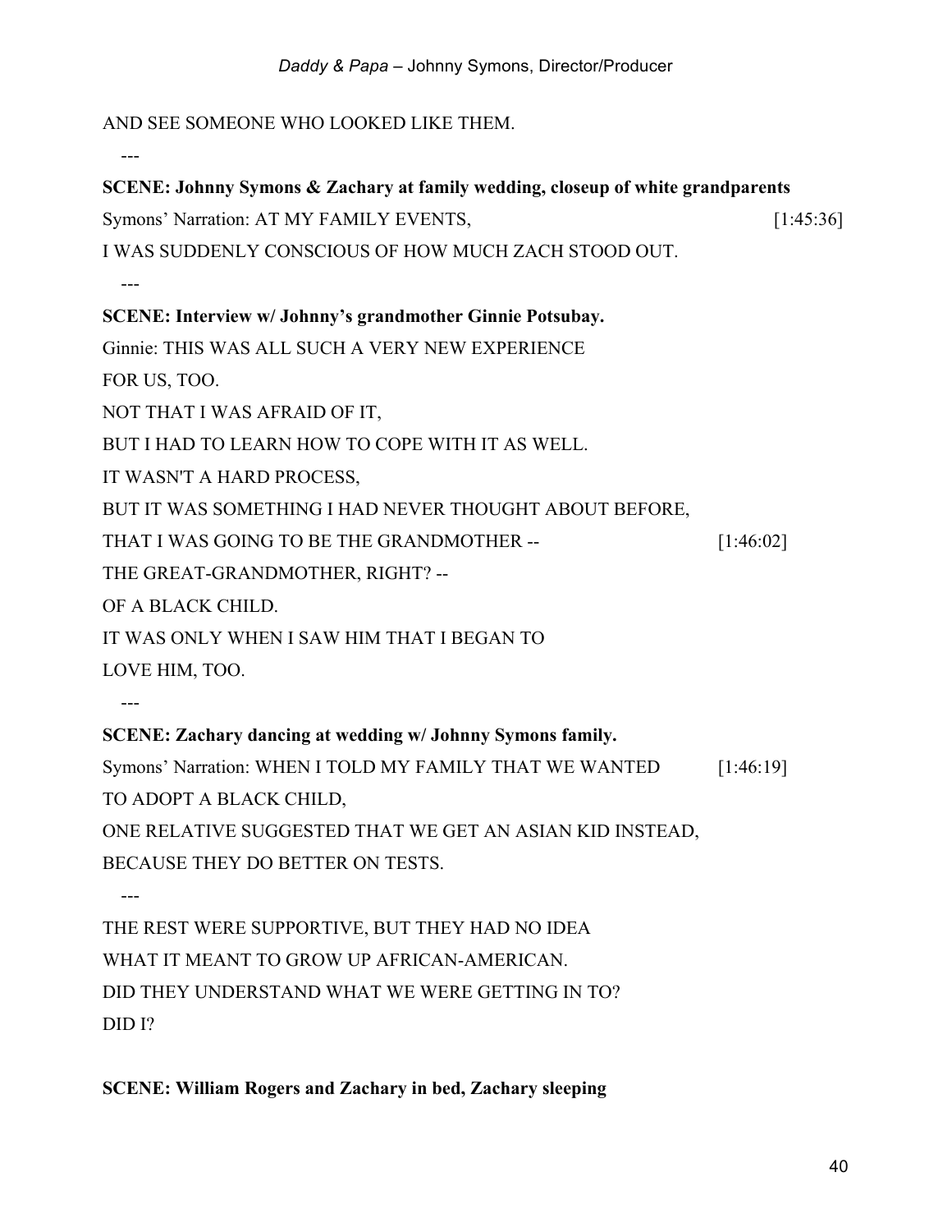AND SEE SOMEONE WHO LOOKED LIKE THEM.

---

**SCENE: Johnny Symons & Zachary at family wedding, closeup of white grandparents**

Symons' Narration: AT MY FAMILY EVENTS, [1:45:36]

I WAS SUDDENLY CONSCIOUS OF HOW MUCH ZACH STOOD OUT.

---

**SCENE: Interview w/ Johnny's grandmother Ginnie Potsubay.**

Ginnie: THIS WAS ALL SUCH A VERY NEW EXPERIENCE

FOR US, TOO.

NOT THAT I WAS AFRAID OF IT,

BUT I HAD TO LEARN HOW TO COPE WITH IT AS WELL.

IT WASN'T A HARD PROCESS,

BUT IT WAS SOMETHING I HAD NEVER THOUGHT ABOUT BEFORE,

THAT I WAS GOING TO BE THE GRANDMOTHER -- [1:46:02]

THE GREAT-GRANDMOTHER, RIGHT? --

OF A BLACK CHILD.

IT WAS ONLY WHEN I SAW HIM THAT I BEGAN TO

LOVE HIM, TOO.

---

**SCENE: Zachary dancing at wedding w/ Johnny Symons family.**

Symons' Narration: WHEN I TOLD MY FAMILY THAT WE WANTED [1:46:19]

TO ADOPT A BLACK CHILD,

ONE RELATIVE SUGGESTED THAT WE GET AN ASIAN KID INSTEAD,

BECAUSE THEY DO BETTER ON TESTS.

---

THE REST WERE SUPPORTIVE, BUT THEY HAD NO IDEA

WHAT IT MEANT TO GROW UP AFRICAN-AMERICAN.

DID THEY UNDERSTAND WHAT WE WERE GETTING IN TO?

DID I?

**SCENE: William Rogers and Zachary in bed, Zachary sleeping**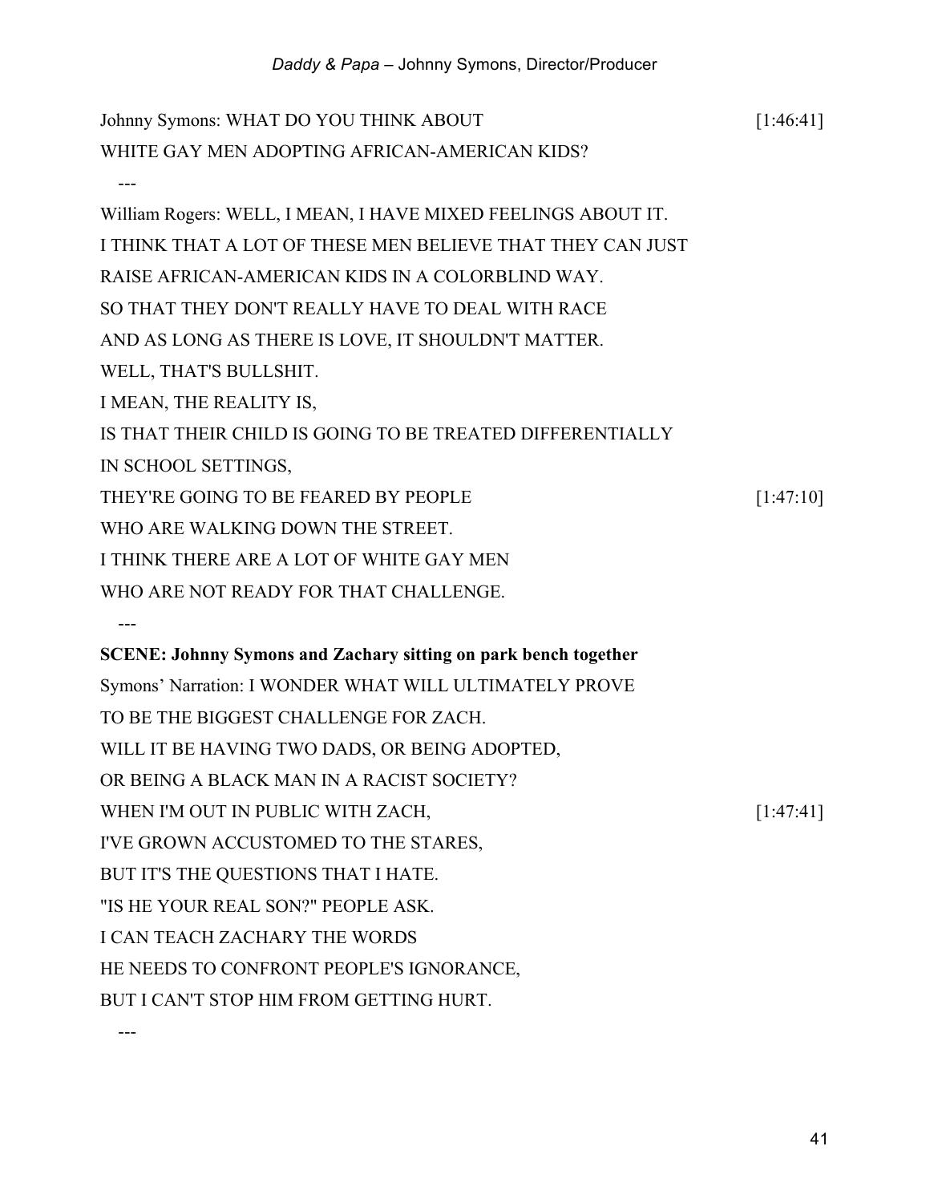Johnny Symons: WHAT DO YOU THINK ABOUT [1:46:41]
WHITE GAY MEN ADOPTING AFRICAN-AMERICAN KIDS?

---

William Rogers: WELL, I MEAN, I HAVE MIXED FEELINGS ABOUT IT.
I THINK THAT A LOT OF THESE MEN BELIEVE THAT THEY CAN JUST
RAISE AFRICAN-AMERICAN KIDS IN A COLORBLIND WAY.
SO THAT THEY DON'T REALLY HAVE TO DEAL WITH RACE
AND AS LONG AS THERE IS LOVE, IT SHOULDN'T MATTER.
WELL, THAT'S BULLSHIT.
I MEAN, THE REALITY IS,
IS THAT THEIR CHILD IS GOING TO BE TREATED DIFFERENTIALLY
IN SCHOOL SETTINGS,
THEY'RE GOING TO BE FEARED BY PEOPLE [1:47:10]
WHO ARE WALKING DOWN THE STREET.
I THINK THERE ARE A LOT OF WHITE GAY MEN
WHO ARE NOT READY FOR THAT CHALLENGE.

---

**SCENE: Johnny Symons and Zachary sitting on park bench together**
Symons' Narration: I WONDER WHAT WILL ULTIMATELY PROVE
TO BE THE BIGGEST CHALLENGE FOR ZACH.
WILL IT BE HAVING TWO DADS, OR BEING ADOPTED,
OR BEING A BLACK MAN IN A RACIST SOCIETY?
WHEN I'M OUT IN PUBLIC WITH ZACH, [1:47:41]
I'VE GROWN ACCUSTOMED TO THE STARES,
BUT IT'S THE QUESTIONS THAT I HATE.
"IS HE YOUR REAL SON?" PEOPLE ASK.
I CAN TEACH ZACHARY THE WORDS
HE NEEDS TO CONFRONT PEOPLE'S IGNORANCE,
BUT I CAN'T STOP HIM FROM GETTING HURT.

---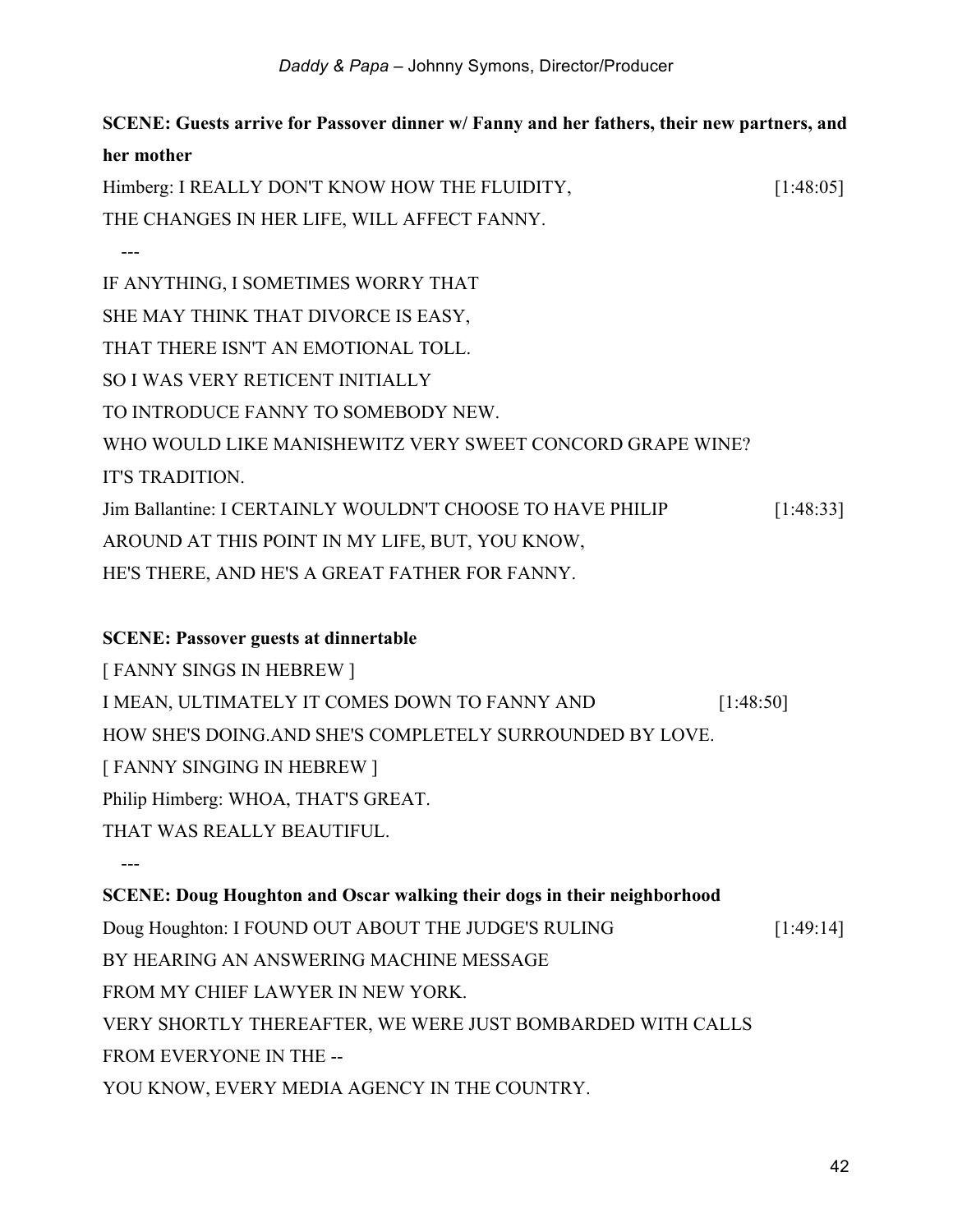**SCENE: Guests arrive for Passover dinner w/ Fanny and her fathers, their new partners, and her mother**

Himberg: I REALLY DON'T KNOW HOW THE FLUIDITY, [1:48:05]
THE CHANGES IN HER LIFE, WILL AFFECT FANNY.

---

IF ANYTHING, I SOMETIMES WORRY THAT
SHE MAY THINK THAT DIVORCE IS EASY,
THAT THERE ISN'T AN EMOTIONAL TOLL.
SO I WAS VERY RETICENT INITIALLY
TO INTRODUCE FANNY TO SOMEBODY NEW.
WHO WOULD LIKE MANISHEWITZ VERY SWEET CONCORD GRAPE WINE?
IT'S TRADITION.

Jim Ballantine: I CERTAINLY WOULDN'T CHOOSE TO HAVE PHILIP [1:48:33]
AROUND AT THIS POINT IN MY LIFE, BUT, YOU KNOW,
HE'S THERE, AND HE'S A GREAT FATHER FOR FANNY.

**SCENE: Passover guests at dinnertable**

[ FANNY SINGS IN HEBREW ]
I MEAN, ULTIMATELY IT COMES DOWN TO FANNY AND [1:48:50]
HOW SHE'S DOING.AND SHE'S COMPLETELY SURROUNDED BY LOVE.
[ FANNY SINGING IN HEBREW ]
Philip Himberg: WHOA, THAT'S GREAT.
THAT WAS REALLY BEAUTIFUL.

---

**SCENE: Doug Houghton and Oscar walking their dogs in their neighborhood**

Doug Houghton: I FOUND OUT ABOUT THE JUDGE'S RULING [1:49:14]
BY HEARING AN ANSWERING MACHINE MESSAGE
FROM MY CHIEF LAWYER IN NEW YORK.
VERY SHORTLY THEREAFTER, WE WERE JUST BOMBARDED WITH CALLS
FROM EVERYONE IN THE --
YOU KNOW, EVERY MEDIA AGENCY IN THE COUNTRY.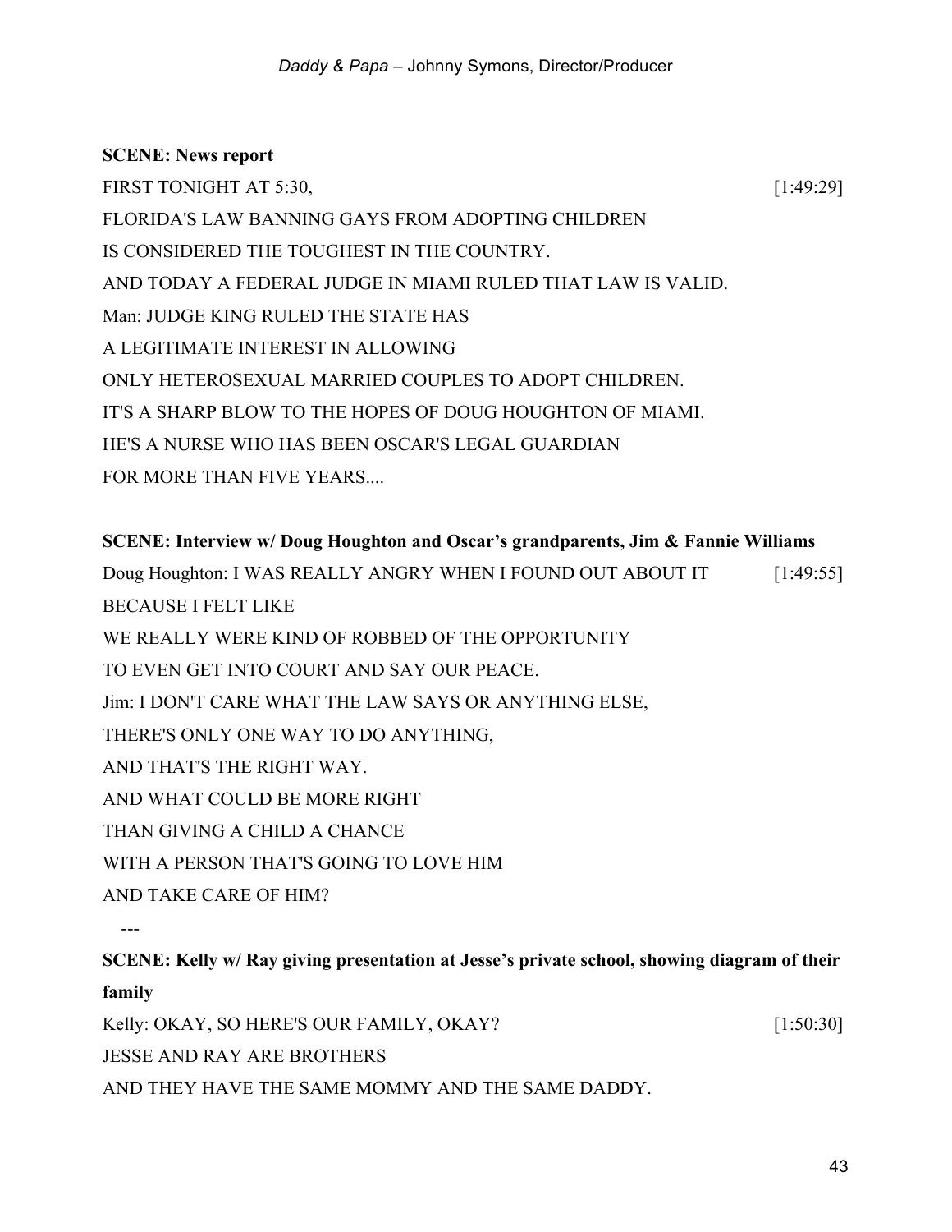**SCENE: News report**

FIRST TONIGHT AT 5:30, [1:49:29]
FLORIDA'S LAW BANNING GAYS FROM ADOPTING CHILDREN
IS CONSIDERED THE TOUGHEST IN THE COUNTRY.
AND TODAY A FEDERAL JUDGE IN MIAMI RULED THAT LAW IS VALID.
Man: JUDGE KING RULED THE STATE HAS
A LEGITIMATE INTEREST IN ALLOWING
ONLY HETEROSEXUAL MARRIED COUPLES TO ADOPT CHILDREN.
IT'S A SHARP BLOW TO THE HOPES OF DOUG HOUGHTON OF MIAMI.
HE'S A NURSE WHO HAS BEEN OSCAR'S LEGAL GUARDIAN
FOR MORE THAN FIVE YEARS....

**SCENE: Interview w/ Doug Houghton and Oscar's grandparents, Jim & Fannie Williams**

Doug Houghton: I WAS REALLY ANGRY WHEN I FOUND OUT ABOUT IT [1:49:55]
BECAUSE I FELT LIKE
WE REALLY WERE KIND OF ROBBED OF THE OPPORTUNITY
TO EVEN GET INTO COURT AND SAY OUR PEACE.
Jim: I DON'T CARE WHAT THE LAW SAYS OR ANYTHING ELSE,
THERE'S ONLY ONE WAY TO DO ANYTHING,
AND THAT'S THE RIGHT WAY.
AND WHAT COULD BE MORE RIGHT
THAN GIVING A CHILD A CHANCE
WITH A PERSON THAT'S GOING TO LOVE HIM
AND TAKE CARE OF HIM?

---

**SCENE: Kelly w/ Ray giving presentation at Jesse's private school, showing diagram of their family**

Kelly: OKAY, SO HERE'S OUR FAMILY, OKAY? [1:50:30]
JESSE AND RAY ARE BROTHERS
AND THEY HAVE THE SAME MOMMY AND THE SAME DADDY.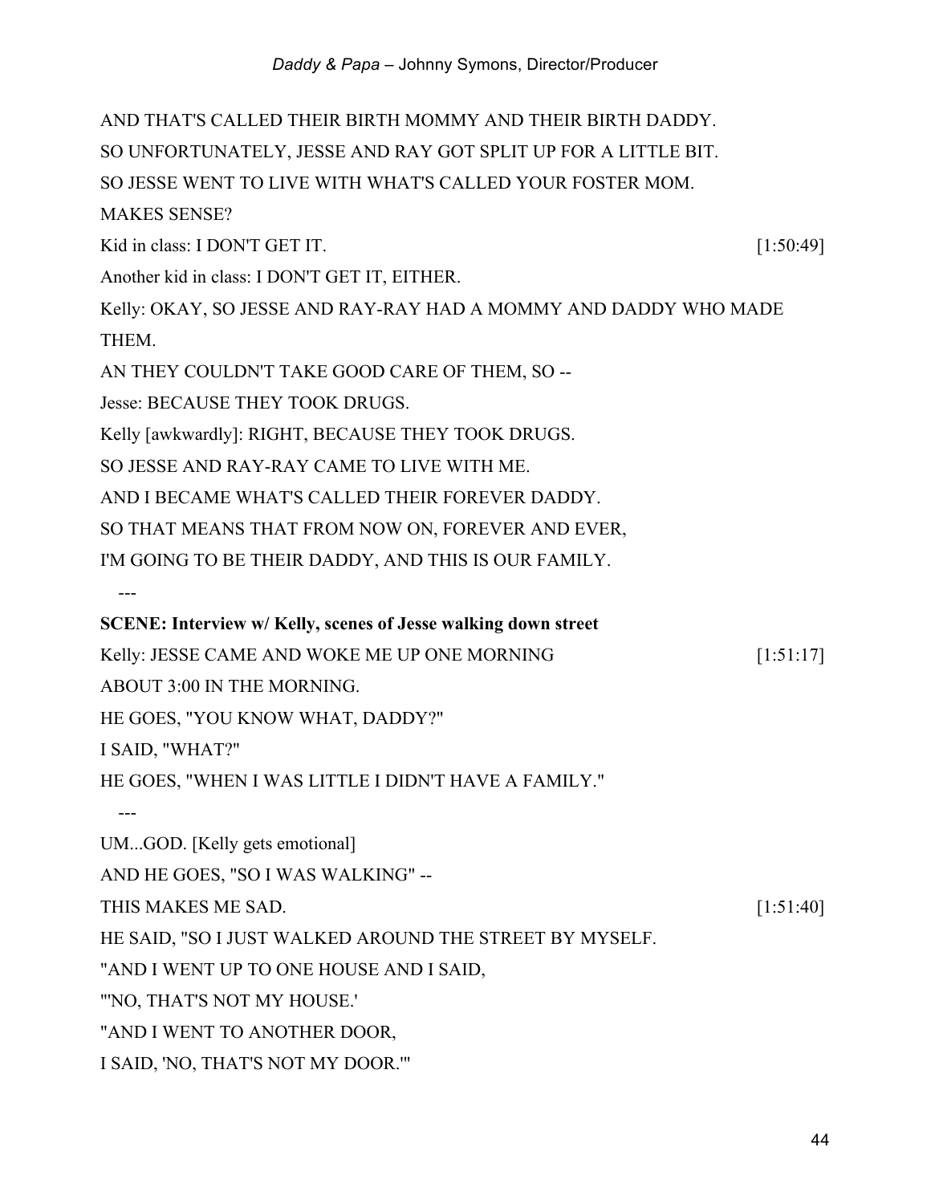AND THAT'S CALLED THEIR BIRTH MOMMY AND THEIR BIRTH DADDY.

SO UNFORTUNATELY, JESSE AND RAY GOT SPLIT UP FOR A LITTLE BIT.

SO JESSE WENT TO LIVE WITH WHAT'S CALLED YOUR FOSTER MOM.

MAKES SENSE?

Kid in class: I DON'T GET IT. [1:50:49]

Another kid in class: I DON'T GET IT, EITHER.

Kelly: OKAY, SO JESSE AND RAY-RAY HAD A MOMMY AND DADDY WHO MADE THEM.

AN THEY COULDN'T TAKE GOOD CARE OF THEM, SO --

Jesse: BECAUSE THEY TOOK DRUGS.

Kelly [awkwardly]: RIGHT, BECAUSE THEY TOOK DRUGS.

SO JESSE AND RAY-RAY CAME TO LIVE WITH ME.

AND I BECAME WHAT'S CALLED THEIR FOREVER DADDY.

SO THAT MEANS THAT FROM NOW ON, FOREVER AND EVER,

I'M GOING TO BE THEIR DADDY, AND THIS IS OUR FAMILY.

---

**SCENE: Interview w/ Kelly, scenes of Jesse walking down street**

Kelly: JESSE CAME AND WOKE ME UP ONE MORNING [1:51:17]

ABOUT 3:00 IN THE MORNING.

HE GOES, "YOU KNOW WHAT, DADDY?"

I SAID, "WHAT?"

HE GOES, "WHEN I WAS LITTLE I DIDN'T HAVE A FAMILY."

---

UM...GOD. [Kelly gets emotional]

AND HE GOES, "SO I WAS WALKING" --

THIS MAKES ME SAD. [1:51:40]

HE SAID, "SO I JUST WALKED AROUND THE STREET BY MYSELF.

"AND I WENT UP TO ONE HOUSE AND I SAID,

"'NO, THAT'S NOT MY HOUSE.'

"AND I WENT TO ANOTHER DOOR,

I SAID, 'NO, THAT'S NOT MY DOOR.'"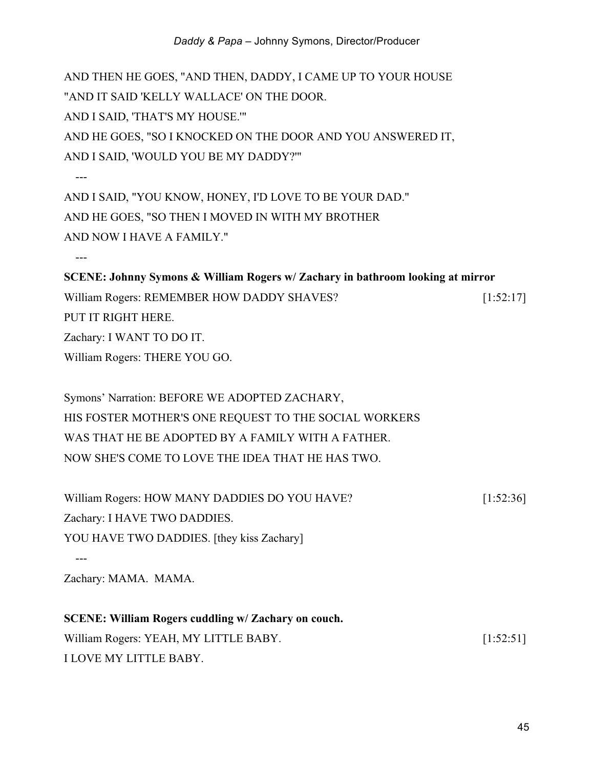AND THEN HE GOES, "AND THEN, DADDY, I CAME UP TO YOUR HOUSE
"AND IT SAID 'KELLY WALLACE' ON THE DOOR.
AND I SAID, 'THAT'S MY HOUSE.'"
AND HE GOES, "SO I KNOCKED ON THE DOOR AND YOU ANSWERED IT,
AND I SAID, 'WOULD YOU BE MY DADDY?'"

---

AND I SAID, "YOU KNOW, HONEY, I'D LOVE TO BE YOUR DAD."
AND HE GOES, "SO THEN I MOVED IN WITH MY BROTHER
AND NOW I HAVE A FAMILY."

---

**SCENE: Johnny Symons & William Rogers w/ Zachary in bathroom looking at mirror**

William Rogers: REMEMBER HOW DADDY SHAVES? [1:52:17]
PUT IT RIGHT HERE.
Zachary: I WANT TO DO IT.
William Rogers: THERE YOU GO.

Symons' Narration: BEFORE WE ADOPTED ZACHARY,
HIS FOSTER MOTHER'S ONE REQUEST TO THE SOCIAL WORKERS
WAS THAT HE BE ADOPTED BY A FAMILY WITH A FATHER.
NOW SHE'S COME TO LOVE THE IDEA THAT HE HAS TWO.

William Rogers: HOW MANY DADDIES DO YOU HAVE? [1:52:36]
Zachary: I HAVE TWO DADDIES.
YOU HAVE TWO DADDIES. [they kiss Zachary]

---

Zachary: MAMA. MAMA.

**SCENE: William Rogers cuddling w/ Zachary on couch.**

William Rogers: YEAH, MY LITTLE BABY. [1:52:51]
I LOVE MY LITTLE BABY.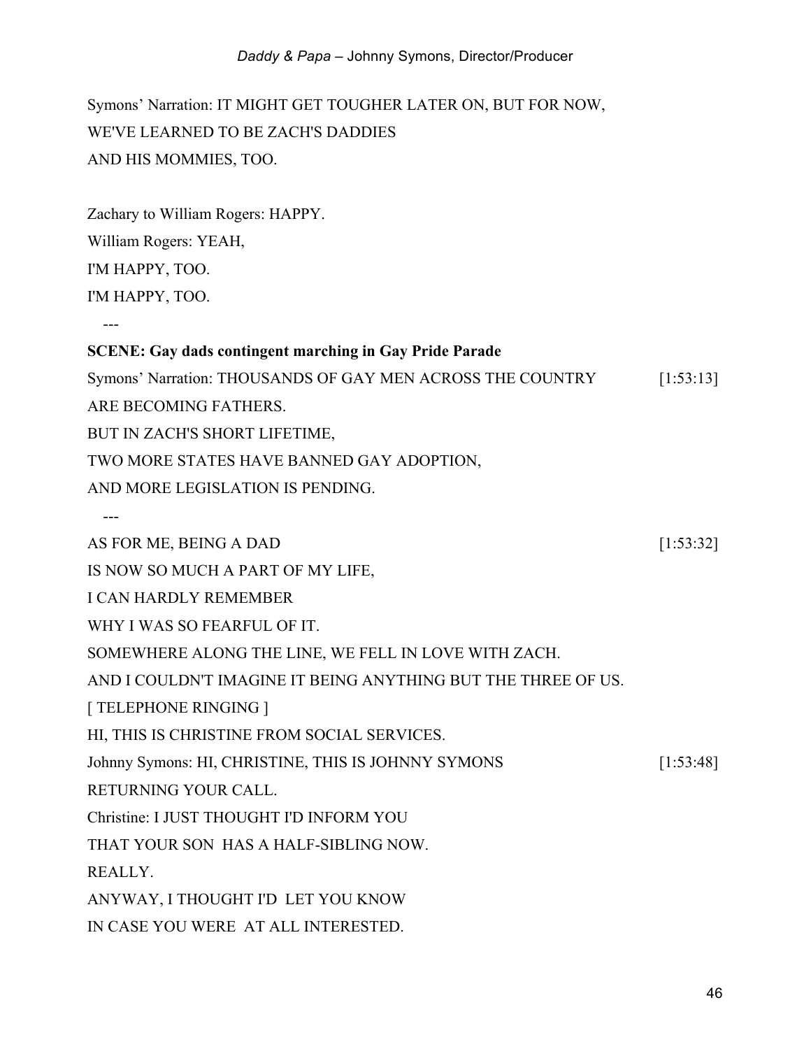Symons' Narration: IT MIGHT GET TOUGHER LATER ON, BUT FOR NOW,
WE'VE LEARNED TO BE ZACH'S DADDIES
AND HIS MOMMIES, TOO.

Zachary to William Rogers: HAPPY.
William Rogers: YEAH,
I'M HAPPY, TOO.
I'M HAPPY, TOO.

---

**SCENE: Gay dads contingent marching in Gay Pride Parade**

Symons' Narration: THOUSANDS OF GAY MEN ACROSS THE COUNTRY [1:53:13]
ARE BECOMING FATHERS.
BUT IN ZACH'S SHORT LIFETIME,
TWO MORE STATES HAVE BANNED GAY ADOPTION,
AND MORE LEGISLATION IS PENDING.

---

AS FOR ME, BEING A DAD [1:53:32]
IS NOW SO MUCH A PART OF MY LIFE,
I CAN HARDLY REMEMBER
WHY I WAS SO FEARFUL OF IT.
SOMEWHERE ALONG THE LINE, WE FELL IN LOVE WITH ZACH.
AND I COULDN'T IMAGINE IT BEING ANYTHING BUT THE THREE OF US.
[ TELEPHONE RINGING ]
HI, THIS IS CHRISTINE FROM SOCIAL SERVICES.
Johnny Symons: HI, CHRISTINE, THIS IS JOHNNY SYMONS [1:53:48]
RETURNING YOUR CALL.
Christine: I JUST THOUGHT I'D INFORM YOU
THAT YOUR SON HAS A HALF-SIBLING NOW.
REALLY.
ANYWAY, I THOUGHT I'D LET YOU KNOW
IN CASE YOU WERE AT ALL INTERESTED.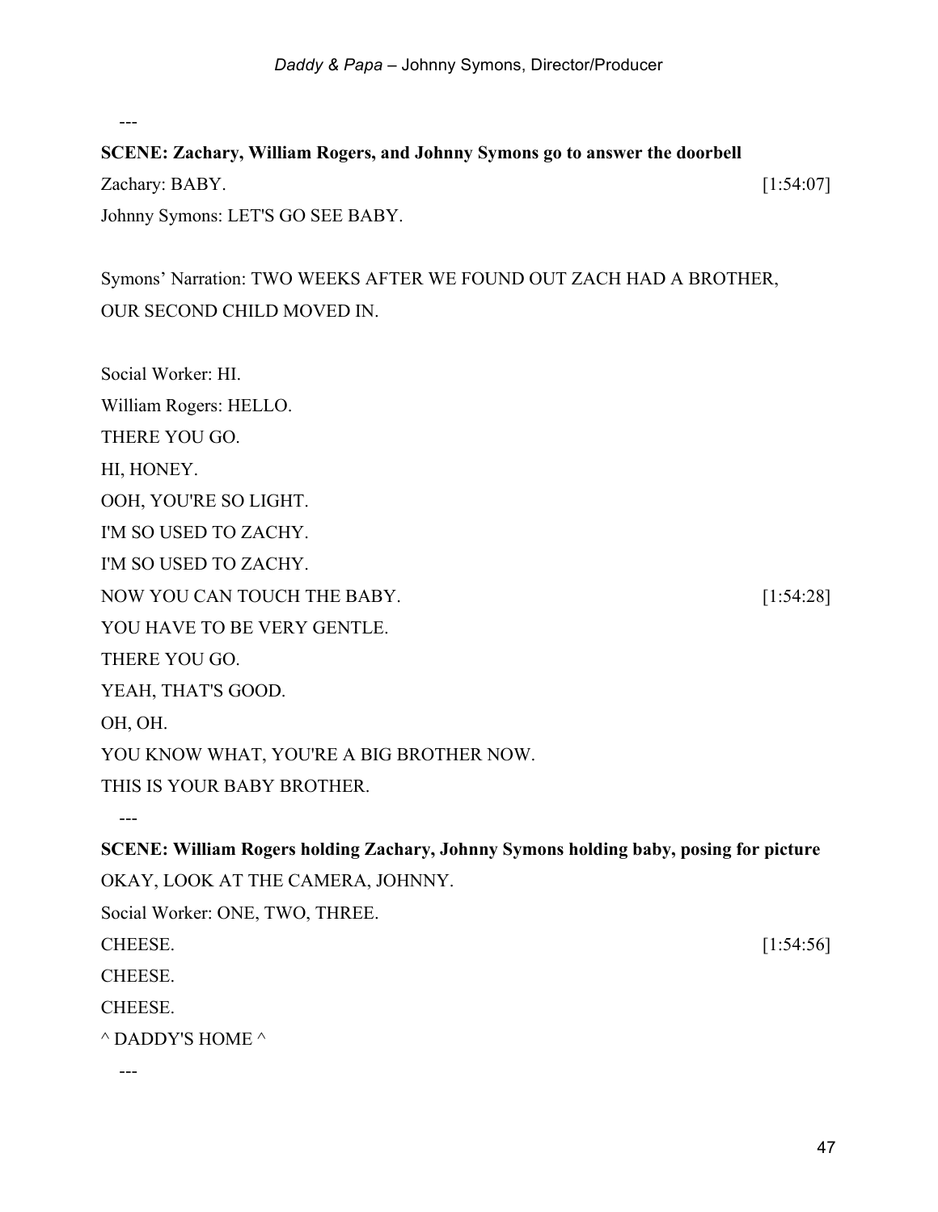---

**SCENE: Zachary, William Rogers, and Johnny Symons go to answer the doorbell**

Zachary: BABY. [1:54:07]

Johnny Symons: LET'S GO SEE BABY.

Symons' Narration: TWO WEEKS AFTER WE FOUND OUT ZACH HAD A BROTHER, OUR SECOND CHILD MOVED IN.

Social Worker: HI.

William Rogers: HELLO.

THERE YOU GO.

HI, HONEY.

OOH, YOU'RE SO LIGHT.

I'M SO USED TO ZACHY.

I'M SO USED TO ZACHY.

NOW YOU CAN TOUCH THE BABY. [1:54:28]

YOU HAVE TO BE VERY GENTLE.

THERE YOU GO.

YEAH, THAT'S GOOD.

OH, OH.

YOU KNOW WHAT, YOU'RE A BIG BROTHER NOW.

THIS IS YOUR BABY BROTHER.

---

**SCENE: William Rogers holding Zachary, Johnny Symons holding baby, posing for picture**

OKAY, LOOK AT THE CAMERA, JOHNNY.

Social Worker: ONE, TWO, THREE.

CHEESE. [1:54:56]

CHEESE.

CHEESE.

^ DADDY'S HOME ^

---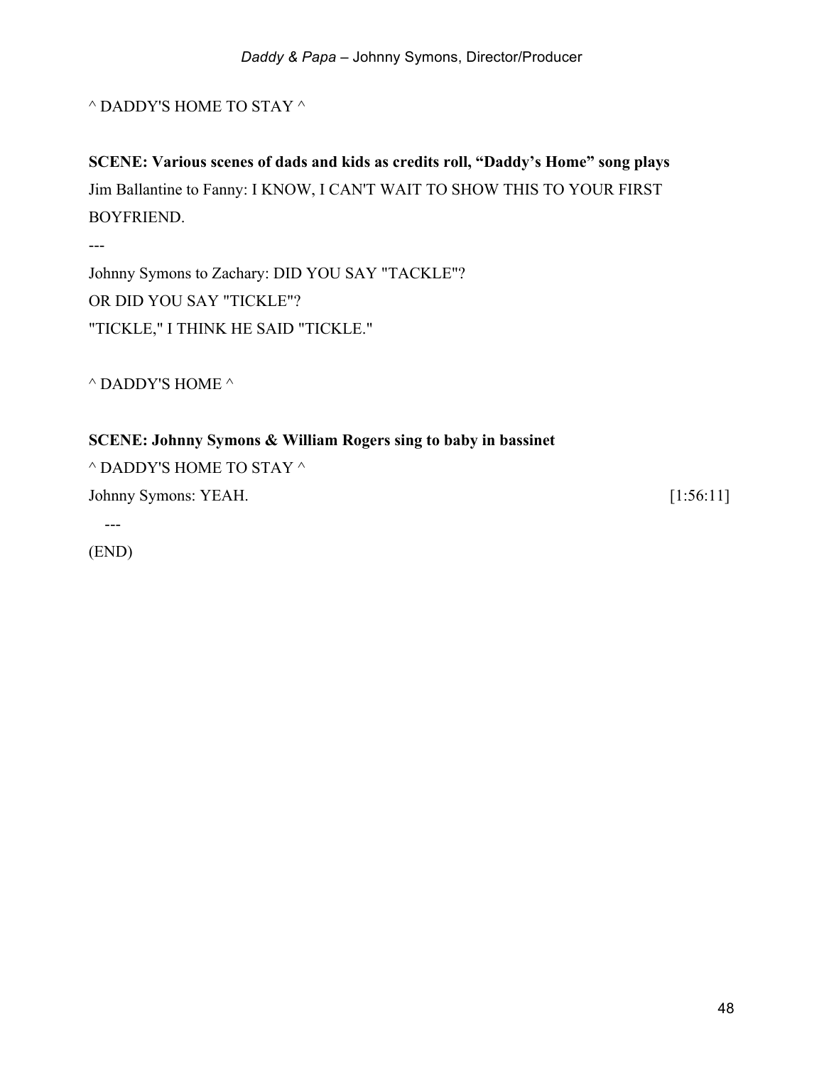^ DADDY'S HOME TO STAY ^

**SCENE: Various scenes of dads and kids as credits roll, "Daddy's Home" song plays**

Jim Ballantine to Fanny: I KNOW, I CAN'T WAIT TO SHOW THIS TO YOUR FIRST BOYFRIEND.

---

Johnny Symons to Zachary: DID YOU SAY "TACKLE"?
OR DID YOU SAY "TICKLE"?
"TICKLE," I THINK HE SAID "TICKLE."

^ DADDY'S HOME ^

**SCENE: Johnny Symons & William Rogers sing to baby in bassinet**

^ DADDY'S HOME TO STAY ^

Johnny Symons: YEAH. [1:56:11]

---

(END)